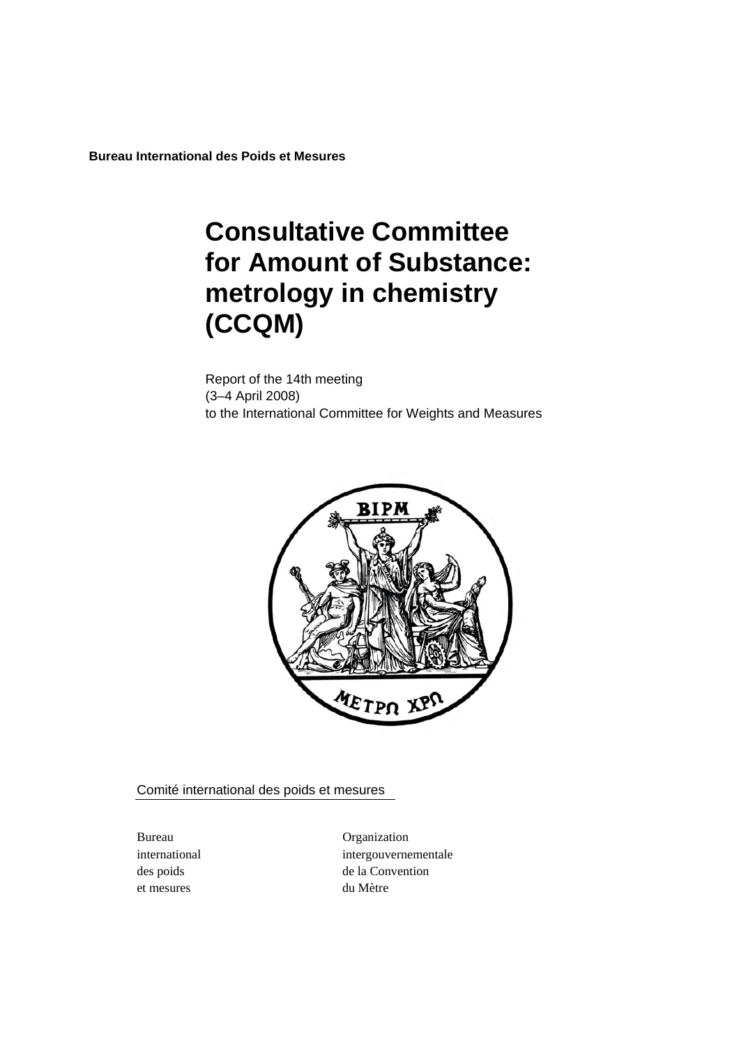**Bureau International des Poids et Mesures**

# Consultative Committee for Amount of Substance: metrology in chemistry (CCQM)

Report of the 14th meeting
(3–4 April 2008)
to the International Committee for Weights and Measures

Comité international des poids et mesures

Bureau
international
des poids
et mesures

Organization
intergouvernementale
de la Convention
du Mètre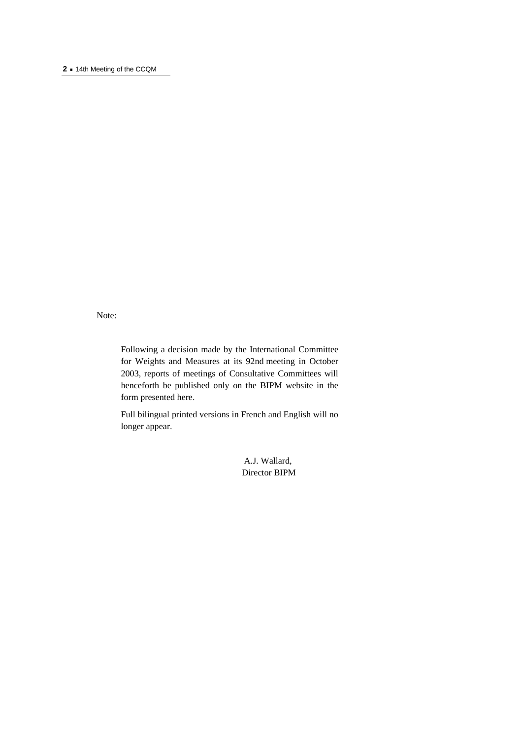Note:

Following a decision made by the International Committee for Weights and Measures at its 92nd meeting in October 2003, reports of meetings of Consultative Committees will henceforth be published only on the BIPM website in the form presented here.

Full bilingual printed versions in French and English will no longer appear.

A.J. Wallard,
Director BIPM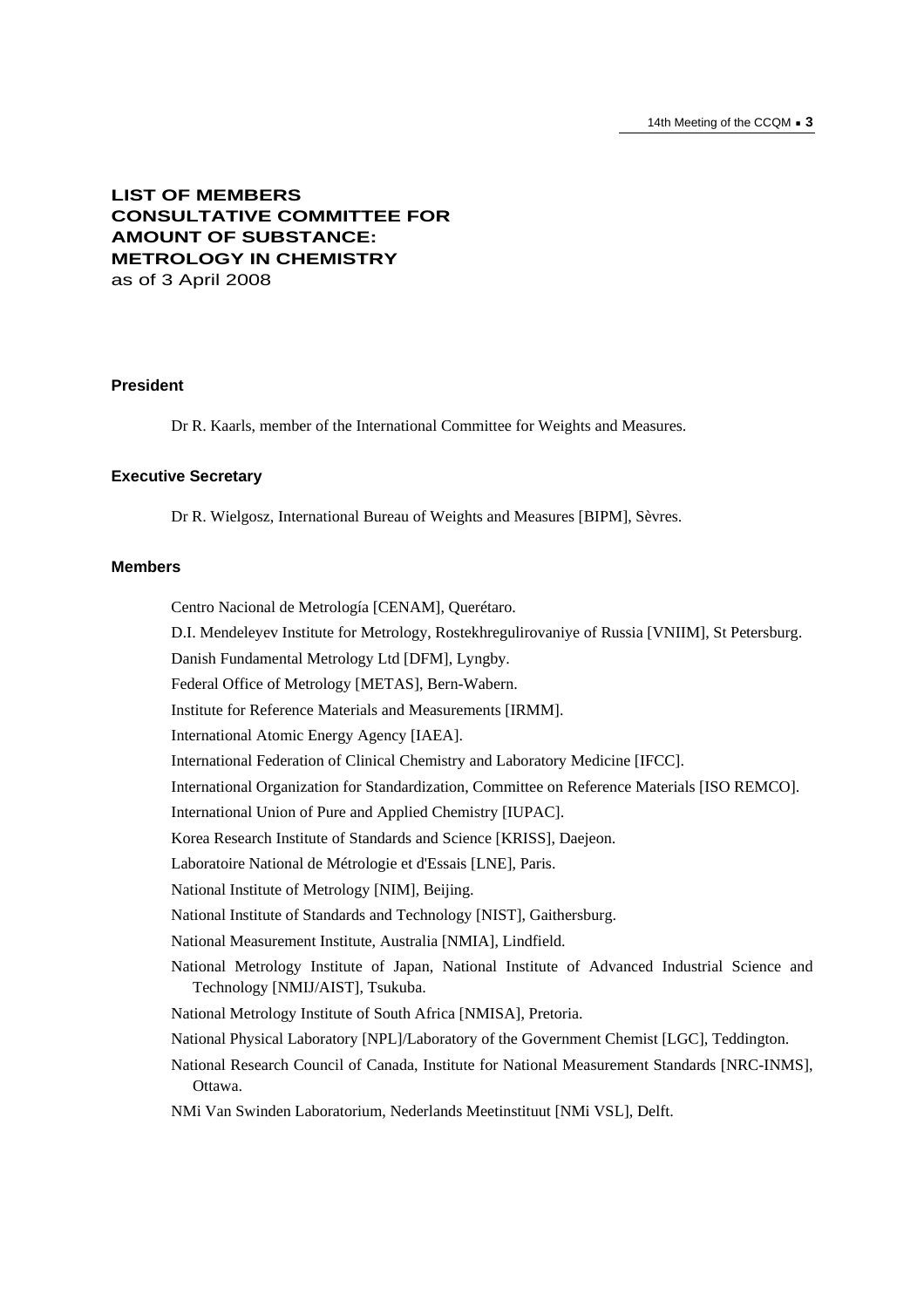# LIST OF MEMBERS CONSULTATIVE COMMITTEE FOR AMOUNT OF SUBSTANCE: METROLOGY IN CHEMISTRY

as of 3 April 2008

### President

Dr R. Kaarls, member of the International Committee for Weights and Measures.

### Executive Secretary

Dr R. Wielgosz, International Bureau of Weights and Measures [BIPM], Sèvres.

### Members

Centro Nacional de Metrología [CENAM], Querétaro.

D.I. Mendeleyev Institute for Metrology, Rostekhregulirovaniye of Russia [VNIIM], St Petersburg.

Danish Fundamental Metrology Ltd [DFM], Lyngby.

Federal Office of Metrology [METAS], Bern-Wabern.

Institute for Reference Materials and Measurements [IRMM].

International Atomic Energy Agency [IAEA].

International Federation of Clinical Chemistry and Laboratory Medicine [IFCC].

International Organization for Standardization, Committee on Reference Materials [ISO REMCO].

International Union of Pure and Applied Chemistry [IUPAC].

Korea Research Institute of Standards and Science [KRISS], Daejeon.

Laboratoire National de Métrologie et d'Essais [LNE], Paris.

National Institute of Metrology [NIM], Beijing.

National Institute of Standards and Technology [NIST], Gaithersburg.

National Measurement Institute, Australia [NMIA], Lindfield.

National Metrology Institute of Japan, National Institute of Advanced Industrial Science and Technology [NMIJ/AIST], Tsukuba.

National Metrology Institute of South Africa [NMISA], Pretoria.

National Physical Laboratory [NPL]/Laboratory of the Government Chemist [LGC], Teddington.

National Research Council of Canada, Institute for National Measurement Standards [NRC-INMS], Ottawa.

NMi Van Swinden Laboratorium, Nederlands Meetinstituut [NMi VSL], Delft.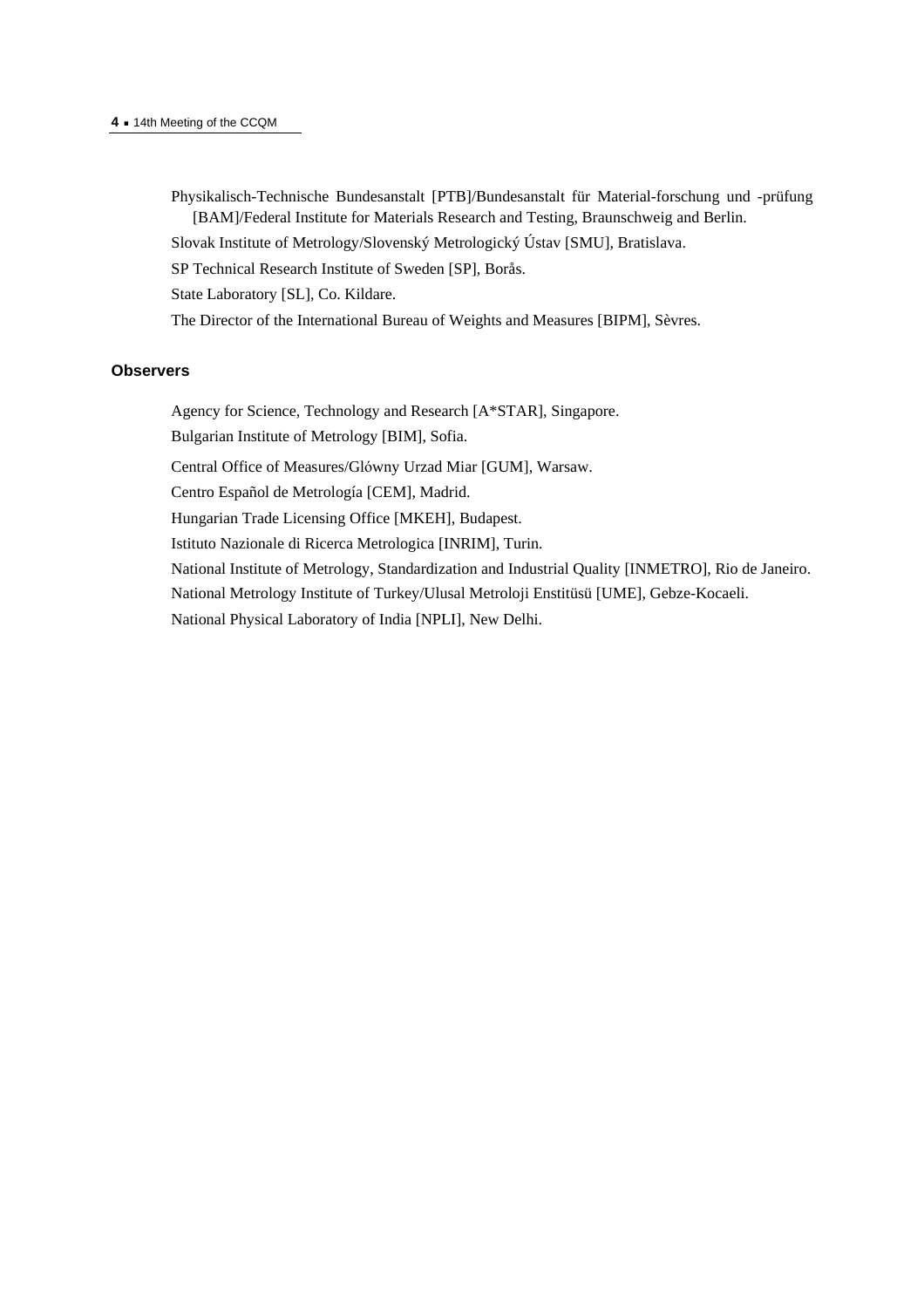Physikalisch-Technische Bundesanstalt [PTB]/Bundesanstalt für Material-forschung und -prüfung [BAM]/Federal Institute for Materials Research and Testing, Braunschweig and Berlin.

Slovak Institute of Metrology/Slovenský Metrologický Ústav [SMU], Bratislava.

SP Technical Research Institute of Sweden [SP], Borås.

State Laboratory [SL], Co. Kildare.

The Director of the International Bureau of Weights and Measures [BIPM], Sèvres.

### Observers

Agency for Science, Technology and Research [A*STAR], Singapore.

Bulgarian Institute of Metrology [BIM], Sofia.

Central Office of Measures/Glówny Urzad Miar [GUM], Warsaw.

Centro Español de Metrología [CEM], Madrid.

Hungarian Trade Licensing Office [MKEH], Budapest.

Istituto Nazionale di Ricerca Metrologica [INRIM], Turin.

National Institute of Metrology, Standardization and Industrial Quality [INMETRO], Rio de Janeiro.

National Metrology Institute of Turkey/Ulusal Metroloji Enstitüsü [UME], Gebze-Kocaeli.

National Physical Laboratory of India [NPLI], New Delhi.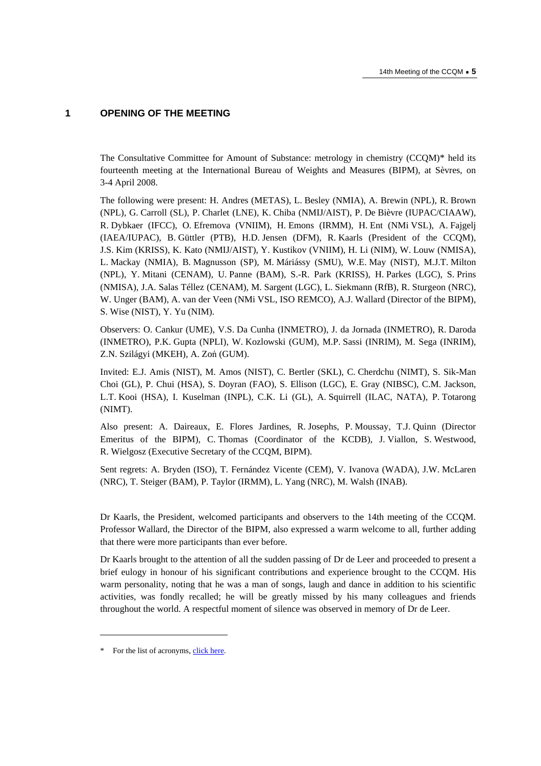## 1 OPENING OF THE MEETING

The Consultative Committee for Amount of Substance: metrology in chemistry (CCQM)* held its fourteenth meeting at the International Bureau of Weights and Measures (BIPM), at Sèvres, on 3-4 April 2008.

The following were present: H. Andres (METAS), L. Besley (NMIA), A. Brewin (NPL), R. Brown (NPL), G. Carroll (SL), P. Charlet (LNE), K. Chiba (NMIJ/AIST), P. De Bièvre (IUPAC/CIAAW), R. Dybkaer (IFCC), O. Efremova (VNIIM), H. Emons (IRMM), H. Ent (NMi VSL), A. Fajgelj (IAEA/IUPAC), B. Güttler (PTB), H.D. Jensen (DFM), R. Kaarls (President of the CCQM), J.S. Kim (KRISS), K. Kato (NMIJ/AIST), Y. Kustikov (VNIIM), H. Li (NIM), W. Louw (NMISA), L. Mackay (NMIA), B. Magnusson (SP), M. Máriássy (SMU), W.E. May (NIST), M.J.T. Milton (NPL), Y. Mitani (CENAM), U. Panne (BAM), S.-R. Park (KRISS), H. Parkes (LGC), S. Prins (NMISA), J.A. Salas Téllez (CENAM), M. Sargent (LGC), L. Siekmann (RfB), R. Sturgeon (NRC), W. Unger (BAM), A. van der Veen (NMi VSL, ISO REMCO), A.J. Wallard (Director of the BIPM), S. Wise (NIST), Y. Yu (NIM).

Observers: O. Cankur (UME), V.S. Da Cunha (INMETRO), J. da Jornada (INMETRO), R. Daroda (INMETRO), P.K. Gupta (NPLI), W. Kozlowski (GUM), M.P. Sassi (INRIM), M. Sega (INRIM), Z.N. Szilágyi (MKEH), A. Zoń (GUM).

Invited: E.J. Amis (NIST), M. Amos (NIST), C. Bertler (SKL), C. Cherdchu (NIMT), S. Sik-Man Choi (GL), P. Chui (HSA), S. Doyran (FAO), S. Ellison (LGC), E. Gray (NIBSC), C.M. Jackson, L.T. Kooi (HSA), I. Kuselman (INPL), C.K. Li (GL), A. Squirrell (ILAC, NATA), P. Totarong (NIMT).

Also present: A. Daireaux, E. Flores Jardines, R. Josephs, P. Moussay, T.J. Quinn (Director Emeritus of the BIPM), C. Thomas (Coordinator of the KCDB), J. Viallon, S. Westwood, R. Wielgosz (Executive Secretary of the CCQM, BIPM).

Sent regrets: A. Bryden (ISO), T. Fernández Vicente (CEM), V. Ivanova (WADA), J.W. McLaren (NRC), T. Steiger (BAM), P. Taylor (IRMM), L. Yang (NRC), M. Walsh (INAB).

Dr Kaarls, the President, welcomed participants and observers to the 14th meeting of the CCQM. Professor Wallard, the Director of the BIPM, also expressed a warm welcome to all, further adding that there were more participants than ever before.

Dr Kaarls brought to the attention of all the sudden passing of Dr de Leer and proceeded to present a brief eulogy in honour of his significant contributions and experience brought to the CCQM. His warm personality, noting that he was a man of songs, laugh and dance in addition to his scientific activities, was fondly recalled; he will be greatly missed by his many colleagues and friends throughout the world. A respectful moment of silence was observed in memory of Dr de Leer.

---

* For the list of acronyms, click here.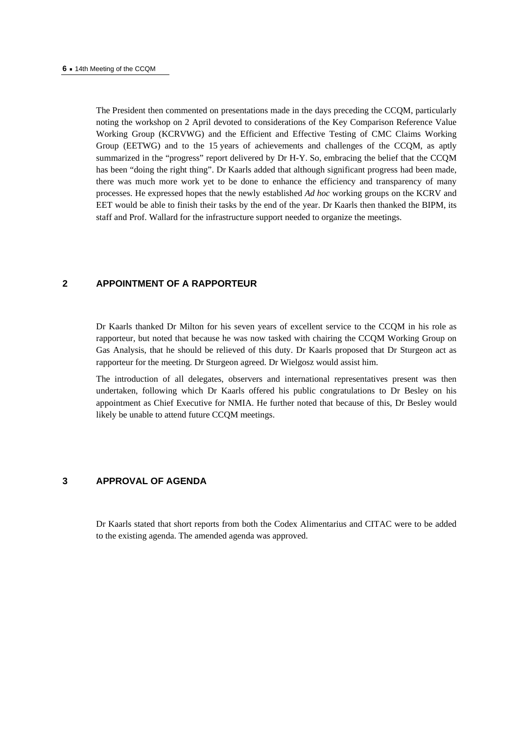The President then commented on presentations made in the days preceding the CCQM, particularly noting the workshop on 2 April devoted to considerations of the Key Comparison Reference Value Working Group (KCRVWG) and the Efficient and Effective Testing of CMC Claims Working Group (EETWG) and to the 15 years of achievements and challenges of the CCQM, as aptly summarized in the "progress" report delivered by Dr H-Y. So, embracing the belief that the CCQM has been "doing the right thing". Dr Kaarls added that although significant progress had been made, there was much more work yet to be done to enhance the efficiency and transparency of many processes. He expressed hopes that the newly established *Ad hoc* working groups on the KCRV and EET would be able to finish their tasks by the end of the year. Dr Kaarls then thanked the BIPM, its staff and Prof. Wallard for the infrastructure support needed to organize the meetings.

## 2 APPOINTMENT OF A RAPPORTEUR

Dr Kaarls thanked Dr Milton for his seven years of excellent service to the CCQM in his role as rapporteur, but noted that because he was now tasked with chairing the CCQM Working Group on Gas Analysis, that he should be relieved of this duty. Dr Kaarls proposed that Dr Sturgeon act as rapporteur for the meeting. Dr Sturgeon agreed. Dr Wielgosz would assist him.

The introduction of all delegates, observers and international representatives present was then undertaken, following which Dr Kaarls offered his public congratulations to Dr Besley on his appointment as Chief Executive for NMIA. He further noted that because of this, Dr Besley would likely be unable to attend future CCQM meetings.

## 3 APPROVAL OF AGENDA

Dr Kaarls stated that short reports from both the Codex Alimentarius and CITAC were to be added to the existing agenda. The amended agenda was approved.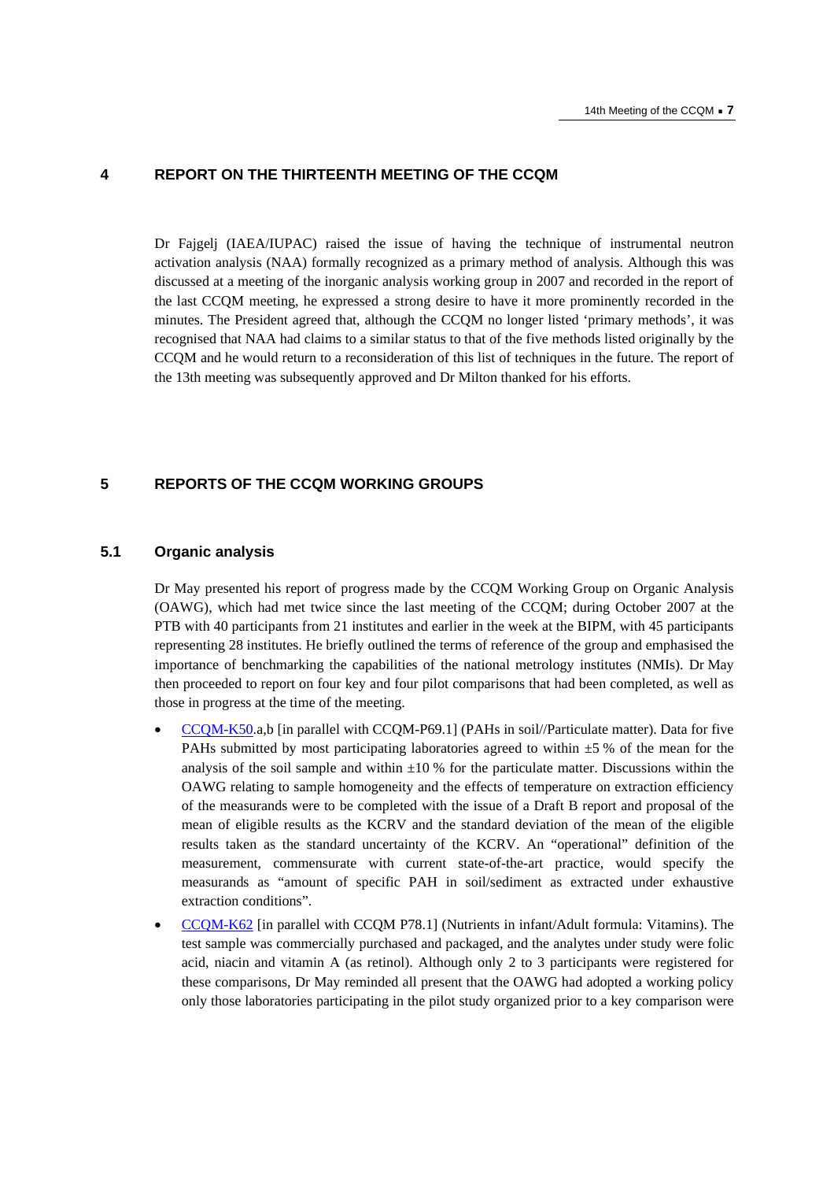## 4 REPORT ON THE THIRTEENTH MEETING OF THE CCQM

Dr Fajgelj (IAEA/IUPAC) raised the issue of having the technique of instrumental neutron activation analysis (NAA) formally recognized as a primary method of analysis. Although this was discussed at a meeting of the inorganic analysis working group in 2007 and recorded in the report of the last CCQM meeting, he expressed a strong desire to have it more prominently recorded in the minutes. The President agreed that, although the CCQM no longer listed 'primary methods', it was recognised that NAA had claims to a similar status to that of the five methods listed originally by the CCQM and he would return to a reconsideration of this list of techniques in the future. The report of the 13th meeting was subsequently approved and Dr Milton thanked for his efforts.

## 5 REPORTS OF THE CCQM WORKING GROUPS

### 5.1 Organic analysis

Dr May presented his report of progress made by the CCQM Working Group on Organic Analysis (OAWG), which had met twice since the last meeting of the CCQM; during October 2007 at the PTB with 40 participants from 21 institutes and earlier in the week at the BIPM, with 45 participants representing 28 institutes. He briefly outlined the terms of reference of the group and emphasised the importance of benchmarking the capabilities of the national metrology institutes (NMIs). Dr May then proceeded to report on four key and four pilot comparisons that had been completed, as well as those in progress at the time of the meeting.

- CCQM-K50.a,b [in parallel with CCQM-P69.1] (PAHs in soil//Particulate matter). Data for five PAHs submitted by most participating laboratories agreed to within ±5 % of the mean for the analysis of the soil sample and within ±10 % for the particulate matter. Discussions within the OAWG relating to sample homogeneity and the effects of temperature on extraction efficiency of the measurands were to be completed with the issue of a Draft B report and proposal of the mean of eligible results as the KCRV and the standard deviation of the mean of the eligible results taken as the standard uncertainty of the KCRV. An "operational" definition of the measurement, commensurate with current state-of-the-art practice, would specify the measurands as "amount of specific PAH in soil/sediment as extracted under exhaustive extraction conditions".
- CCQM-K62 [in parallel with CCQM P78.1] (Nutrients in infant/Adult formula: Vitamins). The test sample was commercially purchased and packaged, and the analytes under study were folic acid, niacin and vitamin A (as retinol). Although only 2 to 3 participants were registered for these comparisons, Dr May reminded all present that the OAWG had adopted a working policy only those laboratories participating in the pilot study organized prior to a key comparison were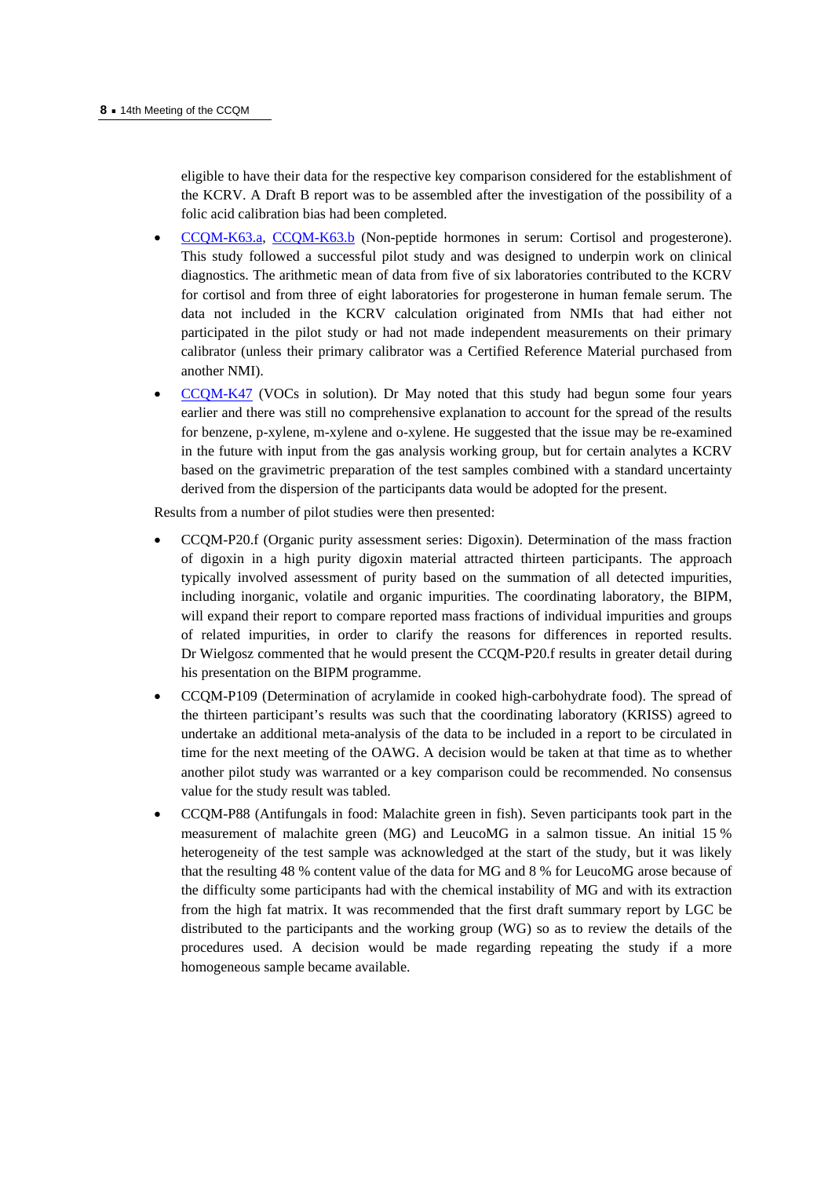eligible to have their data for the respective key comparison considered for the establishment of the KCRV. A Draft B report was to be assembled after the investigation of the possibility of a folic acid calibration bias had been completed.

- CCQM-K63.a, CCQM-K63.b (Non-peptide hormones in serum: Cortisol and progesterone). This study followed a successful pilot study and was designed to underpin work on clinical diagnostics. The arithmetic mean of data from five of six laboratories contributed to the KCRV for cortisol and from three of eight laboratories for progesterone in human female serum. The data not included in the KCRV calculation originated from NMIs that had either not participated in the pilot study or had not made independent measurements on their primary calibrator (unless their primary calibrator was a Certified Reference Material purchased from another NMI).
- CCQM-K47 (VOCs in solution). Dr May noted that this study had begun some four years earlier and there was still no comprehensive explanation to account for the spread of the results for benzene, p-xylene, m-xylene and o-xylene. He suggested that the issue may be re-examined in the future with input from the gas analysis working group, but for certain analytes a KCRV based on the gravimetric preparation of the test samples combined with a standard uncertainty derived from the dispersion of the participants data would be adopted for the present.

Results from a number of pilot studies were then presented:

- CCQM-P20.f (Organic purity assessment series: Digoxin). Determination of the mass fraction of digoxin in a high purity digoxin material attracted thirteen participants. The approach typically involved assessment of purity based on the summation of all detected impurities, including inorganic, volatile and organic impurities. The coordinating laboratory, the BIPM, will expand their report to compare reported mass fractions of individual impurities and groups of related impurities, in order to clarify the reasons for differences in reported results. Dr Wielgosz commented that he would present the CCQM-P20.f results in greater detail during his presentation on the BIPM programme.
- CCQM-P109 (Determination of acrylamide in cooked high-carbohydrate food). The spread of the thirteen participant's results was such that the coordinating laboratory (KRISS) agreed to undertake an additional meta-analysis of the data to be included in a report to be circulated in time for the next meeting of the OAWG. A decision would be taken at that time as to whether another pilot study was warranted or a key comparison could be recommended. No consensus value for the study result was tabled.
- CCQM-P88 (Antifungals in food: Malachite green in fish). Seven participants took part in the measurement of malachite green (MG) and LeucoMG in a salmon tissue. An initial 15 % heterogeneity of the test sample was acknowledged at the start of the study, but it was likely that the resulting 48 % content value of the data for MG and 8 % for LeucoMG arose because of the difficulty some participants had with the chemical instability of MG and with its extraction from the high fat matrix. It was recommended that the first draft summary report by LGC be distributed to the participants and the working group (WG) so as to review the details of the procedures used. A decision would be made regarding repeating the study if a more homogeneous sample became available.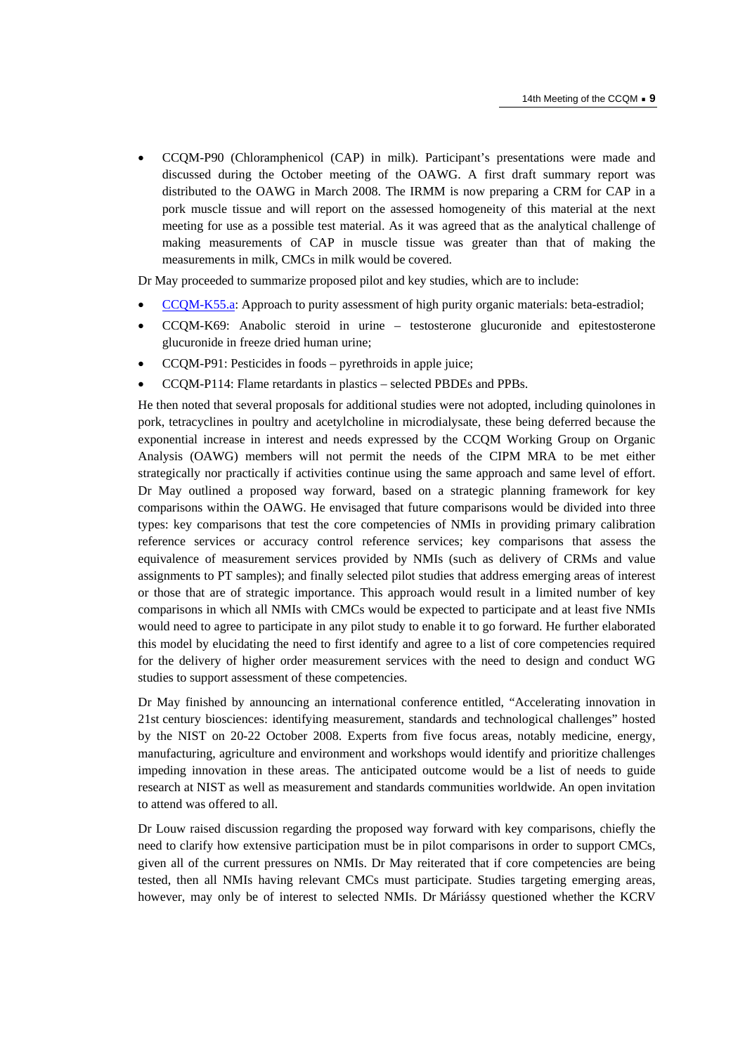- CCQM-P90 (Chloramphenicol (CAP) in milk). Participant's presentations were made and discussed during the October meeting of the OAWG. A first draft summary report was distributed to the OAWG in March 2008. The IRMM is now preparing a CRM for CAP in a pork muscle tissue and will report on the assessed homogeneity of this material at the next meeting for use as a possible test material. As it was agreed that as the analytical challenge of making measurements of CAP in muscle tissue was greater than that of making the measurements in milk, CMCs in milk would be covered.

Dr May proceeded to summarize proposed pilot and key studies, which are to include:

- CCQM-K55.a: Approach to purity assessment of high purity organic materials: beta-estradiol;
- CCQM-K69: Anabolic steroid in urine – testosterone glucuronide and epitestosterone glucuronide in freeze dried human urine;
- CCQM-P91: Pesticides in foods – pyrethroids in apple juice;
- CCQM-P114: Flame retardants in plastics – selected PBDEs and PPBs.

He then noted that several proposals for additional studies were not adopted, including quinolones in pork, tetracyclines in poultry and acetylcholine in microdialysate, these being deferred because the exponential increase in interest and needs expressed by the CCQM Working Group on Organic Analysis (OAWG) members will not permit the needs of the CIPM MRA to be met either strategically nor practically if activities continue using the same approach and same level of effort. Dr May outlined a proposed way forward, based on a strategic planning framework for key comparisons within the OAWG. He envisaged that future comparisons would be divided into three types: key comparisons that test the core competencies of NMIs in providing primary calibration reference services or accuracy control reference services; key comparisons that assess the equivalence of measurement services provided by NMIs (such as delivery of CRMs and value assignments to PT samples); and finally selected pilot studies that address emerging areas of interest or those that are of strategic importance. This approach would result in a limited number of key comparisons in which all NMIs with CMCs would be expected to participate and at least five NMIs would need to agree to participate in any pilot study to enable it to go forward. He further elaborated this model by elucidating the need to first identify and agree to a list of core competencies required for the delivery of higher order measurement services with the need to design and conduct WG studies to support assessment of these competencies.

Dr May finished by announcing an international conference entitled, "Accelerating innovation in 21st century biosciences: identifying measurement, standards and technological challenges" hosted by the NIST on 20-22 October 2008. Experts from five focus areas, notably medicine, energy, manufacturing, agriculture and environment and workshops would identify and prioritize challenges impeding innovation in these areas. The anticipated outcome would be a list of needs to guide research at NIST as well as measurement and standards communities worldwide. An open invitation to attend was offered to all.

Dr Louw raised discussion regarding the proposed way forward with key comparisons, chiefly the need to clarify how extensive participation must be in pilot comparisons in order to support CMCs, given all of the current pressures on NMIs. Dr May reiterated that if core competencies are being tested, then all NMIs having relevant CMCs must participate. Studies targeting emerging areas, however, may only be of interest to selected NMIs. Dr Máriássy questioned whether the KCRV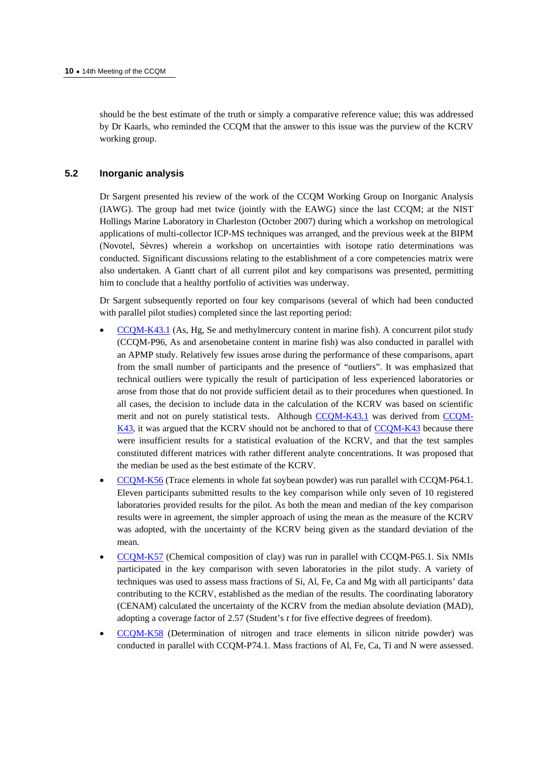should be the best estimate of the truth or simply a comparative reference value; this was addressed by Dr Kaarls, who reminded the CCQM that the answer to this issue was the purview of the KCRV working group.

## 5.2 Inorganic analysis

Dr Sargent presented his review of the work of the CCQM Working Group on Inorganic Analysis (IAWG). The group had met twice (jointly with the EAWG) since the last CCQM; at the NIST Hollings Marine Laboratory in Charleston (October 2007) during which a workshop on metrological applications of multi-collector ICP-MS techniques was arranged, and the previous week at the BIPM (Novotel, Sèvres) wherein a workshop on uncertainties with isotope ratio determinations was conducted. Significant discussions relating to the establishment of a core competencies matrix were also undertaken. A Gantt chart of all current pilot and key comparisons was presented, permitting him to conclude that a healthy portfolio of activities was underway.

Dr Sargent subsequently reported on four key comparisons (several of which had been conducted with parallel pilot studies) completed since the last reporting period:

- CCQM-K43.1 (As, Hg, Se and methylmercury content in marine fish). A concurrent pilot study (CCQM-P96, As and arsenobetaine content in marine fish) was also conducted in parallel with an APMP study. Relatively few issues arose during the performance of these comparisons, apart from the small number of participants and the presence of "outliers". It was emphasized that technical outliers were typically the result of participation of less experienced laboratories or arose from those that do not provide sufficient detail as to their procedures when questioned. In all cases, the decision to include data in the calculation of the KCRV was based on scientific merit and not on purely statistical tests. Although CCQM-K43.1 was derived from CCQM-K43, it was argued that the KCRV should not be anchored to that of CCQM-K43 because there were insufficient results for a statistical evaluation of the KCRV, and that the test samples constituted different matrices with rather different analyte concentrations. It was proposed that the median be used as the best estimate of the KCRV.
- CCQM-K56 (Trace elements in whole fat soybean powder) was run parallel with CCQM-P64.1. Eleven participants submitted results to the key comparison while only seven of 10 registered laboratories provided results for the pilot. As both the mean and median of the key comparison results were in agreement, the simpler approach of using the mean as the measure of the KCRV was adopted, with the uncertainty of the KCRV being given as the standard deviation of the mean.
- CCQM-K57 (Chemical composition of clay) was run in parallel with CCQM-P65.1. Six NMIs participated in the key comparison with seven laboratories in the pilot study. A variety of techniques was used to assess mass fractions of Si, Al, Fe, Ca and Mg with all participants' data contributing to the KCRV, established as the median of the results. The coordinating laboratory (CENAM) calculated the uncertainty of the KCRV from the median absolute deviation (MAD), adopting a coverage factor of 2.57 (Student's *t* for five effective degrees of freedom).
- CCQM-K58 (Determination of nitrogen and trace elements in silicon nitride powder) was conducted in parallel with CCQM-P74.1. Mass fractions of Al, Fe, Ca, Ti and N were assessed.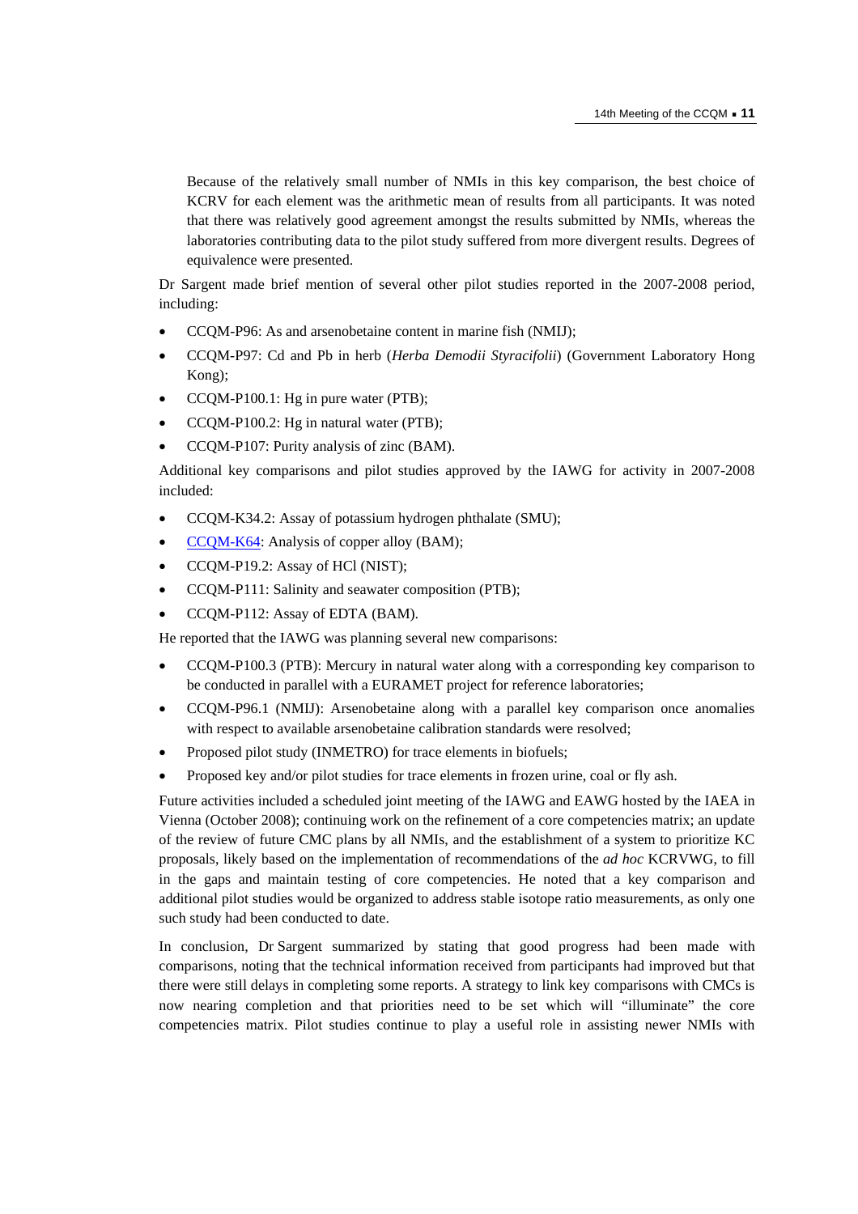Because of the relatively small number of NMIs in this key comparison, the best choice of KCRV for each element was the arithmetic mean of results from all participants. It was noted that there was relatively good agreement amongst the results submitted by NMIs, whereas the laboratories contributing data to the pilot study suffered from more divergent results. Degrees of equivalence were presented.

Dr Sargent made brief mention of several other pilot studies reported in the 2007-2008 period, including:

- CCQM-P96: As and arsenobetaine content in marine fish (NMIJ);
- CCQM-P97: Cd and Pb in herb (*Herba Demodii Styracifolii*) (Government Laboratory Hong Kong);
- CCQM-P100.1: Hg in pure water (PTB);
- CCQM-P100.2: Hg in natural water (PTB);
- CCQM-P107: Purity analysis of zinc (BAM).

Additional key comparisons and pilot studies approved by the IAWG for activity in 2007-2008 included:

- CCQM-K34.2: Assay of potassium hydrogen phthalate (SMU);
- CCQM-K64: Analysis of copper alloy (BAM);
- CCQM-P19.2: Assay of HCl (NIST);
- CCQM-P111: Salinity and seawater composition (PTB);
- CCQM-P112: Assay of EDTA (BAM).

He reported that the IAWG was planning several new comparisons:

- CCQM-P100.3 (PTB): Mercury in natural water along with a corresponding key comparison to be conducted in parallel with a EURAMET project for reference laboratories;
- CCQM-P96.1 (NMIJ): Arsenobetaine along with a parallel key comparison once anomalies with respect to available arsenobetaine calibration standards were resolved;
- Proposed pilot study (INMETRO) for trace elements in biofuels;
- Proposed key and/or pilot studies for trace elements in frozen urine, coal or fly ash.

Future activities included a scheduled joint meeting of the IAWG and EAWG hosted by the IAEA in Vienna (October 2008); continuing work on the refinement of a core competencies matrix; an update of the review of future CMC plans by all NMIs, and the establishment of a system to prioritize KC proposals, likely based on the implementation of recommendations of the *ad hoc* KCRVWG, to fill in the gaps and maintain testing of core competencies. He noted that a key comparison and additional pilot studies would be organized to address stable isotope ratio measurements, as only one such study had been conducted to date.

In conclusion, Dr Sargent summarized by stating that good progress had been made with comparisons, noting that the technical information received from participants had improved but that there were still delays in completing some reports. A strategy to link key comparisons with CMCs is now nearing completion and that priorities need to be set which will "illuminate" the core competencies matrix. Pilot studies continue to play a useful role in assisting newer NMIs with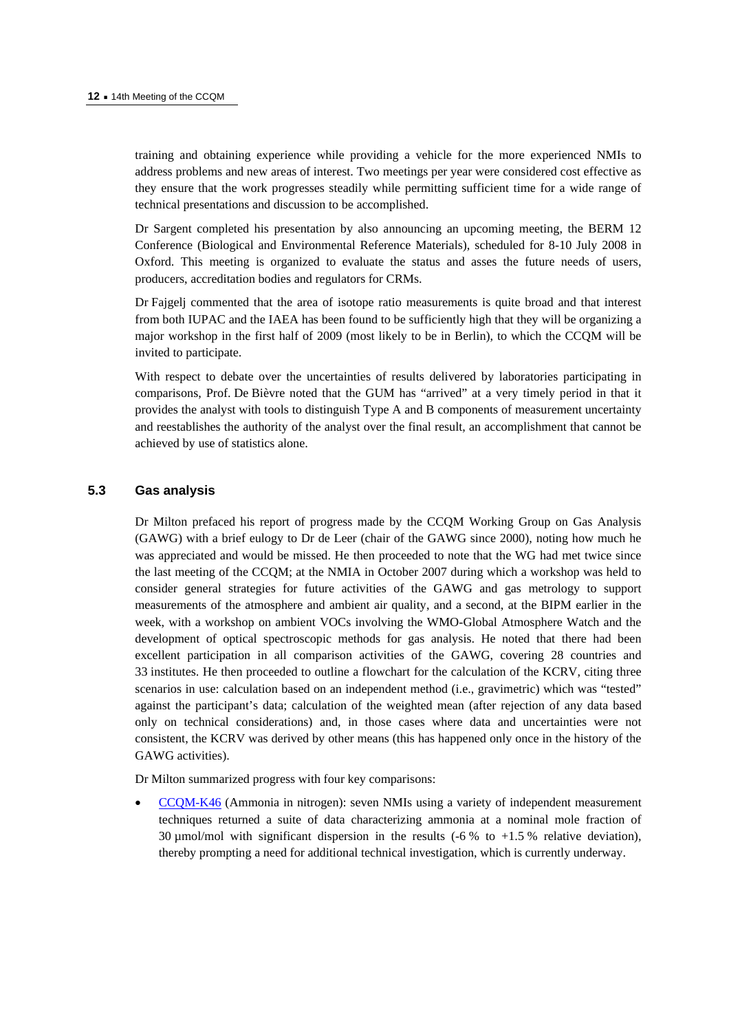training and obtaining experience while providing a vehicle for the more experienced NMIs to address problems and new areas of interest. Two meetings per year were considered cost effective as they ensure that the work progresses steadily while permitting sufficient time for a wide range of technical presentations and discussion to be accomplished.

Dr Sargent completed his presentation by also announcing an upcoming meeting, the BERM 12 Conference (Biological and Environmental Reference Materials), scheduled for 8-10 July 2008 in Oxford. This meeting is organized to evaluate the status and asses the future needs of users, producers, accreditation bodies and regulators for CRMs.

Dr Fajgelj commented that the area of isotope ratio measurements is quite broad and that interest from both IUPAC and the IAEA has been found to be sufficiently high that they will be organizing a major workshop in the first half of 2009 (most likely to be in Berlin), to which the CCQM will be invited to participate.

With respect to debate over the uncertainties of results delivered by laboratories participating in comparisons, Prof. De Bièvre noted that the GUM has "arrived" at a very timely period in that it provides the analyst with tools to distinguish Type A and B components of measurement uncertainty and reestablishes the authority of the analyst over the final result, an accomplishment that cannot be achieved by use of statistics alone.

### 5.3 Gas analysis

Dr Milton prefaced his report of progress made by the CCQM Working Group on Gas Analysis (GAWG) with a brief eulogy to Dr de Leer (chair of the GAWG since 2000), noting how much he was appreciated and would be missed. He then proceeded to note that the WG had met twice since the last meeting of the CCQM; at the NMIA in October 2007 during which a workshop was held to consider general strategies for future activities of the GAWG and gas metrology to support measurements of the atmosphere and ambient air quality, and a second, at the BIPM earlier in the week, with a workshop on ambient VOCs involving the WMO-Global Atmosphere Watch and the development of optical spectroscopic methods for gas analysis. He noted that there had been excellent participation in all comparison activities of the GAWG, covering 28 countries and 33 institutes. He then proceeded to outline a flowchart for the calculation of the KCRV, citing three scenarios in use: calculation based on an independent method (i.e., gravimetric) which was "tested" against the participant's data; calculation of the weighted mean (after rejection of any data based only on technical considerations) and, in those cases where data and uncertainties were not consistent, the KCRV was derived by other means (this has happened only once in the history of the GAWG activities).

Dr Milton summarized progress with four key comparisons:

- CCQM-K46 (Ammonia in nitrogen): seven NMIs using a variety of independent measurement techniques returned a suite of data characterizing ammonia at a nominal mole fraction of 30 µmol/mol with significant dispersion in the results (-6 % to +1.5 % relative deviation), thereby prompting a need for additional technical investigation, which is currently underway.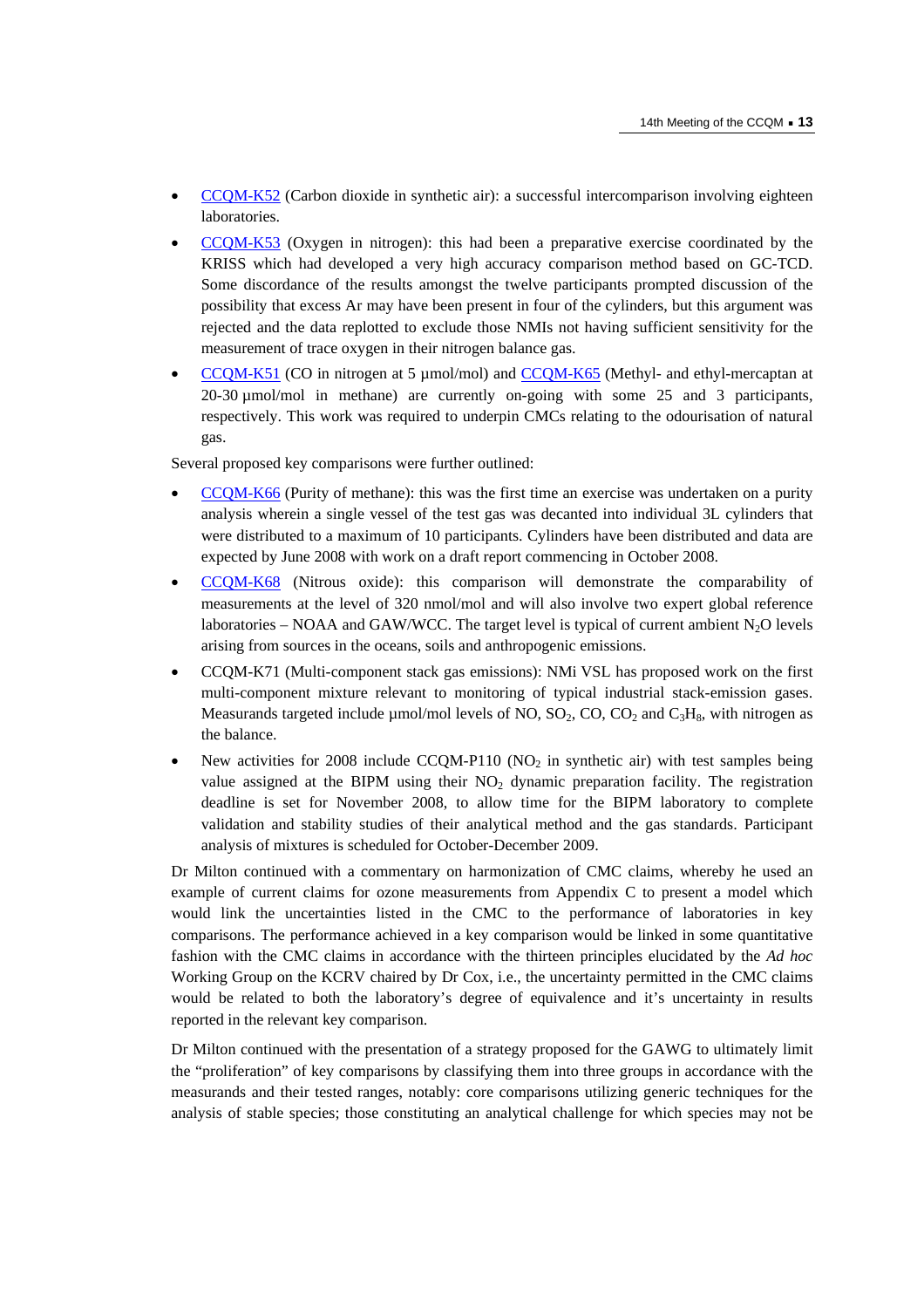- CCQM-K52 (Carbon dioxide in synthetic air): a successful intercomparison involving eighteen laboratories.
- CCQM-K53 (Oxygen in nitrogen): this had been a preparative exercise coordinated by the KRISS which had developed a very high accuracy comparison method based on GC-TCD. Some discordance of the results amongst the twelve participants prompted discussion of the possibility that excess Ar may have been present in four of the cylinders, but this argument was rejected and the data replotted to exclude those NMIs not having sufficient sensitivity for the measurement of trace oxygen in their nitrogen balance gas.
- CCQM-K51 (CO in nitrogen at 5 µmol/mol) and CCQM-K65 (Methyl- and ethyl-mercaptan at 20-30 µmol/mol in methane) are currently on-going with some 25 and 3 participants, respectively. This work was required to underpin CMCs relating to the odourisation of natural gas.

Several proposed key comparisons were further outlined:

- CCQM-K66 (Purity of methane): this was the first time an exercise was undertaken on a purity analysis wherein a single vessel of the test gas was decanted into individual 3L cylinders that were distributed to a maximum of 10 participants. Cylinders have been distributed and data are expected by June 2008 with work on a draft report commencing in October 2008.
- CCQM-K68 (Nitrous oxide): this comparison will demonstrate the comparability of measurements at the level of 320 nmol/mol and will also involve two expert global reference laboratories – NOAA and GAW/WCC. The target level is typical of current ambient $N_2O$ levels arising from sources in the oceans, soils and anthropogenic emissions.
- CCQM-K71 (Multi-component stack gas emissions): NMi VSL has proposed work on the first multi-component mixture relevant to monitoring of typical industrial stack-emission gases. Measurands targeted include µmol/mol levels of NO, $SO_2$, CO, $CO_2$ and $C_3H_8$, with nitrogen as the balance.
- New activities for 2008 include CCQM-P110 ($NO_2$ in synthetic air) with test samples being value assigned at the BIPM using their $NO_2$ dynamic preparation facility. The registration deadline is set for November 2008, to allow time for the BIPM laboratory to complete validation and stability studies of their analytical method and the gas standards. Participant analysis of mixtures is scheduled for October-December 2009.

Dr Milton continued with a commentary on harmonization of CMC claims, whereby he used an example of current claims for ozone measurements from Appendix C to present a model which would link the uncertainties listed in the CMC to the performance of laboratories in key comparisons. The performance achieved in a key comparison would be linked in some quantitative fashion with the CMC claims in accordance with the thirteen principles elucidated by the *Ad hoc* Working Group on the KCRV chaired by Dr Cox, i.e., the uncertainty permitted in the CMC claims would be related to both the laboratory's degree of equivalence and it's uncertainty in results reported in the relevant key comparison.

Dr Milton continued with the presentation of a strategy proposed for the GAWG to ultimately limit the "proliferation" of key comparisons by classifying them into three groups in accordance with the measurands and their tested ranges, notably: core comparisons utilizing generic techniques for the analysis of stable species; those constituting an analytical challenge for which species may not be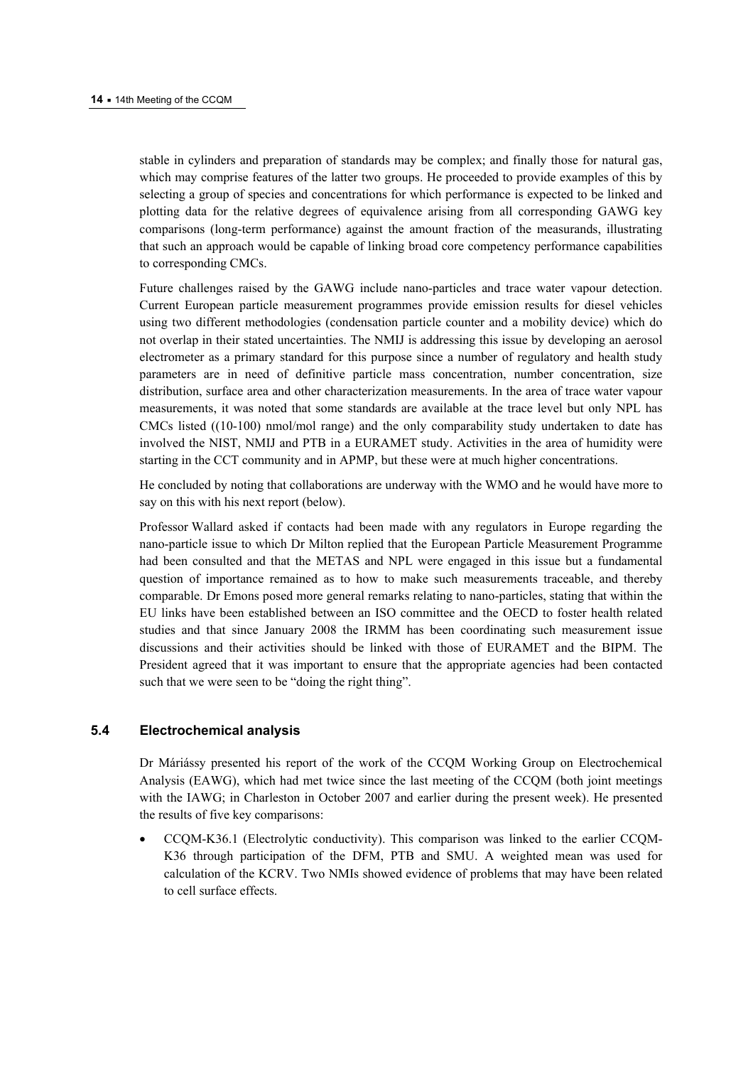stable in cylinders and preparation of standards may be complex; and finally those for natural gas, which may comprise features of the latter two groups. He proceeded to provide examples of this by selecting a group of species and concentrations for which performance is expected to be linked and plotting data for the relative degrees of equivalence arising from all corresponding GAWG key comparisons (long-term performance) against the amount fraction of the measurands, illustrating that such an approach would be capable of linking broad core competency performance capabilities to corresponding CMCs.

Future challenges raised by the GAWG include nano-particles and trace water vapour detection. Current European particle measurement programmes provide emission results for diesel vehicles using two different methodologies (condensation particle counter and a mobility device) which do not overlap in their stated uncertainties. The NMIJ is addressing this issue by developing an aerosol electrometer as a primary standard for this purpose since a number of regulatory and health study parameters are in need of definitive particle mass concentration, number concentration, size distribution, surface area and other characterization measurements. In the area of trace water vapour measurements, it was noted that some standards are available at the trace level but only NPL has CMCs listed ((10-100) nmol/mol range) and the only comparability study undertaken to date has involved the NIST, NMIJ and PTB in a EURAMET study. Activities in the area of humidity were starting in the CCT community and in APMP, but these were at much higher concentrations.

He concluded by noting that collaborations are underway with the WMO and he would have more to say on this with his next report (below).

Professor Wallard asked if contacts had been made with any regulators in Europe regarding the nano-particle issue to which Dr Milton replied that the European Particle Measurement Programme had been consulted and that the METAS and NPL were engaged in this issue but a fundamental question of importance remained as to how to make such measurements traceable, and thereby comparable. Dr Emons posed more general remarks relating to nano-particles, stating that within the EU links have been established between an ISO committee and the OECD to foster health related studies and that since January 2008 the IRMM has been coordinating such measurement issue discussions and their activities should be linked with those of EURAMET and the BIPM. The President agreed that it was important to ensure that the appropriate agencies had been contacted such that we were seen to be "doing the right thing".

### 5.4 Electrochemical analysis

Dr Máriássy presented his report of the work of the CCQM Working Group on Electrochemical Analysis (EAWG), which had met twice since the last meeting of the CCQM (both joint meetings with the IAWG; in Charleston in October 2007 and earlier during the present week). He presented the results of five key comparisons:

- CCQM-K36.1 (Electrolytic conductivity). This comparison was linked to the earlier CCQM-K36 through participation of the DFM, PTB and SMU. A weighted mean was used for calculation of the KCRV. Two NMIs showed evidence of problems that may have been related to cell surface effects.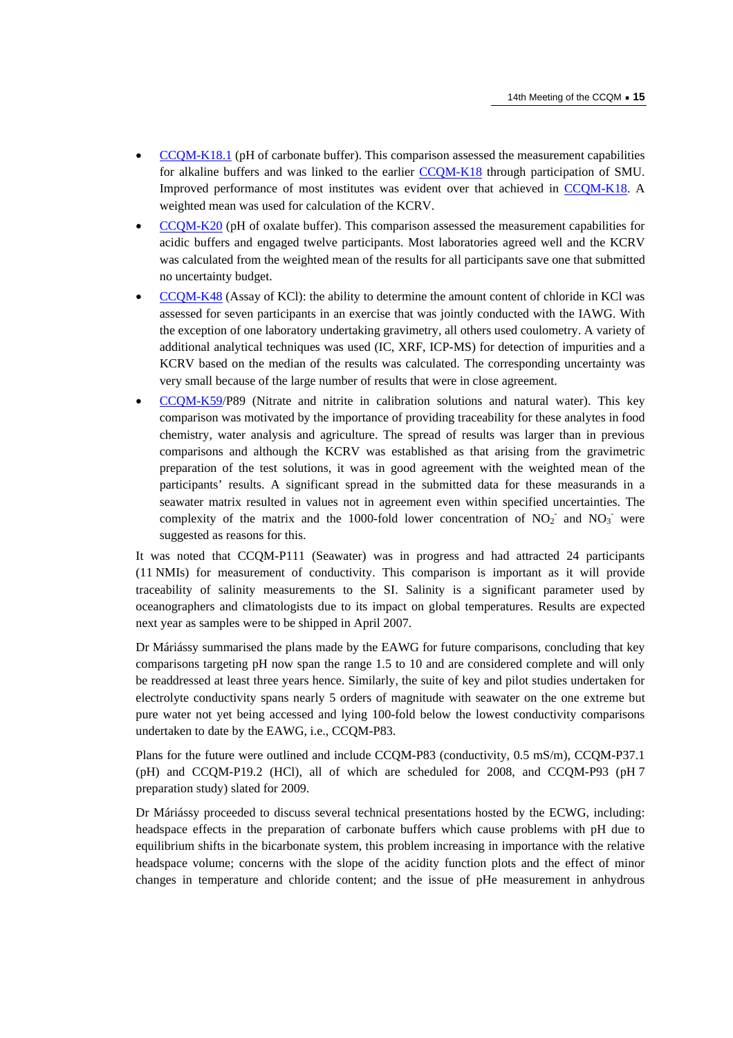- [CCQM-K18.1](#) (pH of carbonate buffer). This comparison assessed the measurement capabilities for alkaline buffers and was linked to the earlier [CCQM-K18](#) through participation of SMU. Improved performance of most institutes was evident over that achieved in [CCQM-K18](#). A weighted mean was used for calculation of the KCRV.
- [CCQM-K20](#) (pH of oxalate buffer). This comparison assessed the measurement capabilities for acidic buffers and engaged twelve participants. Most laboratories agreed well and the KCRV was calculated from the weighted mean of the results for all participants save one that submitted no uncertainty budget.
- [CCQM-K48](#) (Assay of KCl): the ability to determine the amount content of chloride in KCl was assessed for seven participants in an exercise that was jointly conducted with the IAWG. With the exception of one laboratory undertaking gravimetry, all others used coulometry. A variety of additional analytical techniques was used (IC, XRF, ICP-MS) for detection of impurities and a KCRV based on the median of the results was calculated. The corresponding uncertainty was very small because of the large number of results that were in close agreement.
- [CCQM-K59](#)/P89 (Nitrate and nitrite in calibration solutions and natural water). This key comparison was motivated by the importance of providing traceability for these analytes in food chemistry, water analysis and agriculture. The spread of results was larger than in previous comparisons and although the KCRV was established as that arising from the gravimetric preparation of the test solutions, it was in good agreement with the weighted mean of the participants' results. A significant spread in the submitted data for these measurands in a seawater matrix resulted in values not in agreement even within specified uncertainties. The complexity of the matrix and the 1000-fold lower concentration of $NO_2^-$ and $NO_3^-$ were suggested as reasons for this.

It was noted that CCQM-P111 (Seawater) was in progress and had attracted 24 participants (11 NMIs) for measurement of conductivity. This comparison is important as it will provide traceability of salinity measurements to the SI. Salinity is a significant parameter used by oceanographers and climatologists due to its impact on global temperatures. Results are expected next year as samples were to be shipped in April 2007.

Dr Máriássy summarised the plans made by the EAWG for future comparisons, concluding that key comparisons targeting pH now span the range 1.5 to 10 and are considered complete and will only be readdressed at least three years hence. Similarly, the suite of key and pilot studies undertaken for electrolyte conductivity spans nearly 5 orders of magnitude with seawater on the one extreme but pure water not yet being accessed and lying 100-fold below the lowest conductivity comparisons undertaken to date by the EAWG, i.e., CCQM-P83.

Plans for the future were outlined and include CCQM-P83 (conductivity, 0.5 mS/m), CCQM-P37.1 (pH) and CCQM-P19.2 (HCl), all of which are scheduled for 2008, and CCQM-P93 (pH 7 preparation study) slated for 2009.

Dr Máriássy proceeded to discuss several technical presentations hosted by the ECWG, including: headspace effects in the preparation of carbonate buffers which cause problems with pH due to equilibrium shifts in the bicarbonate system, this problem increasing in importance with the relative headspace volume; concerns with the slope of the acidity function plots and the effect of minor changes in temperature and chloride content; and the issue of pHe measurement in anhydrous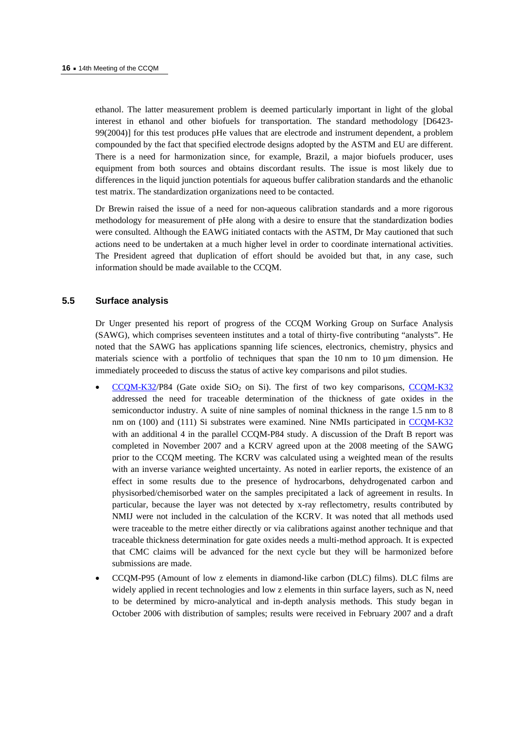ethanol. The latter measurement problem is deemed particularly important in light of the global interest in ethanol and other biofuels for transportation. The standard methodology [D6423-99(2004)] for this test produces pHe values that are electrode and instrument dependent, a problem compounded by the fact that specified electrode designs adopted by the ASTM and EU are different. There is a need for harmonization since, for example, Brazil, a major biofuels producer, uses equipment from both sources and obtains discordant results. The issue is most likely due to differences in the liquid junction potentials for aqueous buffer calibration standards and the ethanolic test matrix. The standardization organizations need to be contacted.

Dr Brewin raised the issue of a need for non-aqueous calibration standards and a more rigorous methodology for measurement of pHe along with a desire to ensure that the standardization bodies were consulted. Although the EAWG initiated contacts with the ASTM, Dr May cautioned that such actions need to be undertaken at a much higher level in order to coordinate international activities. The President agreed that duplication of effort should be avoided but that, in any case, such information should be made available to the CCQM.

### 5.5 Surface analysis

Dr Unger presented his report of progress of the CCQM Working Group on Surface Analysis (SAWG), which comprises seventeen institutes and a total of thirty-five contributing "analysts". He noted that the SAWG has applications spanning life sciences, electronics, chemistry, physics and materials science with a portfolio of techniques that span the 10 nm to 10 µm dimension. He immediately proceeded to discuss the status of active key comparisons and pilot studies.

- CCQM-K32/P84 (Gate oxide $SiO_2$ on Si). The first of two key comparisons, CCQM-K32 addressed the need for traceable determination of the thickness of gate oxides in the semiconductor industry. A suite of nine samples of nominal thickness in the range 1.5 nm to 8 nm on (100) and (111) Si substrates were examined. Nine NMIs participated in CCQM-K32 with an additional 4 in the parallel CCQM-P84 study. A discussion of the Draft B report was completed in November 2007 and a KCRV agreed upon at the 2008 meeting of the SAWG prior to the CCQM meeting. The KCRV was calculated using a weighted mean of the results with an inverse variance weighted uncertainty. As noted in earlier reports, the existence of an effect in some results due to the presence of hydrocarbons, dehydrogenated carbon and physisorbed/chemisorbed water on the samples precipitated a lack of agreement in results. In particular, because the layer was not detected by x-ray reflectometry, results contributed by NMIJ were not included in the calculation of the KCRV. It was noted that all methods used were traceable to the metre either directly or via calibrations against another technique and that traceable thickness determination for gate oxides needs a multi-method approach. It is expected that CMC claims will be advanced for the next cycle but they will be harmonized before submissions are made.
- CCQM-P95 (Amount of low z elements in diamond-like carbon (DLC) films). DLC films are widely applied in recent technologies and low z elements in thin surface layers, such as N, need to be determined by micro-analytical and in-depth analysis methods. This study began in October 2006 with distribution of samples; results were received in February 2007 and a draft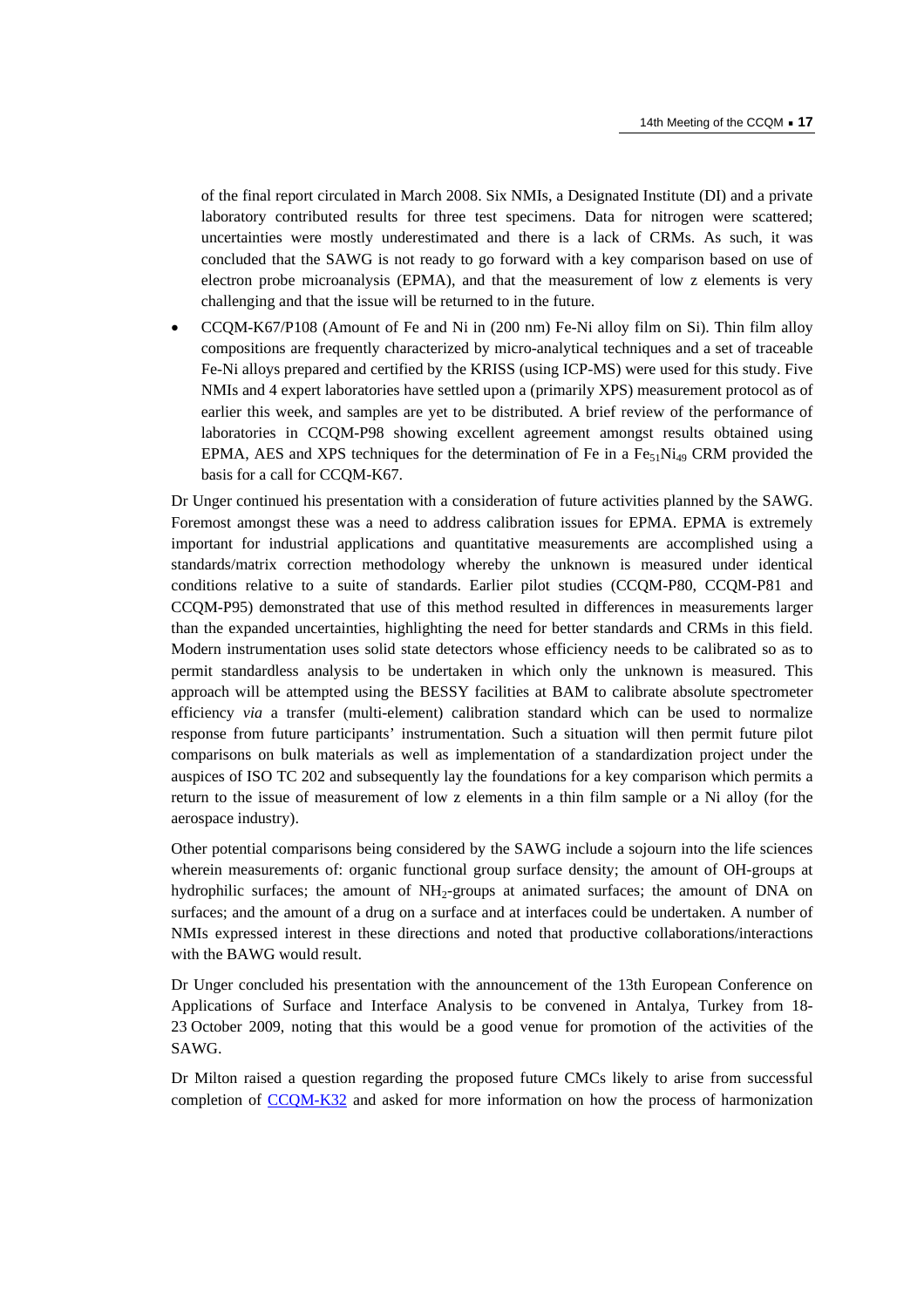of the final report circulated in March 2008. Six NMIs, a Designated Institute (DI) and a private laboratory contributed results for three test specimens. Data for nitrogen were scattered; uncertainties were mostly underestimated and there is a lack of CRMs. As such, it was concluded that the SAWG is not ready to go forward with a key comparison based on use of electron probe microanalysis (EPMA), and that the measurement of low z elements is very challenging and that the issue will be returned to in the future.

- CCQM-K67/P108 (Amount of Fe and Ni in (200 nm) Fe-Ni alloy film on Si). Thin film alloy compositions are frequently characterized by micro-analytical techniques and a set of traceable Fe-Ni alloys prepared and certified by the KRISS (using ICP-MS) were used for this study. Five NMIs and 4 expert laboratories have settled upon a (primarily XPS) measurement protocol as of earlier this week, and samples are yet to be distributed. A brief review of the performance of laboratories in CCQM-P98 showing excellent agreement amongst results obtained using EPMA, AES and XPS techniques for the determination of Fe in a $Fe_{51}Ni_{49}$ CRM provided the basis for a call for CCQM-K67.

Dr Unger continued his presentation with a consideration of future activities planned by the SAWG. Foremost amongst these was a need to address calibration issues for EPMA. EPMA is extremely important for industrial applications and quantitative measurements are accomplished using a standards/matrix correction methodology whereby the unknown is measured under identical conditions relative to a suite of standards. Earlier pilot studies (CCQM-P80, CCQM-P81 and CCQM-P95) demonstrated that use of this method resulted in differences in measurements larger than the expanded uncertainties, highlighting the need for better standards and CRMs in this field. Modern instrumentation uses solid state detectors whose efficiency needs to be calibrated so as to permit standardless analysis to be undertaken in which only the unknown is measured. This approach will be attempted using the BESSY facilities at BAM to calibrate absolute spectrometer efficiency *via* a transfer (multi-element) calibration standard which can be used to normalize response from future participants' instrumentation. Such a situation will then permit future pilot comparisons on bulk materials as well as implementation of a standardization project under the auspices of ISO TC 202 and subsequently lay the foundations for a key comparison which permits a return to the issue of measurement of low z elements in a thin film sample or a Ni alloy (for the aerospace industry).

Other potential comparisons being considered by the SAWG include a sojourn into the life sciences wherein measurements of: organic functional group surface density; the amount of OH-groups at hydrophilic surfaces; the amount of $NH_2$-groups at animated surfaces; the amount of DNA on surfaces; and the amount of a drug on a surface and at interfaces could be undertaken. A number of NMIs expressed interest in these directions and noted that productive collaborations/interactions with the BAWG would result.

Dr Unger concluded his presentation with the announcement of the 13th European Conference on Applications of Surface and Interface Analysis to be convened in Antalya, Turkey from 18-23 October 2009, noting that this would be a good venue for promotion of the activities of the SAWG.

Dr Milton raised a question regarding the proposed future CMCs likely to arise from successful completion of CCQM-K32 and asked for more information on how the process of harmonization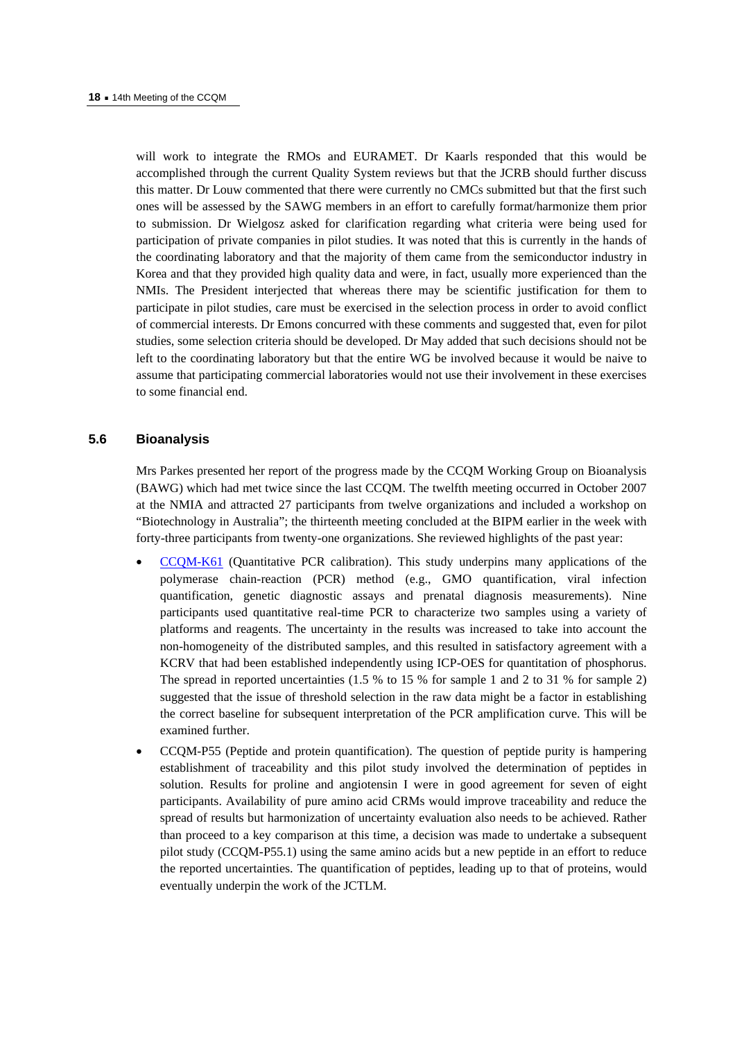will work to integrate the RMOs and EURAMET. Dr Kaarls responded that this would be accomplished through the current Quality System reviews but that the JCRB should further discuss this matter. Dr Louw commented that there were currently no CMCs submitted but that the first such ones will be assessed by the SAWG members in an effort to carefully format/harmonize them prior to submission. Dr Wielgosz asked for clarification regarding what criteria were being used for participation of private companies in pilot studies. It was noted that this is currently in the hands of the coordinating laboratory and that the majority of them came from the semiconductor industry in Korea and that they provided high quality data and were, in fact, usually more experienced than the NMIs. The President interjected that whereas there may be scientific justification for them to participate in pilot studies, care must be exercised in the selection process in order to avoid conflict of commercial interests. Dr Emons concurred with these comments and suggested that, even for pilot studies, some selection criteria should be developed. Dr May added that such decisions should not be left to the coordinating laboratory but that the entire WG be involved because it would be naive to assume that participating commercial laboratories would not use their involvement in these exercises to some financial end.

## 5.6 Bioanalysis

Mrs Parkes presented her report of the progress made by the CCQM Working Group on Bioanalysis (BAWG) which had met twice since the last CCQM. The twelfth meeting occurred in October 2007 at the NMIA and attracted 27 participants from twelve organizations and included a workshop on "Biotechnology in Australia"; the thirteenth meeting concluded at the BIPM earlier in the week with forty-three participants from twenty-one organizations. She reviewed highlights of the past year:

- CCQM-K61 (Quantitative PCR calibration). This study underpins many applications of the polymerase chain-reaction (PCR) method (e.g., GMO quantification, viral infection quantification, genetic diagnostic assays and prenatal diagnosis measurements). Nine participants used quantitative real-time PCR to characterize two samples using a variety of platforms and reagents. The uncertainty in the results was increased to take into account the non-homogeneity of the distributed samples, and this resulted in satisfactory agreement with a KCRV that had been established independently using ICP-OES for quantitation of phosphorus. The spread in reported uncertainties (1.5 % to 15 % for sample 1 and 2 to 31 % for sample 2) suggested that the issue of threshold selection in the raw data might be a factor in establishing the correct baseline for subsequent interpretation of the PCR amplification curve. This will be examined further.
- CCQM-P55 (Peptide and protein quantification). The question of peptide purity is hampering establishment of traceability and this pilot study involved the determination of peptides in solution. Results for proline and angiotensin I were in good agreement for seven of eight participants. Availability of pure amino acid CRMs would improve traceability and reduce the spread of results but harmonization of uncertainty evaluation also needs to be achieved. Rather than proceed to a key comparison at this time, a decision was made to undertake a subsequent pilot study (CCQM-P55.1) using the same amino acids but a new peptide in an effort to reduce the reported uncertainties. The quantification of peptides, leading up to that of proteins, would eventually underpin the work of the JCTLM.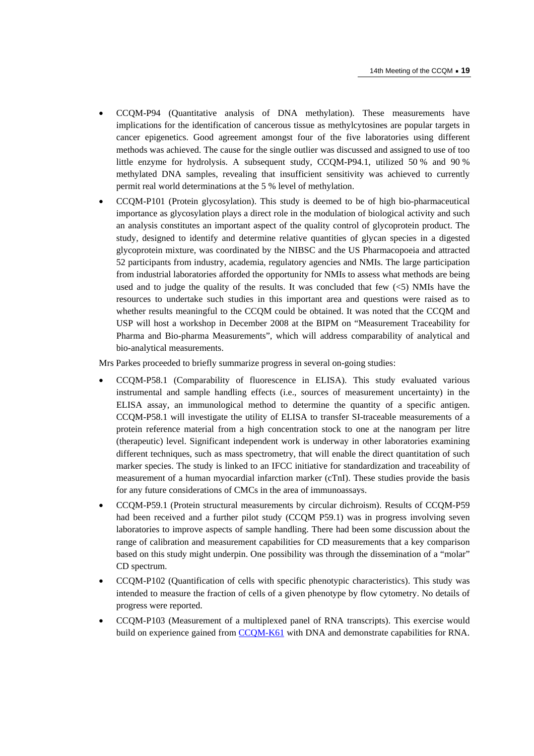- CCQM-P94 (Quantitative analysis of DNA methylation). These measurements have implications for the identification of cancerous tissue as methylcytosines are popular targets in cancer epigenetics. Good agreement amongst four of the five laboratories using different methods was achieved. The cause for the single outlier was discussed and assigned to use of too little enzyme for hydrolysis. A subsequent study, CCQM-P94.1, utilized 50 % and 90 % methylated DNA samples, revealing that insufficient sensitivity was achieved to currently permit real world determinations at the 5 % level of methylation.
- CCQM-P101 (Protein glycosylation). This study is deemed to be of high bio-pharmaceutical importance as glycosylation plays a direct role in the modulation of biological activity and such an analysis constitutes an important aspect of the quality control of glycoprotein product. The study, designed to identify and determine relative quantities of glycan species in a digested glycoprotein mixture, was coordinated by the NIBSC and the US Pharmacopoeia and attracted 52 participants from industry, academia, regulatory agencies and NMIs. The large participation from industrial laboratories afforded the opportunity for NMIs to assess what methods are being used and to judge the quality of the results. It was concluded that few (<5) NMIs have the resources to undertake such studies in this important area and questions were raised as to whether results meaningful to the CCQM could be obtained. It was noted that the CCQM and USP will host a workshop in December 2008 at the BIPM on "Measurement Traceability for Pharma and Bio-pharma Measurements", which will address comparability of analytical and bio-analytical measurements.

Mrs Parkes proceeded to briefly summarize progress in several on-going studies:

- CCQM-P58.1 (Comparability of fluorescence in ELISA). This study evaluated various instrumental and sample handling effects (i.e., sources of measurement uncertainty) in the ELISA assay, an immunological method to determine the quantity of a specific antigen. CCQM-P58.1 will investigate the utility of ELISA to transfer SI-traceable measurements of a protein reference material from a high concentration stock to one at the nanogram per litre (therapeutic) level. Significant independent work is underway in other laboratories examining different techniques, such as mass spectrometry, that will enable the direct quantitation of such marker species. The study is linked to an IFCC initiative for standardization and traceability of measurement of a human myocardial infarction marker (cTnI). These studies provide the basis for any future considerations of CMCs in the area of immunoassays.
- CCQM-P59.1 (Protein structural measurements by circular dichroism). Results of CCQM-P59 had been received and a further pilot study (CCQM P59.1) was in progress involving seven laboratories to improve aspects of sample handling. There had been some discussion about the range of calibration and measurement capabilities for CD measurements that a key comparison based on this study might underpin. One possibility was through the dissemination of a "molar" CD spectrum.
- CCQM-P102 (Quantification of cells with specific phenotypic characteristics). This study was intended to measure the fraction of cells of a given phenotype by flow cytometry. No details of progress were reported.
- CCQM-P103 (Measurement of a multiplexed panel of RNA transcripts). This exercise would build on experience gained from CCQM-K61 with DNA and demonstrate capabilities for RNA.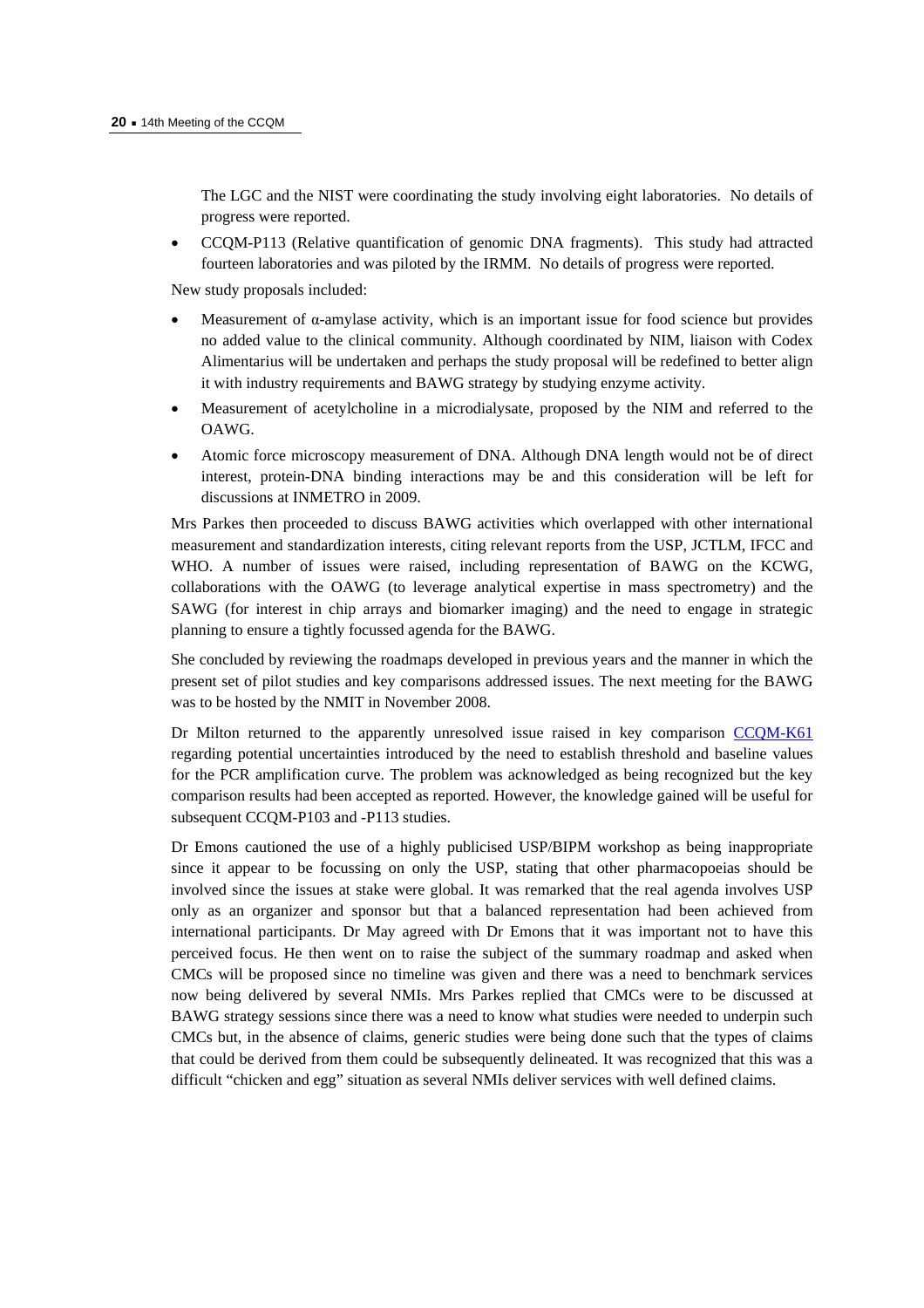The LGC and the NIST were coordinating the study involving eight laboratories. No details of progress were reported.

- CCQM-P113 (Relative quantification of genomic DNA fragments). This study had attracted fourteen laboratories and was piloted by the IRMM. No details of progress were reported.

New study proposals included:

- Measurement of α-amylase activity, which is an important issue for food science but provides no added value to the clinical community. Although coordinated by NIM, liaison with Codex Alimentarius will be undertaken and perhaps the study proposal will be redefined to better align it with industry requirements and BAWG strategy by studying enzyme activity.
- Measurement of acetylcholine in a microdialysate, proposed by the NIM and referred to the OAWG.
- Atomic force microscopy measurement of DNA. Although DNA length would not be of direct interest, protein-DNA binding interactions may be and this consideration will be left for discussions at INMETRO in 2009.

Mrs Parkes then proceeded to discuss BAWG activities which overlapped with other international measurement and standardization interests, citing relevant reports from the USP, JCTLM, IFCC and WHO. A number of issues were raised, including representation of BAWG on the KCWG, collaborations with the OAWG (to leverage analytical expertise in mass spectrometry) and the SAWG (for interest in chip arrays and biomarker imaging) and the need to engage in strategic planning to ensure a tightly focussed agenda for the BAWG.

She concluded by reviewing the roadmaps developed in previous years and the manner in which the present set of pilot studies and key comparisons addressed issues. The next meeting for the BAWG was to be hosted by the NMIT in November 2008.

Dr Milton returned to the apparently unresolved issue raised in key comparison CCQM-K61 regarding potential uncertainties introduced by the need to establish threshold and baseline values for the PCR amplification curve. The problem was acknowledged as being recognized but the key comparison results had been accepted as reported. However, the knowledge gained will be useful for subsequent CCQM-P103 and -P113 studies.

Dr Emons cautioned the use of a highly publicised USP/BIPM workshop as being inappropriate since it appear to be focussing on only the USP, stating that other pharmacopoeias should be involved since the issues at stake were global. It was remarked that the real agenda involves USP only as an organizer and sponsor but that a balanced representation had been achieved from international participants. Dr May agreed with Dr Emons that it was important not to have this perceived focus. He then went on to raise the subject of the summary roadmap and asked when CMCs will be proposed since no timeline was given and there was a need to benchmark services now being delivered by several NMIs. Mrs Parkes replied that CMCs were to be discussed at BAWG strategy sessions since there was a need to know what studies were needed to underpin such CMCs but, in the absence of claims, generic studies were being done such that the types of claims that could be derived from them could be subsequently delineated. It was recognized that this was a difficult "chicken and egg" situation as several NMIs deliver services with well defined claims.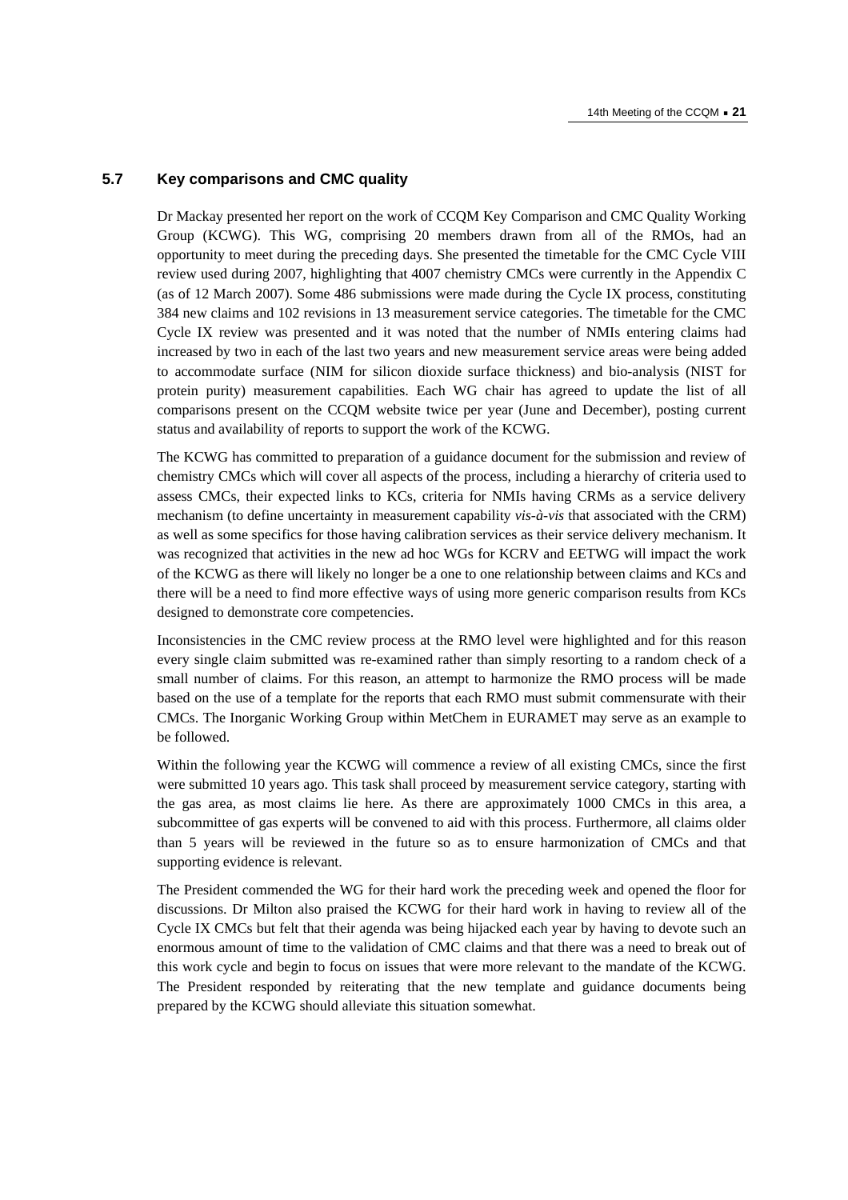## 5.7 Key comparisons and CMC quality

Dr Mackay presented her report on the work of CCQM Key Comparison and CMC Quality Working Group (KCWG). This WG, comprising 20 members drawn from all of the RMOs, had an opportunity to meet during the preceding days. She presented the timetable for the CMC Cycle VIII review used during 2007, highlighting that 4007 chemistry CMCs were currently in the Appendix C (as of 12 March 2007). Some 486 submissions were made during the Cycle IX process, constituting 384 new claims and 102 revisions in 13 measurement service categories. The timetable for the CMC Cycle IX review was presented and it was noted that the number of NMIs entering claims had increased by two in each of the last two years and new measurement service areas were being added to accommodate surface (NIM for silicon dioxide surface thickness) and bio-analysis (NIST for protein purity) measurement capabilities. Each WG chair has agreed to update the list of all comparisons present on the CCQM website twice per year (June and December), posting current status and availability of reports to support the work of the KCWG.

The KCWG has committed to preparation of a guidance document for the submission and review of chemistry CMCs which will cover all aspects of the process, including a hierarchy of criteria used to assess CMCs, their expected links to KCs, criteria for NMIs having CRMs as a service delivery mechanism (to define uncertainty in measurement capability *vis-à-vis* that associated with the CRM) as well as some specifics for those having calibration services as their service delivery mechanism. It was recognized that activities in the new ad hoc WGs for KCRV and EETWG will impact the work of the KCWG as there will likely no longer be a one to one relationship between claims and KCs and there will be a need to find more effective ways of using more generic comparison results from KCs designed to demonstrate core competencies.

Inconsistencies in the CMC review process at the RMO level were highlighted and for this reason every single claim submitted was re-examined rather than simply resorting to a random check of a small number of claims. For this reason, an attempt to harmonize the RMO process will be made based on the use of a template for the reports that each RMO must submit commensurate with their CMCs. The Inorganic Working Group within MetChem in EURAMET may serve as an example to be followed.

Within the following year the KCWG will commence a review of all existing CMCs, since the first were submitted 10 years ago. This task shall proceed by measurement service category, starting with the gas area, as most claims lie here. As there are approximately 1000 CMCs in this area, a subcommittee of gas experts will be convened to aid with this process. Furthermore, all claims older than 5 years will be reviewed in the future so as to ensure harmonization of CMCs and that supporting evidence is relevant.

The President commended the WG for their hard work the preceding week and opened the floor for discussions. Dr Milton also praised the KCWG for their hard work in having to review all of the Cycle IX CMCs but felt that their agenda was being hijacked each year by having to devote such an enormous amount of time to the validation of CMC claims and that there was a need to break out of this work cycle and begin to focus on issues that were more relevant to the mandate of the KCWG. The President responded by reiterating that the new template and guidance documents being prepared by the KCWG should alleviate this situation somewhat.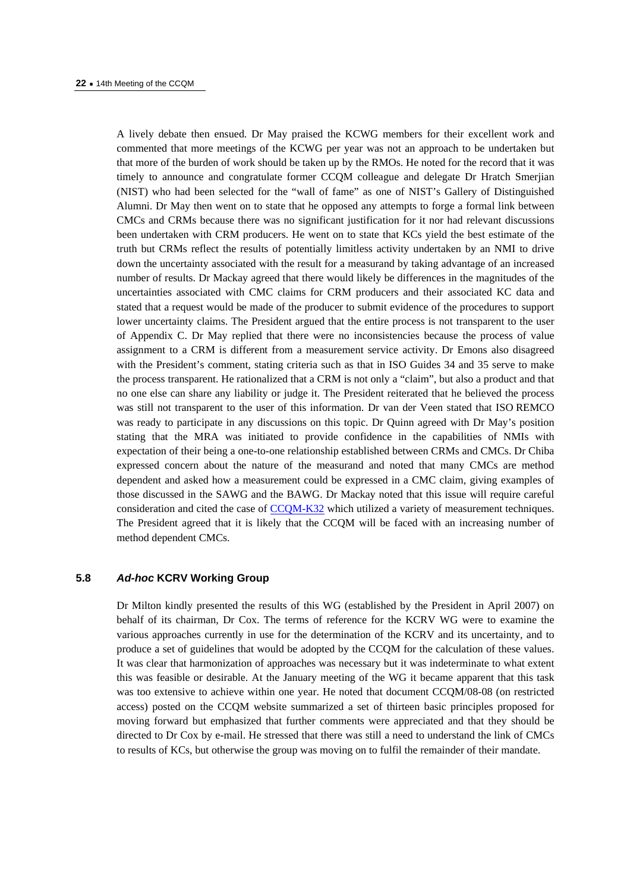A lively debate then ensued. Dr May praised the KCWG members for their excellent work and commented that more meetings of the KCWG per year was not an approach to be undertaken but that more of the burden of work should be taken up by the RMOs. He noted for the record that it was timely to announce and congratulate former CCQM colleague and delegate Dr Hratch Smerjian (NIST) who had been selected for the "wall of fame" as one of NIST's Gallery of Distinguished Alumni. Dr May then went on to state that he opposed any attempts to forge a formal link between CMCs and CRMs because there was no significant justification for it nor had relevant discussions been undertaken with CRM producers. He went on to state that KCs yield the best estimate of the truth but CRMs reflect the results of potentially limitless activity undertaken by an NMI to drive down the uncertainty associated with the result for a measurand by taking advantage of an increased number of results. Dr Mackay agreed that there would likely be differences in the magnitudes of the uncertainties associated with CMC claims for CRM producers and their associated KC data and stated that a request would be made of the producer to submit evidence of the procedures to support lower uncertainty claims. The President argued that the entire process is not transparent to the user of Appendix C. Dr May replied that there were no inconsistencies because the process of value assignment to a CRM is different from a measurement service activity. Dr Emons also disagreed with the President's comment, stating criteria such as that in ISO Guides 34 and 35 serve to make the process transparent. He rationalized that a CRM is not only a "claim", but also a product and that no one else can share any liability or judge it. The President reiterated that he believed the process was still not transparent to the user of this information. Dr van der Veen stated that ISO REMCO was ready to participate in any discussions on this topic. Dr Quinn agreed with Dr May's position stating that the MRA was initiated to provide confidence in the capabilities of NMIs with expectation of their being a one-to-one relationship established between CRMs and CMCs. Dr Chiba expressed concern about the nature of the measurand and noted that many CMCs are method dependent and asked how a measurement could be expressed in a CMC claim, giving examples of those discussed in the SAWG and the BAWG. Dr Mackay noted that this issue will require careful consideration and cited the case of CCQM-K32 which utilized a variety of measurement techniques. The President agreed that it is likely that the CCQM will be faced with an increasing number of method dependent CMCs.

### 5.8 *Ad-hoc* KCRV Working Group

Dr Milton kindly presented the results of this WG (established by the President in April 2007) on behalf of its chairman, Dr Cox. The terms of reference for the KCRV WG were to examine the various approaches currently in use for the determination of the KCRV and its uncertainty, and to produce a set of guidelines that would be adopted by the CCQM for the calculation of these values. It was clear that harmonization of approaches was necessary but it was indeterminate to what extent this was feasible or desirable. At the January meeting of the WG it became apparent that this task was too extensive to achieve within one year. He noted that document CCQM/08-08 (on restricted access) posted on the CCQM website summarized a set of thirteen basic principles proposed for moving forward but emphasized that further comments were appreciated and that they should be directed to Dr Cox by e-mail. He stressed that there was still a need to understand the link of CMCs to results of KCs, but otherwise the group was moving on to fulfil the remainder of their mandate.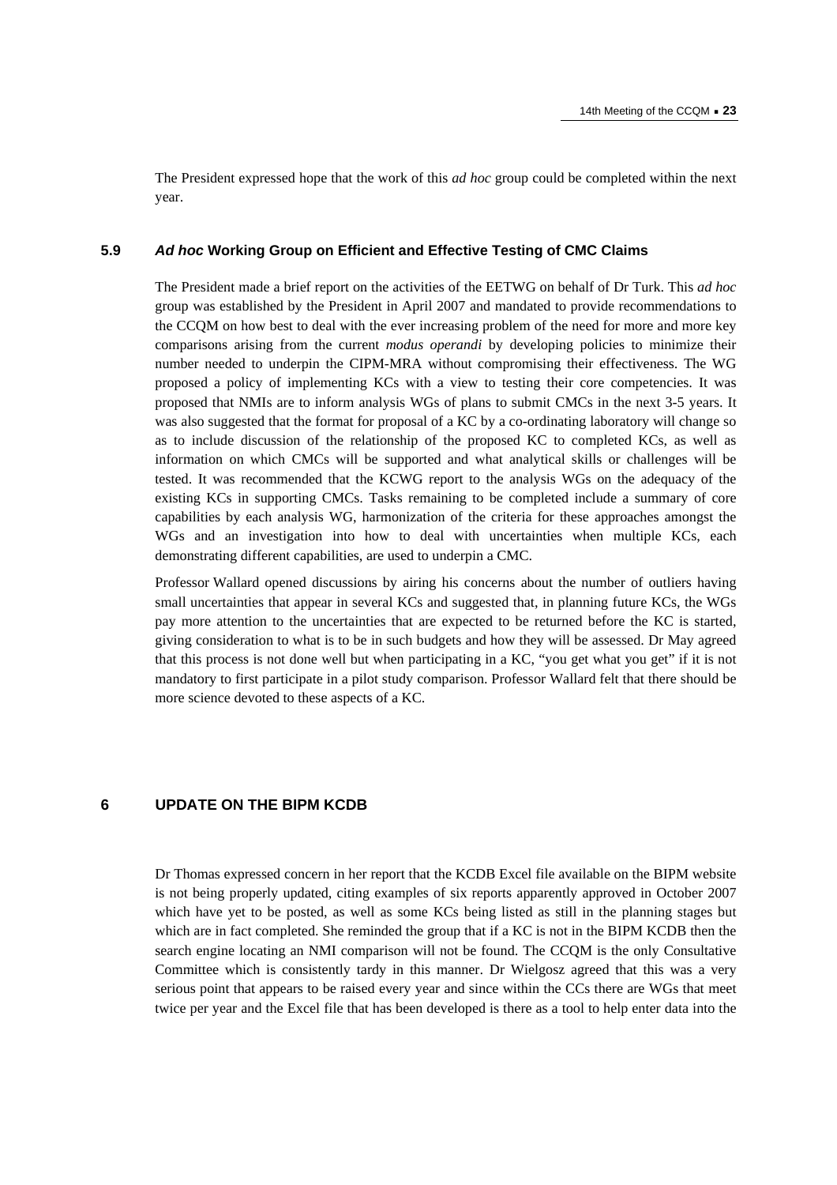The President expressed hope that the work of this *ad hoc* group could be completed within the next year.

### 5.9 *Ad hoc* Working Group on Efficient and Effective Testing of CMC Claims

The President made a brief report on the activities of the EETWG on behalf of Dr Turk. This *ad hoc* group was established by the President in April 2007 and mandated to provide recommendations to the CCQM on how best to deal with the ever increasing problem of the need for more and more key comparisons arising from the current *modus operandi* by developing policies to minimize their number needed to underpin the CIPM-MRA without compromising their effectiveness. The WG proposed a policy of implementing KCs with a view to testing their core competencies. It was proposed that NMIs are to inform analysis WGs of plans to submit CMCs in the next 3-5 years. It was also suggested that the format for proposal of a KC by a co-ordinating laboratory will change so as to include discussion of the relationship of the proposed KC to completed KCs, as well as information on which CMCs will be supported and what analytical skills or challenges will be tested. It was recommended that the KCWG report to the analysis WGs on the adequacy of the existing KCs in supporting CMCs. Tasks remaining to be completed include a summary of core capabilities by each analysis WG, harmonization of the criteria for these approaches amongst the WGs and an investigation into how to deal with uncertainties when multiple KCs, each demonstrating different capabilities, are used to underpin a CMC.

Professor Wallard opened discussions by airing his concerns about the number of outliers having small uncertainties that appear in several KCs and suggested that, in planning future KCs, the WGs pay more attention to the uncertainties that are expected to be returned before the KC is started, giving consideration to what is to be in such budgets and how they will be assessed. Dr May agreed that this process is not done well but when participating in a KC, "you get what you get" if it is not mandatory to first participate in a pilot study comparison. Professor Wallard felt that there should be more science devoted to these aspects of a KC.

## 6 UPDATE ON THE BIPM KCDB

Dr Thomas expressed concern in her report that the KCDB Excel file available on the BIPM website is not being properly updated, citing examples of six reports apparently approved in October 2007 which have yet to be posted, as well as some KCs being listed as still in the planning stages but which are in fact completed. She reminded the group that if a KC is not in the BIPM KCDB then the search engine locating an NMI comparison will not be found. The CCQM is the only Consultative Committee which is consistently tardy in this manner. Dr Wielgosz agreed that this was a very serious point that appears to be raised every year and since within the CCs there are WGs that meet twice per year and the Excel file that has been developed is there as a tool to help enter data into the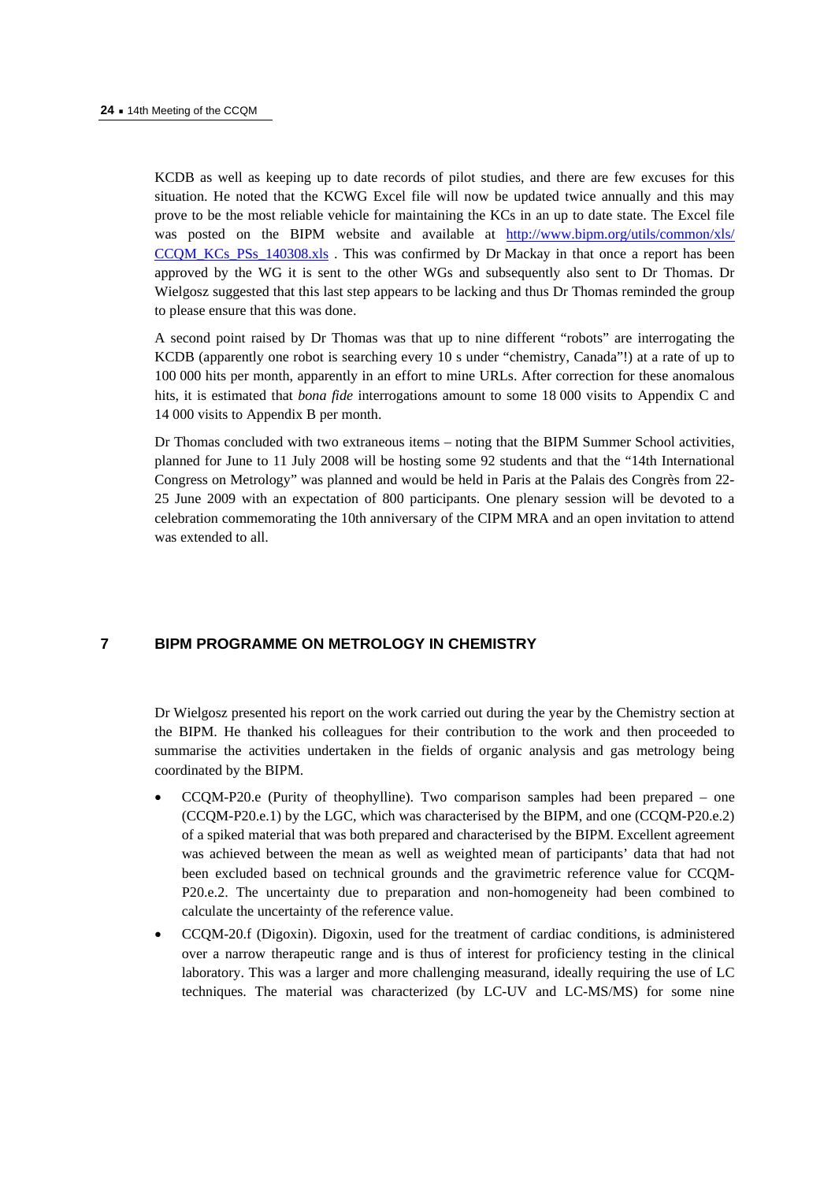KCDB as well as keeping up to date records of pilot studies, and there are few excuses for this situation. He noted that the KCWG Excel file will now be updated twice annually and this may prove to be the most reliable vehicle for maintaining the KCs in an up to date state. The Excel file was posted on the BIPM website and available at [http://www.bipm.org/utils/common/xls/CCQM_KCs_PSs_140308.xls](http://www.bipm.org/utils/common/xls/CCQM_KCs_PSs_140308.xls) . This was confirmed by Dr Mackay in that once a report has been approved by the WG it is sent to the other WGs and subsequently also sent to Dr Thomas. Dr Wielgosz suggested that this last step appears to be lacking and thus Dr Thomas reminded the group to please ensure that this was done.

A second point raised by Dr Thomas was that up to nine different "robots" are interrogating the KCDB (apparently one robot is searching every 10 s under "chemistry, Canada"!) at a rate of up to 100 000 hits per month, apparently in an effort to mine URLs. After correction for these anomalous hits, it is estimated that *bona fide* interrogations amount to some 18 000 visits to Appendix C and 14 000 visits to Appendix B per month.

Dr Thomas concluded with two extraneous items – noting that the BIPM Summer School activities, planned for June to 11 July 2008 will be hosting some 92 students and that the "14th International Congress on Metrology" was planned and would be held in Paris at the Palais des Congrès from 22-25 June 2009 with an expectation of 800 participants. One plenary session will be devoted to a celebration commemorating the 10th anniversary of the CIPM MRA and an open invitation to attend was extended to all.

## 7 BIPM PROGRAMME ON METROLOGY IN CHEMISTRY

Dr Wielgosz presented his report on the work carried out during the year by the Chemistry section at the BIPM. He thanked his colleagues for their contribution to the work and then proceeded to summarise the activities undertaken in the fields of organic analysis and gas metrology being coordinated by the BIPM.

- CCQM-P20.e (Purity of theophylline). Two comparison samples had been prepared – one (CCQM-P20.e.1) by the LGC, which was characterised by the BIPM, and one (CCQM-P20.e.2) of a spiked material that was both prepared and characterised by the BIPM. Excellent agreement was achieved between the mean as well as weighted mean of participants' data that had not been excluded based on technical grounds and the gravimetric reference value for CCQM-P20.e.2. The uncertainty due to preparation and non-homogeneity had been combined to calculate the uncertainty of the reference value.
- CCQM-20.f (Digoxin). Digoxin, used for the treatment of cardiac conditions, is administered over a narrow therapeutic range and is thus of interest for proficiency testing in the clinical laboratory. This was a larger and more challenging measurand, ideally requiring the use of LC techniques. The material was characterized (by LC-UV and LC-MS/MS) for some nine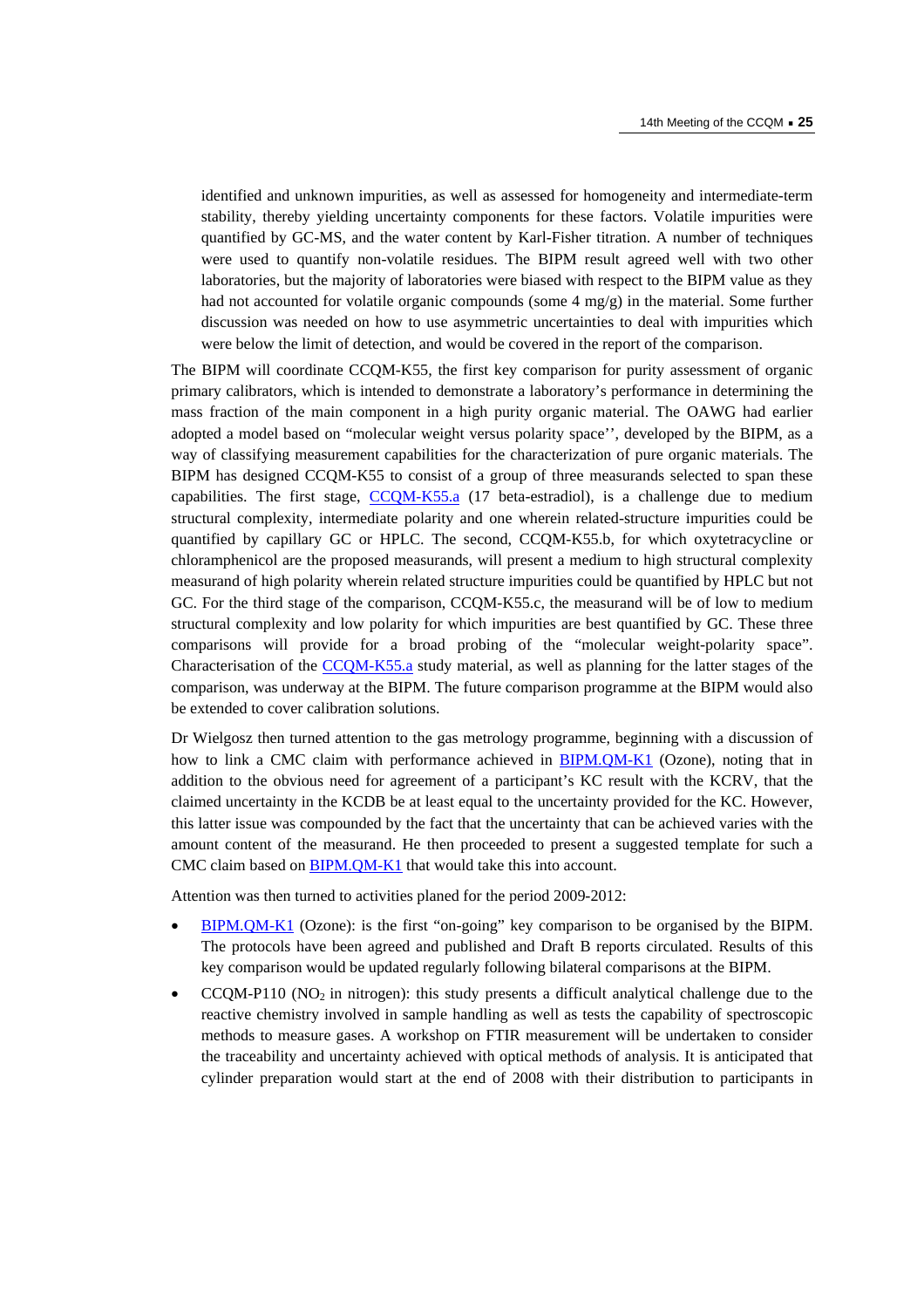identified and unknown impurities, as well as assessed for homogeneity and intermediate-term stability, thereby yielding uncertainty components for these factors. Volatile impurities were quantified by GC-MS, and the water content by Karl-Fisher titration. A number of techniques were used to quantify non-volatile residues. The BIPM result agreed well with two other laboratories, but the majority of laboratories were biased with respect to the BIPM value as they had not accounted for volatile organic compounds (some 4 mg/g) in the material. Some further discussion was needed on how to use asymmetric uncertainties to deal with impurities which were below the limit of detection, and would be covered in the report of the comparison.

The BIPM will coordinate CCQM-K55, the first key comparison for purity assessment of organic primary calibrators, which is intended to demonstrate a laboratory's performance in determining the mass fraction of the main component in a high purity organic material. The OAWG had earlier adopted a model based on "molecular weight versus polarity space'', developed by the BIPM, as a way of classifying measurement capabilities for the characterization of pure organic materials. The BIPM has designed CCQM-K55 to consist of a group of three measurands selected to span these capabilities. The first stage, CCQM-K55.a (17 beta-estradiol), is a challenge due to medium structural complexity, intermediate polarity and one wherein related-structure impurities could be quantified by capillary GC or HPLC. The second, CCQM-K55.b, for which oxytetracycline or chloramphenicol are the proposed measurands, will present a medium to high structural complexity measurand of high polarity wherein related structure impurities could be quantified by HPLC but not GC. For the third stage of the comparison, CCQM-K55.c, the measurand will be of low to medium structural complexity and low polarity for which impurities are best quantified by GC. These three comparisons will provide for a broad probing of the "molecular weight-polarity space". Characterisation of the CCQM-K55.a study material, as well as planning for the latter stages of the comparison, was underway at the BIPM. The future comparison programme at the BIPM would also be extended to cover calibration solutions.

Dr Wielgosz then turned attention to the gas metrology programme, beginning with a discussion of how to link a CMC claim with performance achieved in BIPM.QM-K1 (Ozone), noting that in addition to the obvious need for agreement of a participant's KC result with the KCRV, that the claimed uncertainty in the KCDB be at least equal to the uncertainty provided for the KC. However, this latter issue was compounded by the fact that the uncertainty that can be achieved varies with the amount content of the measurand. He then proceeded to present a suggested template for such a CMC claim based on BIPM.QM-K1 that would take this into account.

Attention was then turned to activities planed for the period 2009-2012:

- BIPM.QM-K1 (Ozone): is the first "on-going" key comparison to be organised by the BIPM. The protocols have been agreed and published and Draft B reports circulated. Results of this key comparison would be updated regularly following bilateral comparisons at the BIPM.
- CCQM-P110 ($NO_2$ in nitrogen): this study presents a difficult analytical challenge due to the reactive chemistry involved in sample handling as well as tests the capability of spectroscopic methods to measure gases. A workshop on FTIR measurement will be undertaken to consider the traceability and uncertainty achieved with optical methods of analysis. It is anticipated that cylinder preparation would start at the end of 2008 with their distribution to participants in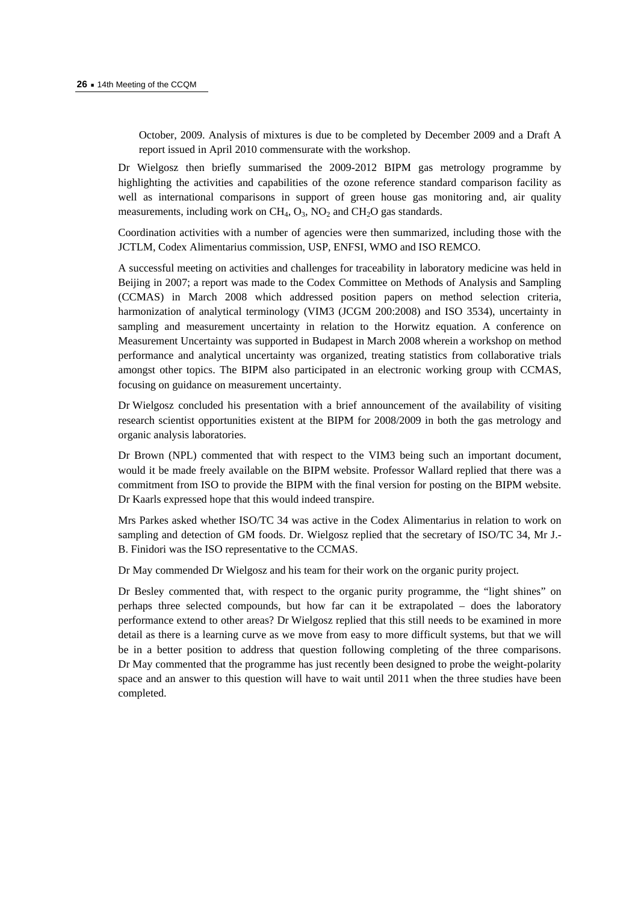October, 2009. Analysis of mixtures is due to be completed by December 2009 and a Draft A report issued in April 2010 commensurate with the workshop.

Dr Wielgosz then briefly summarised the 2009-2012 BIPM gas metrology programme by highlighting the activities and capabilities of the ozone reference standard comparison facility as well as international comparisons in support of green house gas monitoring and, air quality measurements, including work on $CH_4$, $O_3$, $NO_2$ and $CH_2O$ gas standards.

Coordination activities with a number of agencies were then summarized, including those with the JCTLM, Codex Alimentarius commission, USP, ENFSI, WMO and ISO REMCO.

A successful meeting on activities and challenges for traceability in laboratory medicine was held in Beijing in 2007; a report was made to the Codex Committee on Methods of Analysis and Sampling (CCMAS) in March 2008 which addressed position papers on method selection criteria, harmonization of analytical terminology (VIM3 (JCGM 200:2008) and ISO 3534), uncertainty in sampling and measurement uncertainty in relation to the Horwitz equation. A conference on Measurement Uncertainty was supported in Budapest in March 2008 wherein a workshop on method performance and analytical uncertainty was organized, treating statistics from collaborative trials amongst other topics. The BIPM also participated in an electronic working group with CCMAS, focusing on guidance on measurement uncertainty.

Dr Wielgosz concluded his presentation with a brief announcement of the availability of visiting research scientist opportunities existent at the BIPM for 2008/2009 in both the gas metrology and organic analysis laboratories.

Dr Brown (NPL) commented that with respect to the VIM3 being such an important document, would it be made freely available on the BIPM website. Professor Wallard replied that there was a commitment from ISO to provide the BIPM with the final version for posting on the BIPM website. Dr Kaarls expressed hope that this would indeed transpire.

Mrs Parkes asked whether ISO/TC 34 was active in the Codex Alimentarius in relation to work on sampling and detection of GM foods. Dr. Wielgosz replied that the secretary of ISO/TC 34, Mr J.-B. Finidori was the ISO representative to the CCMAS.

Dr May commended Dr Wielgosz and his team for their work on the organic purity project.

Dr Besley commented that, with respect to the organic purity programme, the "light shines" on perhaps three selected compounds, but how far can it be extrapolated – does the laboratory performance extend to other areas? Dr Wielgosz replied that this still needs to be examined in more detail as there is a learning curve as we move from easy to more difficult systems, but that we will be in a better position to address that question following completing of the three comparisons. Dr May commented that the programme has just recently been designed to probe the weight-polarity space and an answer to this question will have to wait until 2011 when the three studies have been completed.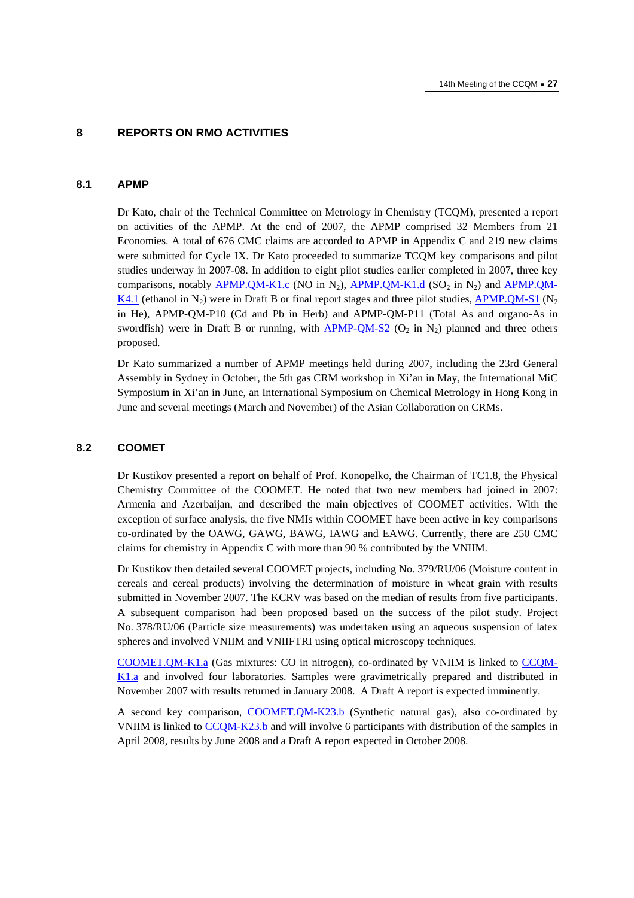## 8 REPORTS ON RMO ACTIVITIES

### 8.1 APMP

Dr Kato, chair of the Technical Committee on Metrology in Chemistry (TCQM), presented a report on activities of the APMP. At the end of 2007, the APMP comprised 32 Members from 21 Economies. A total of 676 CMC claims are accorded to APMP in Appendix C and 219 new claims were submitted for Cycle IX. Dr Kato proceeded to summarize TCQM key comparisons and pilot studies underway in 2007-08. In addition to eight pilot studies earlier completed in 2007, three key comparisons, notably APMP.QM-K1.c (NO in $N_2$), APMP.QM-K1.d ($SO_2$ in $N_2$) and APMP.QM-K4.1 (ethanol in $N_2$) were in Draft B or final report stages and three pilot studies, APMP.QM-S1 ($N_2$ in He), APMP-QM-P10 (Cd and Pb in Herb) and APMP-QM-P11 (Total As and organo-As in swordfish) were in Draft B or running, with APMP-QM-S2 ($O_2$ in $N_2$) planned and three others proposed.

Dr Kato summarized a number of APMP meetings held during 2007, including the 23rd General Assembly in Sydney in October, the 5th gas CRM workshop in Xi'an in May, the International MiC Symposium in Xi'an in June, an International Symposium on Chemical Metrology in Hong Kong in June and several meetings (March and November) of the Asian Collaboration on CRMs.

### 8.2 COOMET

Dr Kustikov presented a report on behalf of Prof. Konopelko, the Chairman of TC1.8, the Physical Chemistry Committee of the COOMET. He noted that two new members had joined in 2007: Armenia and Azerbaijan, and described the main objectives of COOMET activities. With the exception of surface analysis, the five NMIs within COOMET have been active in key comparisons co-ordinated by the OAWG, GAWG, BAWG, IAWG and EAWG. Currently, there are 250 CMC claims for chemistry in Appendix C with more than 90 % contributed by the VNIIM.

Dr Kustikov then detailed several COOMET projects, including No. 379/RU/06 (Moisture content in cereals and cereal products) involving the determination of moisture in wheat grain with results submitted in November 2007. The KCRV was based on the median of results from five participants. A subsequent comparison had been proposed based on the success of the pilot study. Project No. 378/RU/06 (Particle size measurements) was undertaken using an aqueous suspension of latex spheres and involved VNIIM and VNIIFTRI using optical microscopy techniques.

COOMET.QM-K1.a (Gas mixtures: CO in nitrogen), co-ordinated by VNIIM is linked to CCQM-K1.a and involved four laboratories. Samples were gravimetrically prepared and distributed in November 2007 with results returned in January 2008. A Draft A report is expected imminently.

A second key comparison, COOMET.QM-K23.b (Synthetic natural gas), also co-ordinated by VNIIM is linked to CCQM-K23.b and will involve 6 participants with distribution of the samples in April 2008, results by June 2008 and a Draft A report expected in October 2008.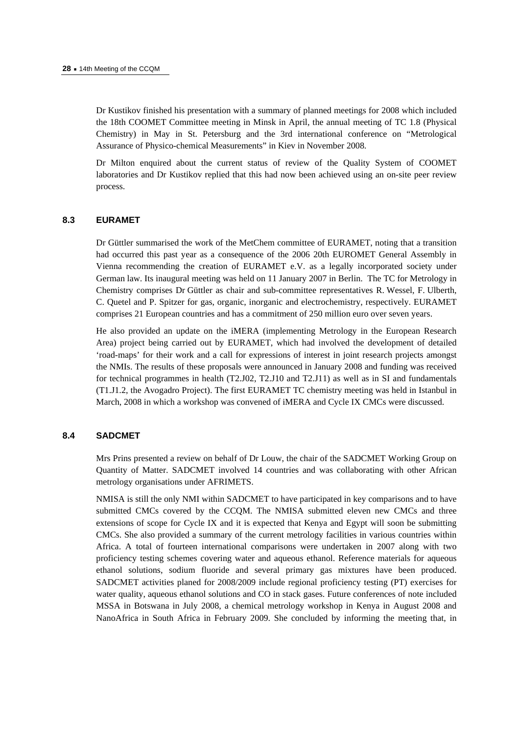Dr Kustikov finished his presentation with a summary of planned meetings for 2008 which included the 18th COOMET Committee meeting in Minsk in April, the annual meeting of TC 1.8 (Physical Chemistry) in May in St. Petersburg and the 3rd international conference on "Metrological Assurance of Physico-chemical Measurements" in Kiev in November 2008.

Dr Milton enquired about the current status of review of the Quality System of COOMET laboratories and Dr Kustikov replied that this had now been achieved using an on-site peer review process.

### 8.3 EURAMET

Dr Güttler summarised the work of the MetChem committee of EURAMET, noting that a transition had occurred this past year as a consequence of the 2006 20th EUROMET General Assembly in Vienna recommending the creation of EURAMET e.V. as a legally incorporated society under German law. Its inaugural meeting was held on 11 January 2007 in Berlin. The TC for Metrology in Chemistry comprises Dr Güttler as chair and sub-committee representatives R. Wessel, F. Ulberth, C. Quetel and P. Spitzer for gas, organic, inorganic and electrochemistry, respectively. EURAMET comprises 21 European countries and has a commitment of 250 million euro over seven years.

He also provided an update on the iMERA (implementing Metrology in the European Research Area) project being carried out by EURAMET, which had involved the development of detailed 'road-maps' for their work and a call for expressions of interest in joint research projects amongst the NMIs. The results of these proposals were announced in January 2008 and funding was received for technical programmes in health (T2.J02, T2.J10 and T2.J11) as well as in SI and fundamentals (T1.J1.2, the Avogadro Project). The first EURAMET TC chemistry meeting was held in Istanbul in March, 2008 in which a workshop was convened of iMERA and Cycle IX CMCs were discussed.

### 8.4 SADCMET

Mrs Prins presented a review on behalf of Dr Louw, the chair of the SADCMET Working Group on Quantity of Matter. SADCMET involved 14 countries and was collaborating with other African metrology organisations under AFRIMETS.

NMISA is still the only NMI within SADCMET to have participated in key comparisons and to have submitted CMCs covered by the CCQM. The NMISA submitted eleven new CMCs and three extensions of scope for Cycle IX and it is expected that Kenya and Egypt will soon be submitting CMCs. She also provided a summary of the current metrology facilities in various countries within Africa. A total of fourteen international comparisons were undertaken in 2007 along with two proficiency testing schemes covering water and aqueous ethanol. Reference materials for aqueous ethanol solutions, sodium fluoride and several primary gas mixtures have been produced. SADCMET activities planed for 2008/2009 include regional proficiency testing (PT) exercises for water quality, aqueous ethanol solutions and CO in stack gases. Future conferences of note included MSSA in Botswana in July 2008, a chemical metrology workshop in Kenya in August 2008 and NanoAfrica in South Africa in February 2009. She concluded by informing the meeting that, in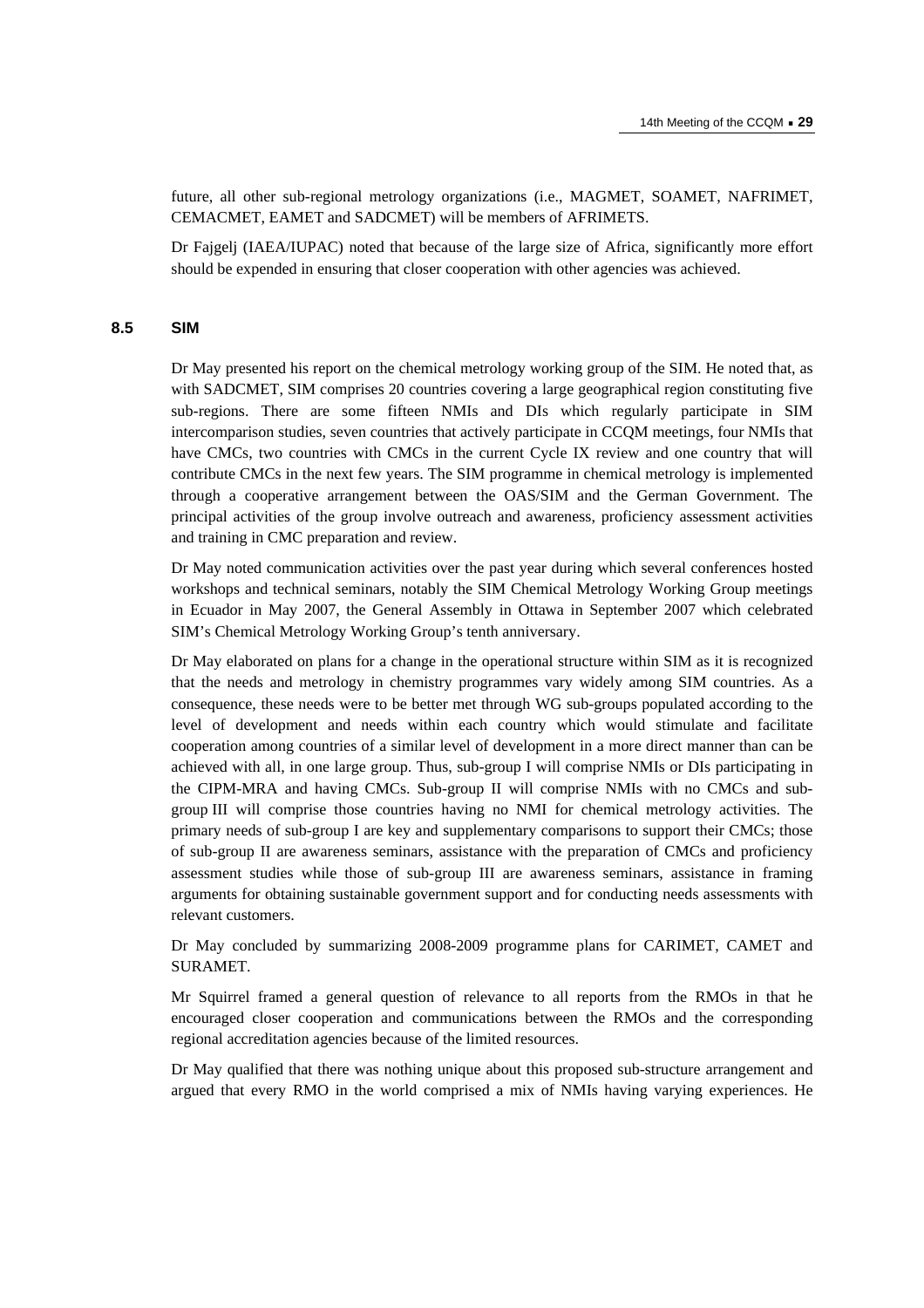future, all other sub-regional metrology organizations (i.e., MAGMET, SOAMET, NAFRIMET, CEMACMET, EAMET and SADCMET) will be members of AFRIMETS.

Dr Fajgelj (IAEA/IUPAC) noted that because of the large size of Africa, significantly more effort should be expended in ensuring that closer cooperation with other agencies was achieved.

### 8.5 SIM

Dr May presented his report on the chemical metrology working group of the SIM. He noted that, as with SADCMET, SIM comprises 20 countries covering a large geographical region constituting five sub-regions. There are some fifteen NMIs and DIs which regularly participate in SIM intercomparison studies, seven countries that actively participate in CCQM meetings, four NMIs that have CMCs, two countries with CMCs in the current Cycle IX review and one country that will contribute CMCs in the next few years. The SIM programme in chemical metrology is implemented through a cooperative arrangement between the OAS/SIM and the German Government. The principal activities of the group involve outreach and awareness, proficiency assessment activities and training in CMC preparation and review.

Dr May noted communication activities over the past year during which several conferences hosted workshops and technical seminars, notably the SIM Chemical Metrology Working Group meetings in Ecuador in May 2007, the General Assembly in Ottawa in September 2007 which celebrated SIM's Chemical Metrology Working Group's tenth anniversary.

Dr May elaborated on plans for a change in the operational structure within SIM as it is recognized that the needs and metrology in chemistry programmes vary widely among SIM countries. As a consequence, these needs were to be better met through WG sub-groups populated according to the level of development and needs within each country which would stimulate and facilitate cooperation among countries of a similar level of development in a more direct manner than can be achieved with all, in one large group. Thus, sub-group I will comprise NMIs or DIs participating in the CIPM-MRA and having CMCs. Sub-group II will comprise NMIs with no CMCs and sub-group III will comprise those countries having no NMI for chemical metrology activities. The primary needs of sub-group I are key and supplementary comparisons to support their CMCs; those of sub-group II are awareness seminars, assistance with the preparation of CMCs and proficiency assessment studies while those of sub-group III are awareness seminars, assistance in framing arguments for obtaining sustainable government support and for conducting needs assessments with relevant customers.

Dr May concluded by summarizing 2008-2009 programme plans for CARIMET, CAMET and SURAMET.

Mr Squirrel framed a general question of relevance to all reports from the RMOs in that he encouraged closer cooperation and communications between the RMOs and the corresponding regional accreditation agencies because of the limited resources.

Dr May qualified that there was nothing unique about this proposed sub-structure arrangement and argued that every RMO in the world comprised a mix of NMIs having varying experiences. He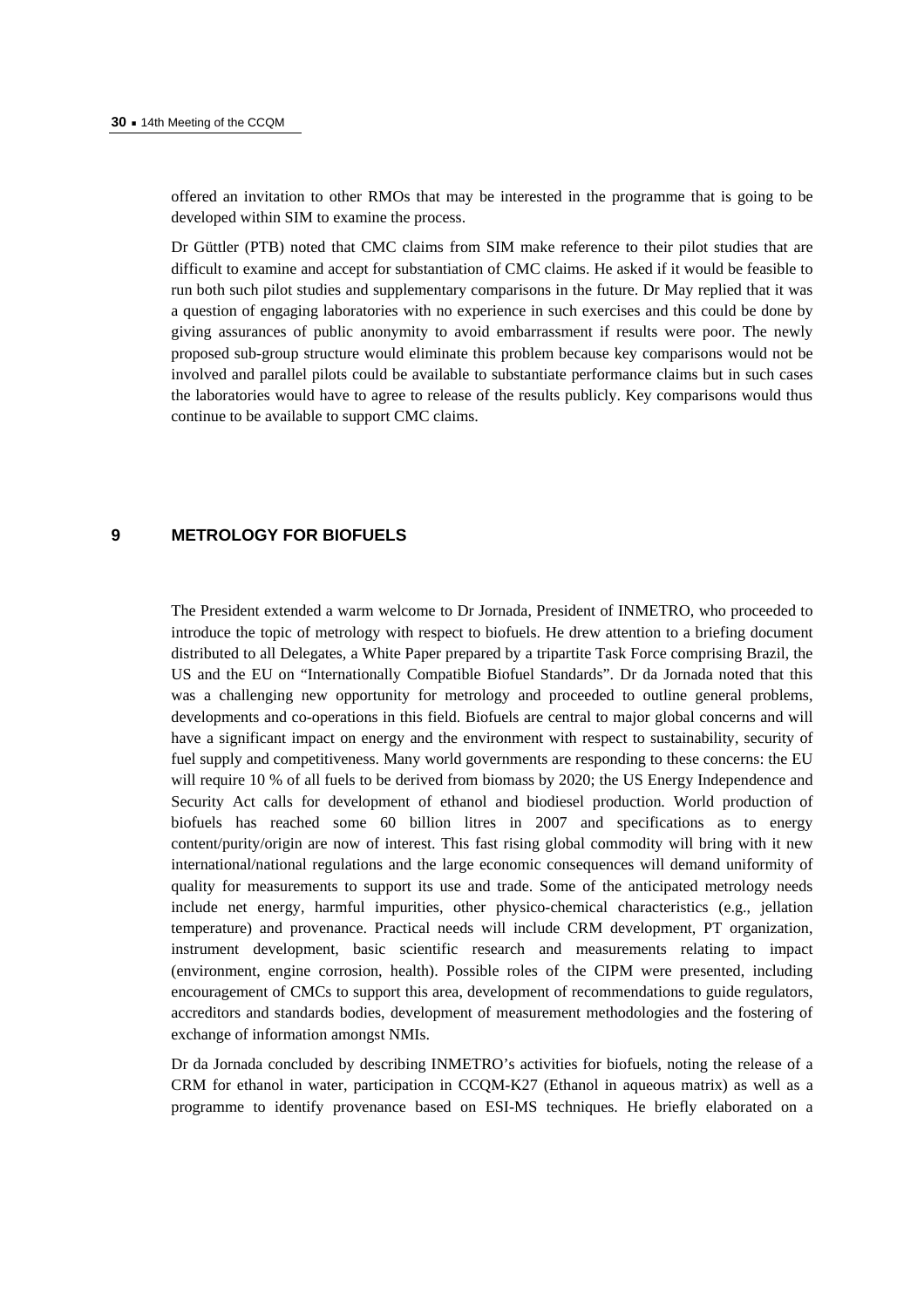offered an invitation to other RMOs that may be interested in the programme that is going to be developed within SIM to examine the process.

Dr Güttler (PTB) noted that CMC claims from SIM make reference to their pilot studies that are difficult to examine and accept for substantiation of CMC claims. He asked if it would be feasible to run both such pilot studies and supplementary comparisons in the future. Dr May replied that it was a question of engaging laboratories with no experience in such exercises and this could be done by giving assurances of public anonymity to avoid embarrassment if results were poor. The newly proposed sub-group structure would eliminate this problem because key comparisons would not be involved and parallel pilots could be available to substantiate performance claims but in such cases the laboratories would have to agree to release of the results publicly. Key comparisons would thus continue to be available to support CMC claims.

## 9 METROLOGY FOR BIOFUELS

The President extended a warm welcome to Dr Jornada, President of INMETRO, who proceeded to introduce the topic of metrology with respect to biofuels. He drew attention to a briefing document distributed to all Delegates, a White Paper prepared by a tripartite Task Force comprising Brazil, the US and the EU on "Internationally Compatible Biofuel Standards". Dr da Jornada noted that this was a challenging new opportunity for metrology and proceeded to outline general problems, developments and co-operations in this field. Biofuels are central to major global concerns and will have a significant impact on energy and the environment with respect to sustainability, security of fuel supply and competitiveness. Many world governments are responding to these concerns: the EU will require 10 % of all fuels to be derived from biomass by 2020; the US Energy Independence and Security Act calls for development of ethanol and biodiesel production. World production of biofuels has reached some 60 billion litres in 2007 and specifications as to energy content/purity/origin are now of interest. This fast rising global commodity will bring with it new international/national regulations and the large economic consequences will demand uniformity of quality for measurements to support its use and trade. Some of the anticipated metrology needs include net energy, harmful impurities, other physico-chemical characteristics (e.g., jellation temperature) and provenance. Practical needs will include CRM development, PT organization, instrument development, basic scientific research and measurements relating to impact (environment, engine corrosion, health). Possible roles of the CIPM were presented, including encouragement of CMCs to support this area, development of recommendations to guide regulators, accreditors and standards bodies, development of measurement methodologies and the fostering of exchange of information amongst NMIs.

Dr da Jornada concluded by describing INMETRO's activities for biofuels, noting the release of a CRM for ethanol in water, participation in CCQM-K27 (Ethanol in aqueous matrix) as well as a programme to identify provenance based on ESI-MS techniques. He briefly elaborated on a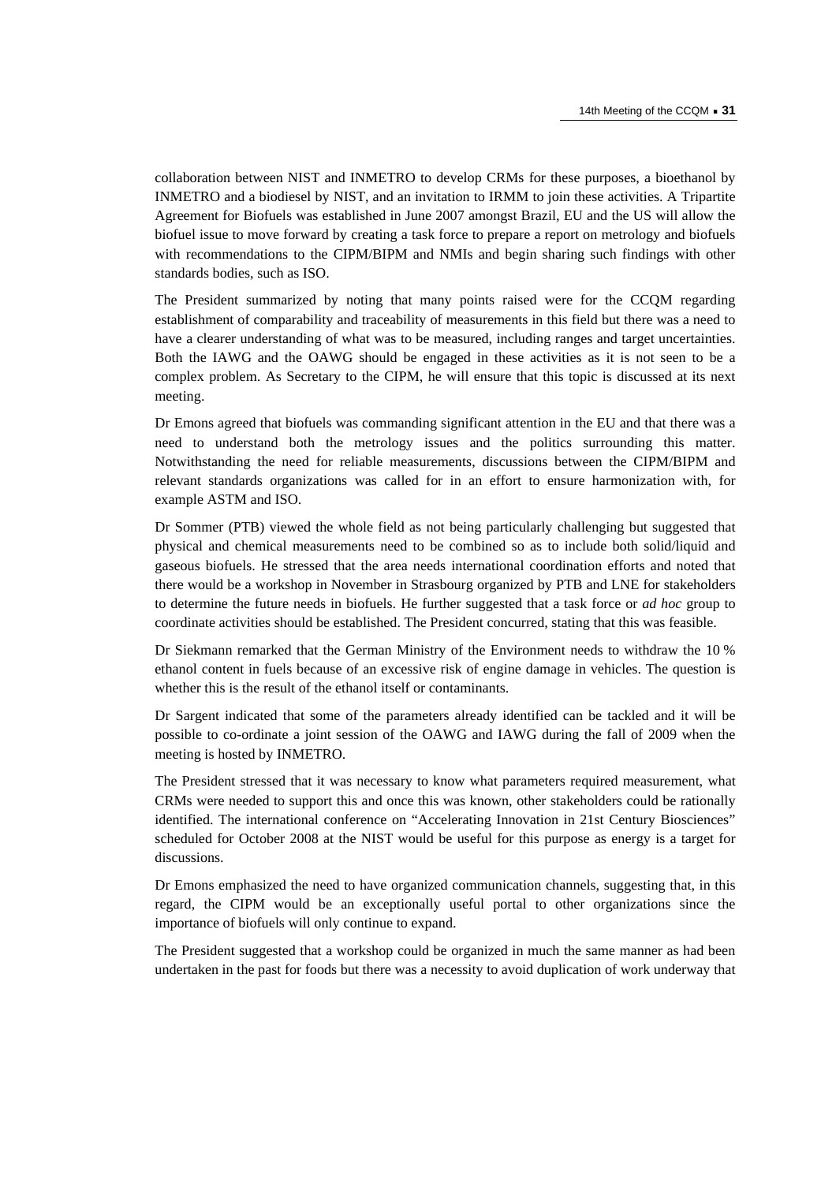collaboration between NIST and INMETRO to develop CRMs for these purposes, a bioethanol by INMETRO and a biodiesel by NIST, and an invitation to IRMM to join these activities. A Tripartite Agreement for Biofuels was established in June 2007 amongst Brazil, EU and the US will allow the biofuel issue to move forward by creating a task force to prepare a report on metrology and biofuels with recommendations to the CIPM/BIPM and NMIs and begin sharing such findings with other standards bodies, such as ISO.

The President summarized by noting that many points raised were for the CCQM regarding establishment of comparability and traceability of measurements in this field but there was a need to have a clearer understanding of what was to be measured, including ranges and target uncertainties. Both the IAWG and the OAWG should be engaged in these activities as it is not seen to be a complex problem. As Secretary to the CIPM, he will ensure that this topic is discussed at its next meeting.

Dr Emons agreed that biofuels was commanding significant attention in the EU and that there was a need to understand both the metrology issues and the politics surrounding this matter. Notwithstanding the need for reliable measurements, discussions between the CIPM/BIPM and relevant standards organizations was called for in an effort to ensure harmonization with, for example ASTM and ISO.

Dr Sommer (PTB) viewed the whole field as not being particularly challenging but suggested that physical and chemical measurements need to be combined so as to include both solid/liquid and gaseous biofuels. He stressed that the area needs international coordination efforts and noted that there would be a workshop in November in Strasbourg organized by PTB and LNE for stakeholders to determine the future needs in biofuels. He further suggested that a task force or *ad hoc* group to coordinate activities should be established. The President concurred, stating that this was feasible.

Dr Siekmann remarked that the German Ministry of the Environment needs to withdraw the 10 % ethanol content in fuels because of an excessive risk of engine damage in vehicles. The question is whether this is the result of the ethanol itself or contaminants.

Dr Sargent indicated that some of the parameters already identified can be tackled and it will be possible to co-ordinate a joint session of the OAWG and IAWG during the fall of 2009 when the meeting is hosted by INMETRO.

The President stressed that it was necessary to know what parameters required measurement, what CRMs were needed to support this and once this was known, other stakeholders could be rationally identified. The international conference on "Accelerating Innovation in 21st Century Biosciences" scheduled for October 2008 at the NIST would be useful for this purpose as energy is a target for discussions.

Dr Emons emphasized the need to have organized communication channels, suggesting that, in this regard, the CIPM would be an exceptionally useful portal to other organizations since the importance of biofuels will only continue to expand.

The President suggested that a workshop could be organized in much the same manner as had been undertaken in the past for foods but there was a necessity to avoid duplication of work underway that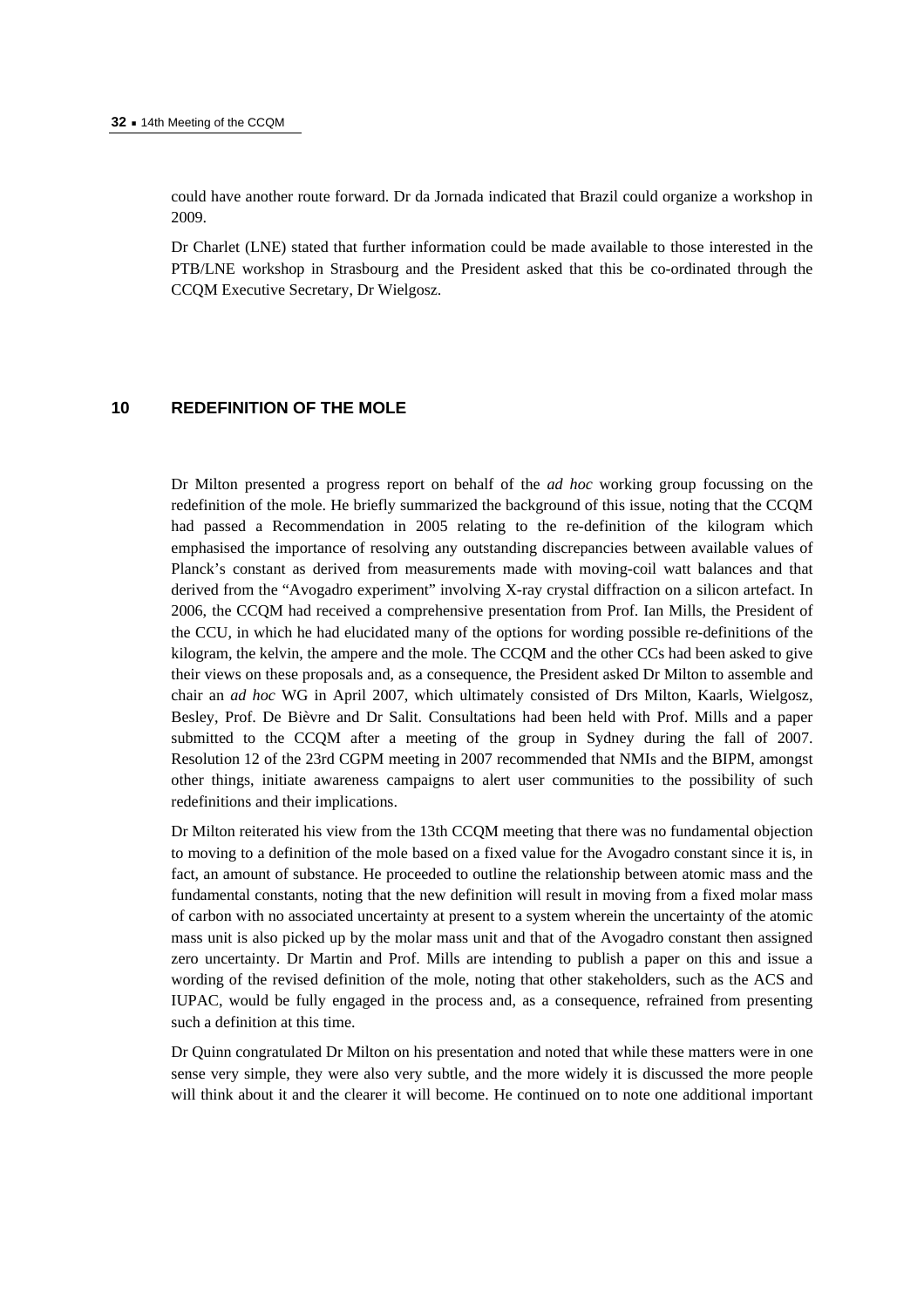could have another route forward. Dr da Jornada indicated that Brazil could organize a workshop in 2009.

Dr Charlet (LNE) stated that further information could be made available to those interested in the PTB/LNE workshop in Strasbourg and the President asked that this be co-ordinated through the CCQM Executive Secretary, Dr Wielgosz.

## 10 REDEFINITION OF THE MOLE

Dr Milton presented a progress report on behalf of the *ad hoc* working group focussing on the redefinition of the mole. He briefly summarized the background of this issue, noting that the CCQM had passed a Recommendation in 2005 relating to the re-definition of the kilogram which emphasised the importance of resolving any outstanding discrepancies between available values of Planck's constant as derived from measurements made with moving-coil watt balances and that derived from the "Avogadro experiment" involving X-ray crystal diffraction on a silicon artefact. In 2006, the CCQM had received a comprehensive presentation from Prof. Ian Mills, the President of the CCU, in which he had elucidated many of the options for wording possible re-definitions of the kilogram, the kelvin, the ampere and the mole. The CCQM and the other CCs had been asked to give their views on these proposals and, as a consequence, the President asked Dr Milton to assemble and chair an *ad hoc* WG in April 2007, which ultimately consisted of Drs Milton, Kaarls, Wielgosz, Besley, Prof. De Bièvre and Dr Salit. Consultations had been held with Prof. Mills and a paper submitted to the CCQM after a meeting of the group in Sydney during the fall of 2007. Resolution 12 of the 23rd CGPM meeting in 2007 recommended that NMIs and the BIPM, amongst other things, initiate awareness campaigns to alert user communities to the possibility of such redefinitions and their implications.

Dr Milton reiterated his view from the 13th CCQM meeting that there was no fundamental objection to moving to a definition of the mole based on a fixed value for the Avogadro constant since it is, in fact, an amount of substance. He proceeded to outline the relationship between atomic mass and the fundamental constants, noting that the new definition will result in moving from a fixed molar mass of carbon with no associated uncertainty at present to a system wherein the uncertainty of the atomic mass unit is also picked up by the molar mass unit and that of the Avogadro constant then assigned zero uncertainty. Dr Martin and Prof. Mills are intending to publish a paper on this and issue a wording of the revised definition of the mole, noting that other stakeholders, such as the ACS and IUPAC, would be fully engaged in the process and, as a consequence, refrained from presenting such a definition at this time.

Dr Quinn congratulated Dr Milton on his presentation and noted that while these matters were in one sense very simple, they were also very subtle, and the more widely it is discussed the more people will think about it and the clearer it will become. He continued on to note one additional important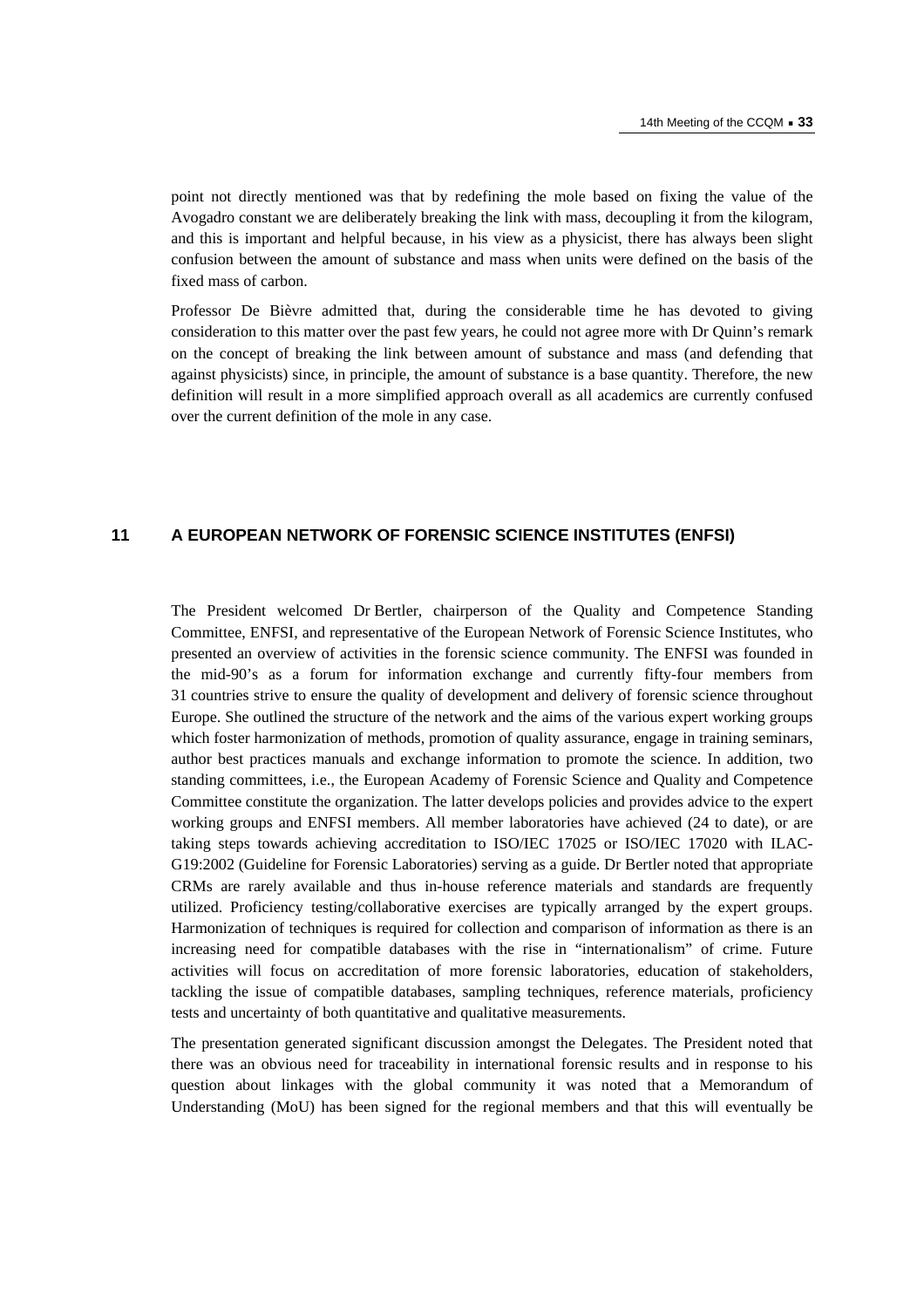point not directly mentioned was that by redefining the mole based on fixing the value of the Avogadro constant we are deliberately breaking the link with mass, decoupling it from the kilogram, and this is important and helpful because, in his view as a physicist, there has always been slight confusion between the amount of substance and mass when units were defined on the basis of the fixed mass of carbon.

Professor De Bièvre admitted that, during the considerable time he has devoted to giving consideration to this matter over the past few years, he could not agree more with Dr Quinn's remark on the concept of breaking the link between amount of substance and mass (and defending that against physicists) since, in principle, the amount of substance is a base quantity. Therefore, the new definition will result in a more simplified approach overall as all academics are currently confused over the current definition of the mole in any case.

## 11 A EUROPEAN NETWORK OF FORENSIC SCIENCE INSTITUTES (ENFSI)

The President welcomed Dr Bertler, chairperson of the Quality and Competence Standing Committee, ENFSI, and representative of the European Network of Forensic Science Institutes, who presented an overview of activities in the forensic science community. The ENFSI was founded in the mid-90's as a forum for information exchange and currently fifty-four members from 31 countries strive to ensure the quality of development and delivery of forensic science throughout Europe. She outlined the structure of the network and the aims of the various expert working groups which foster harmonization of methods, promotion of quality assurance, engage in training seminars, author best practices manuals and exchange information to promote the science. In addition, two standing committees, i.e., the European Academy of Forensic Science and Quality and Competence Committee constitute the organization. The latter develops policies and provides advice to the expert working groups and ENFSI members. All member laboratories have achieved (24 to date), or are taking steps towards achieving accreditation to ISO/IEC 17025 or ISO/IEC 17020 with ILAC-G19:2002 (Guideline for Forensic Laboratories) serving as a guide. Dr Bertler noted that appropriate CRMs are rarely available and thus in-house reference materials and standards are frequently utilized. Proficiency testing/collaborative exercises are typically arranged by the expert groups. Harmonization of techniques is required for collection and comparison of information as there is an increasing need for compatible databases with the rise in "internationalism" of crime. Future activities will focus on accreditation of more forensic laboratories, education of stakeholders, tackling the issue of compatible databases, sampling techniques, reference materials, proficiency tests and uncertainty of both quantitative and qualitative measurements.

The presentation generated significant discussion amongst the Delegates. The President noted that there was an obvious need for traceability in international forensic results and in response to his question about linkages with the global community it was noted that a Memorandum of Understanding (MoU) has been signed for the regional members and that this will eventually be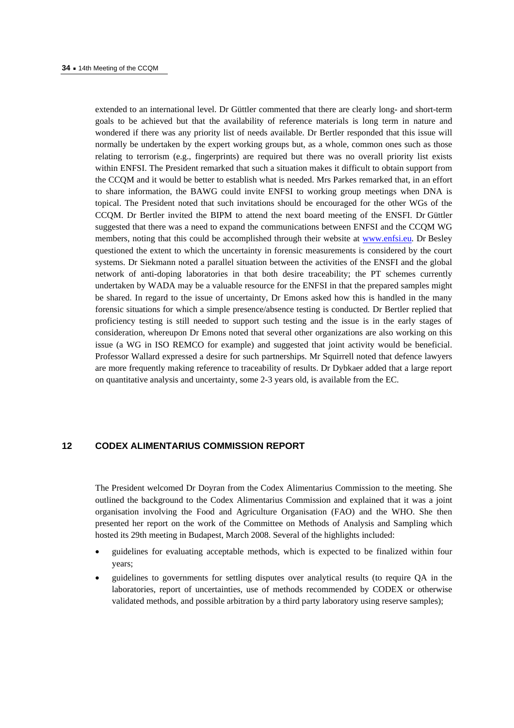extended to an international level. Dr Güttler commented that there are clearly long- and short-term goals to be achieved but that the availability of reference materials is long term in nature and wondered if there was any priority list of needs available. Dr Bertler responded that this issue will normally be undertaken by the expert working groups but, as a whole, common ones such as those relating to terrorism (e.g., fingerprints) are required but there was no overall priority list exists within ENFSI. The President remarked that such a situation makes it difficult to obtain support from the CCQM and it would be better to establish what is needed. Mrs Parkes remarked that, in an effort to share information, the BAWG could invite ENFSI to working group meetings when DNA is topical. The President noted that such invitations should be encouraged for the other WGs of the CCQM. Dr Bertler invited the BIPM to attend the next board meeting of the ENSFI. Dr Güttler suggested that there was a need to expand the communications between ENFSI and the CCQM WG members, noting that this could be accomplished through their website at [www.enfsi.eu](www.enfsi.eu). Dr Besley questioned the extent to which the uncertainty in forensic measurements is considered by the court systems. Dr Siekmann noted a parallel situation between the activities of the ENSFI and the global network of anti-doping laboratories in that both desire traceability; the PT schemes currently undertaken by WADA may be a valuable resource for the ENFSI in that the prepared samples might be shared. In regard to the issue of uncertainty, Dr Emons asked how this is handled in the many forensic situations for which a simple presence/absence testing is conducted. Dr Bertler replied that proficiency testing is still needed to support such testing and the issue is in the early stages of consideration, whereupon Dr Emons noted that several other organizations are also working on this issue (a WG in ISO REMCO for example) and suggested that joint activity would be beneficial. Professor Wallard expressed a desire for such partnerships. Mr Squirrell noted that defence lawyers are more frequently making reference to traceability of results. Dr Dybkaer added that a large report on quantitative analysis and uncertainty, some 2-3 years old, is available from the EC.

## 12 CODEX ALIMENTARIUS COMMISSION REPORT

The President welcomed Dr Doyran from the Codex Alimentarius Commission to the meeting. She outlined the background to the Codex Alimentarius Commission and explained that it was a joint organisation involving the Food and Agriculture Organisation (FAO) and the WHO. She then presented her report on the work of the Committee on Methods of Analysis and Sampling which hosted its 29th meeting in Budapest, March 2008. Several of the highlights included:

- guidelines for evaluating acceptable methods, which is expected to be finalized within four years;
- guidelines to governments for settling disputes over analytical results (to require QA in the laboratories, report of uncertainties, use of methods recommended by CODEX or otherwise validated methods, and possible arbitration by a third party laboratory using reserve samples);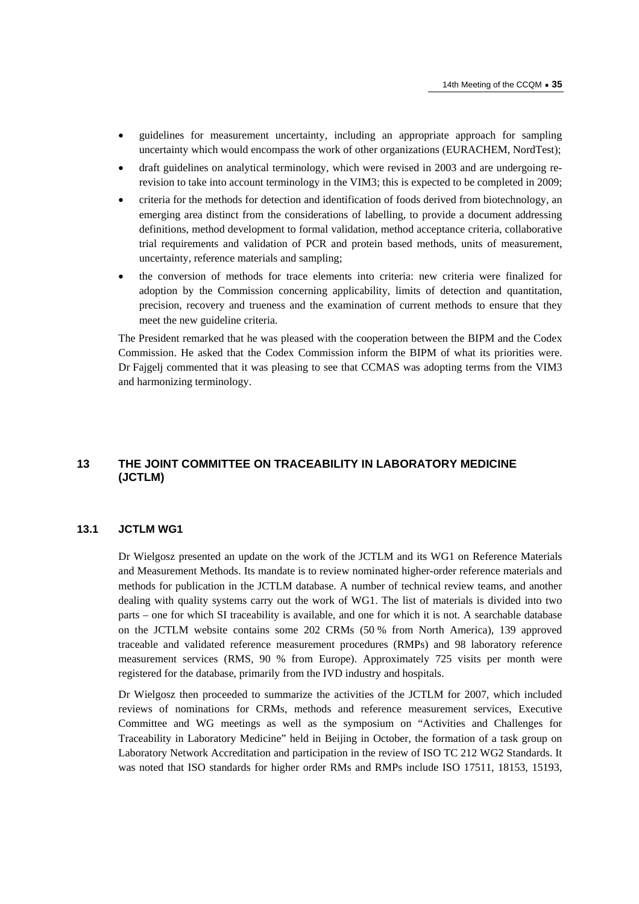- guidelines for measurement uncertainty, including an appropriate approach for sampling uncertainty which would encompass the work of other organizations (EURACHEM, NordTest);
- draft guidelines on analytical terminology, which were revised in 2003 and are undergoing re-revision to take into account terminology in the VIM3; this is expected to be completed in 2009;
- criteria for the methods for detection and identification of foods derived from biotechnology, an emerging area distinct from the considerations of labelling, to provide a document addressing definitions, method development to formal validation, method acceptance criteria, collaborative trial requirements and validation of PCR and protein based methods, units of measurement, uncertainty, reference materials and sampling;
- the conversion of methods for trace elements into criteria: new criteria were finalized for adoption by the Commission concerning applicability, limits of detection and quantitation, precision, recovery and trueness and the examination of current methods to ensure that they meet the new guideline criteria.

The President remarked that he was pleased with the cooperation between the BIPM and the Codex Commission. He asked that the Codex Commission inform the BIPM of what its priorities were. Dr Fajgelj commented that it was pleasing to see that CCMAS was adopting terms from the VIM3 and harmonizing terminology.

## 13 THE JOINT COMMITTEE ON TRACEABILITY IN LABORATORY MEDICINE (JCTLM)

### 13.1 JCTLM WG1

Dr Wielgosz presented an update on the work of the JCTLM and its WG1 on Reference Materials and Measurement Methods. Its mandate is to review nominated higher-order reference materials and methods for publication in the JCTLM database. A number of technical review teams, and another dealing with quality systems carry out the work of WG1. The list of materials is divided into two parts – one for which SI traceability is available, and one for which it is not. A searchable database on the JCTLM website contains some 202 CRMs (50 % from North America), 139 approved traceable and validated reference measurement procedures (RMPs) and 98 laboratory reference measurement services (RMS, 90 % from Europe). Approximately 725 visits per month were registered for the database, primarily from the IVD industry and hospitals.

Dr Wielgosz then proceeded to summarize the activities of the JCTLM for 2007, which included reviews of nominations for CRMs, methods and reference measurement services, Executive Committee and WG meetings as well as the symposium on "Activities and Challenges for Traceability in Laboratory Medicine" held in Beijing in October, the formation of a task group on Laboratory Network Accreditation and participation in the review of ISO TC 212 WG2 Standards. It was noted that ISO standards for higher order RMs and RMPs include ISO 17511, 18153, 15193,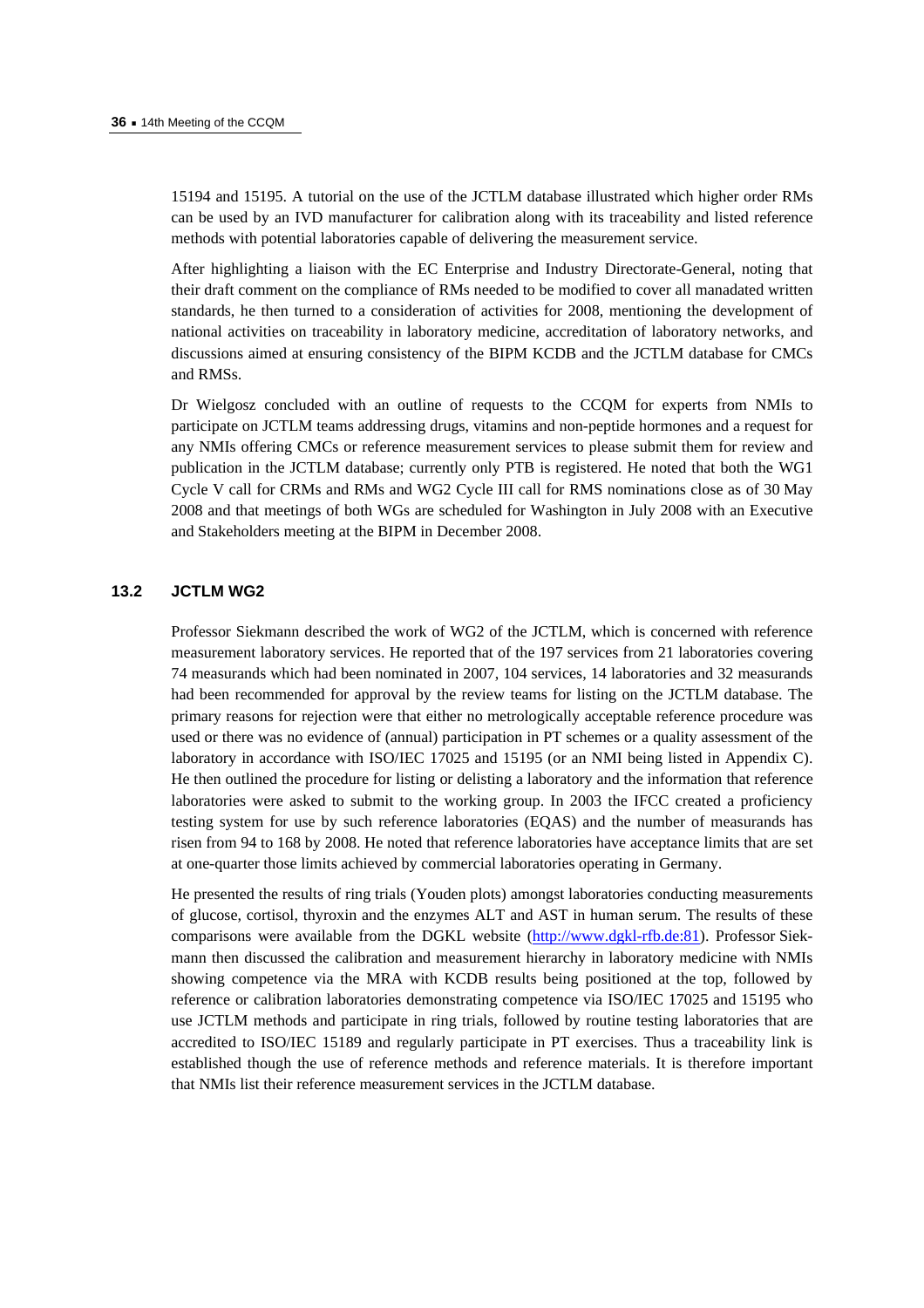15194 and 15195. A tutorial on the use of the JCTLM database illustrated which higher order RMs can be used by an IVD manufacturer for calibration along with its traceability and listed reference methods with potential laboratories capable of delivering the measurement service.

After highlighting a liaison with the EC Enterprise and Industry Directorate-General, noting that their draft comment on the compliance of RMs needed to be modified to cover all manadated written standards, he then turned to a consideration of activities for 2008, mentioning the development of national activities on traceability in laboratory medicine, accreditation of laboratory networks, and discussions aimed at ensuring consistency of the BIPM KCDB and the JCTLM database for CMCs and RMSs.

Dr Wielgosz concluded with an outline of requests to the CCQM for experts from NMIs to participate on JCTLM teams addressing drugs, vitamins and non-peptide hormones and a request for any NMIs offering CMCs or reference measurement services to please submit them for review and publication in the JCTLM database; currently only PTB is registered. He noted that both the WG1 Cycle V call for CRMs and RMs and WG2 Cycle III call for RMS nominations close as of 30 May 2008 and that meetings of both WGs are scheduled for Washington in July 2008 with an Executive and Stakeholders meeting at the BIPM in December 2008.

## 13.2 JCTLM WG2

Professor Siekmann described the work of WG2 of the JCTLM, which is concerned with reference measurement laboratory services. He reported that of the 197 services from 21 laboratories covering 74 measurands which had been nominated in 2007, 104 services, 14 laboratories and 32 measurands had been recommended for approval by the review teams for listing on the JCTLM database. The primary reasons for rejection were that either no metrologically acceptable reference procedure was used or there was no evidence of (annual) participation in PT schemes or a quality assessment of the laboratory in accordance with ISO/IEC 17025 and 15195 (or an NMI being listed in Appendix C). He then outlined the procedure for listing or delisting a laboratory and the information that reference laboratories were asked to submit to the working group. In 2003 the IFCC created a proficiency testing system for use by such reference laboratories (EQAS) and the number of measurands has risen from 94 to 168 by 2008. He noted that reference laboratories have acceptance limits that are set at one-quarter those limits achieved by commercial laboratories operating in Germany.

He presented the results of ring trials (Youden plots) amongst laboratories conducting measurements of glucose, cortisol, thyroxin and the enzymes ALT and AST in human serum. The results of these comparisons were available from the DGKL website (http://www.dgkl-rfb.de:81). Professor Siekmann then discussed the calibration and measurement hierarchy in laboratory medicine with NMIs showing competence via the MRA with KCDB results being positioned at the top, followed by reference or calibration laboratories demonstrating competence via ISO/IEC 17025 and 15195 who use JCTLM methods and participate in ring trials, followed by routine testing laboratories that are accredited to ISO/IEC 15189 and regularly participate in PT exercises. Thus a traceability link is established though the use of reference methods and reference materials. It is therefore important that NMIs list their reference measurement services in the JCTLM database.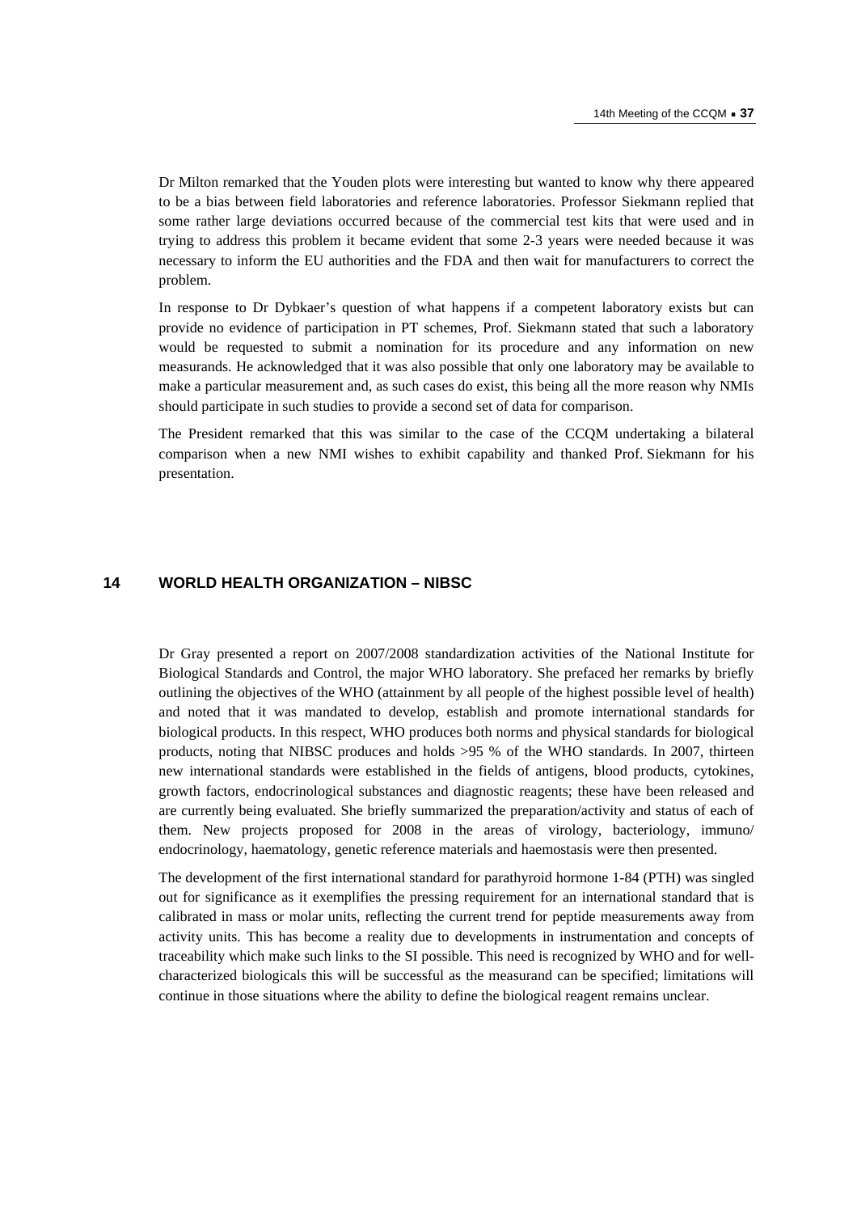Dr Milton remarked that the Youden plots were interesting but wanted to know why there appeared to be a bias between field laboratories and reference laboratories. Professor Siekmann replied that some rather large deviations occurred because of the commercial test kits that were used and in trying to address this problem it became evident that some 2-3 years were needed because it was necessary to inform the EU authorities and the FDA and then wait for manufacturers to correct the problem.

In response to Dr Dybkaer's question of what happens if a competent laboratory exists but can provide no evidence of participation in PT schemes, Prof. Siekmann stated that such a laboratory would be requested to submit a nomination for its procedure and any information on new measurands. He acknowledged that it was also possible that only one laboratory may be available to make a particular measurement and, as such cases do exist, this being all the more reason why NMIs should participate in such studies to provide a second set of data for comparison.

The President remarked that this was similar to the case of the CCQM undertaking a bilateral comparison when a new NMI wishes to exhibit capability and thanked Prof. Siekmann for his presentation.

## 14 WORLD HEALTH ORGANIZATION – NIBSC

Dr Gray presented a report on 2007/2008 standardization activities of the National Institute for Biological Standards and Control, the major WHO laboratory. She prefaced her remarks by briefly outlining the objectives of the WHO (attainment by all people of the highest possible level of health) and noted that it was mandated to develop, establish and promote international standards for biological products. In this respect, WHO produces both norms and physical standards for biological products, noting that NIBSC produces and holds >95 % of the WHO standards. In 2007, thirteen new international standards were established in the fields of antigens, blood products, cytokines, growth factors, endocrinological substances and diagnostic reagents; these have been released and are currently being evaluated. She briefly summarized the preparation/activity and status of each of them. New projects proposed for 2008 in the areas of virology, bacteriology, immuno/ endocrinology, haematology, genetic reference materials and haemostasis were then presented.

The development of the first international standard for parathyroid hormone 1-84 (PTH) was singled out for significance as it exemplifies the pressing requirement for an international standard that is calibrated in mass or molar units, reflecting the current trend for peptide measurements away from activity units. This has become a reality due to developments in instrumentation and concepts of traceability which make such links to the SI possible. This need is recognized by WHO and for well-characterized biologicals this will be successful as the measurand can be specified; limitations will continue in those situations where the ability to define the biological reagent remains unclear.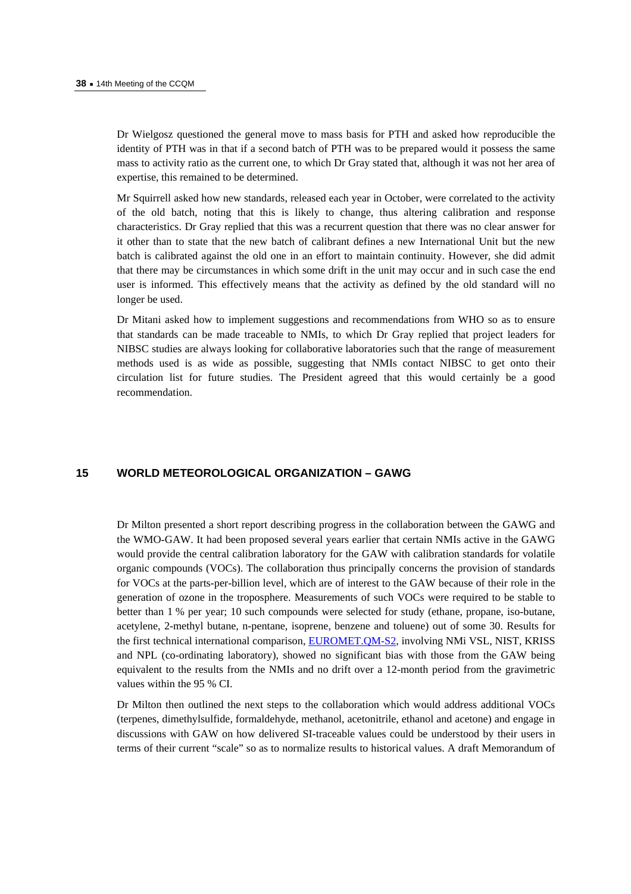Dr Wielgosz questioned the general move to mass basis for PTH and asked how reproducible the identity of PTH was in that if a second batch of PTH was to be prepared would it possess the same mass to activity ratio as the current one, to which Dr Gray stated that, although it was not her area of expertise, this remained to be determined.

Mr Squirrell asked how new standards, released each year in October, were correlated to the activity of the old batch, noting that this is likely to change, thus altering calibration and response characteristics. Dr Gray replied that this was a recurrent question that there was no clear answer for it other than to state that the new batch of calibrant defines a new International Unit but the new batch is calibrated against the old one in an effort to maintain continuity. However, she did admit that there may be circumstances in which some drift in the unit may occur and in such case the end user is informed. This effectively means that the activity as defined by the old standard will no longer be used.

Dr Mitani asked how to implement suggestions and recommendations from WHO so as to ensure that standards can be made traceable to NMIs, to which Dr Gray replied that project leaders for NIBSC studies are always looking for collaborative laboratories such that the range of measurement methods used is as wide as possible, suggesting that NMIs contact NIBSC to get onto their circulation list for future studies. The President agreed that this would certainly be a good recommendation.

## 15 WORLD METEOROLOGICAL ORGANIZATION – GAWG

Dr Milton presented a short report describing progress in the collaboration between the GAWG and the WMO-GAW. It had been proposed several years earlier that certain NMIs active in the GAWG would provide the central calibration laboratory for the GAW with calibration standards for volatile organic compounds (VOCs). The collaboration thus principally concerns the provision of standards for VOCs at the parts-per-billion level, which are of interest to the GAW because of their role in the generation of ozone in the troposphere. Measurements of such VOCs were required to be stable to better than 1 % per year; 10 such compounds were selected for study (ethane, propane, iso-butane, acetylene, 2-methyl butane, n-pentane, isoprene, benzene and toluene) out of some 30. Results for the first technical international comparison, EUROMET.QM-S2, involving NMi VSL, NIST, KRISS and NPL (co-ordinating laboratory), showed no significant bias with those from the GAW being equivalent to the results from the NMIs and no drift over a 12-month period from the gravimetric values within the 95 % CI.

Dr Milton then outlined the next steps to the collaboration which would address additional VOCs (terpenes, dimethylsulfide, formaldehyde, methanol, acetonitrile, ethanol and acetone) and engage in discussions with GAW on how delivered SI-traceable values could be understood by their users in terms of their current "scale" so as to normalize results to historical values. A draft Memorandum of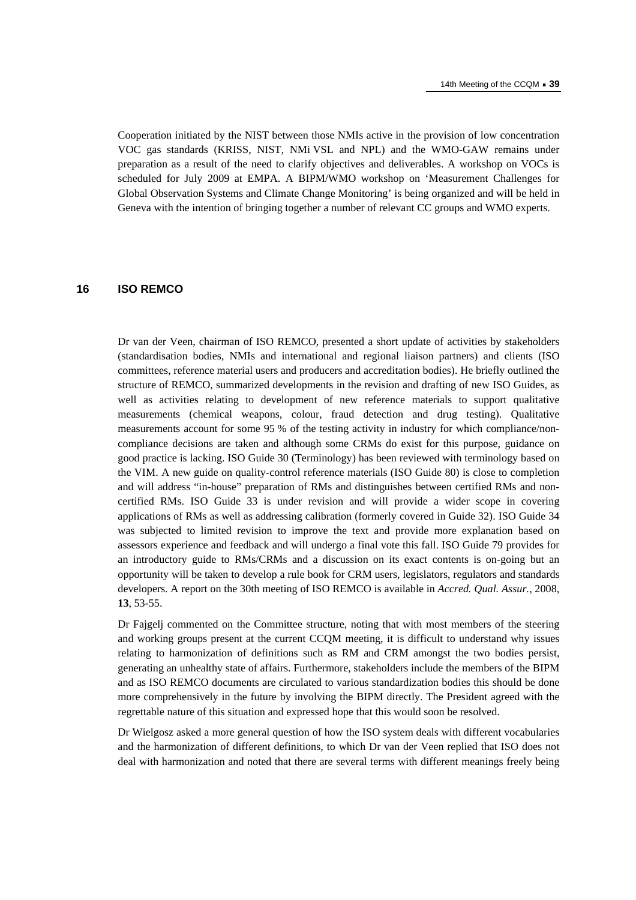Cooperation initiated by the NIST between those NMIs active in the provision of low concentration VOC gas standards (KRISS, NIST, NMi VSL and NPL) and the WMO-GAW remains under preparation as a result of the need to clarify objectives and deliverables. A workshop on VOCs is scheduled for July 2009 at EMPA. A BIPM/WMO workshop on 'Measurement Challenges for Global Observation Systems and Climate Change Monitoring' is being organized and will be held in Geneva with the intention of bringing together a number of relevant CC groups and WMO experts.

## 16 ISO REMCO

Dr van der Veen, chairman of ISO REMCO, presented a short update of activities by stakeholders (standardisation bodies, NMIs and international and regional liaison partners) and clients (ISO committees, reference material users and producers and accreditation bodies). He briefly outlined the structure of REMCO, summarized developments in the revision and drafting of new ISO Guides, as well as activities relating to development of new reference materials to support qualitative measurements (chemical weapons, colour, fraud detection and drug testing). Qualitative measurements account for some 95 % of the testing activity in industry for which compliance/non-compliance decisions are taken and although some CRMs do exist for this purpose, guidance on good practice is lacking. ISO Guide 30 (Terminology) has been reviewed with terminology based on the VIM. A new guide on quality-control reference materials (ISO Guide 80) is close to completion and will address "in-house" preparation of RMs and distinguishes between certified RMs and non-certified RMs. ISO Guide 33 is under revision and will provide a wider scope in covering applications of RMs as well as addressing calibration (formerly covered in Guide 32). ISO Guide 34 was subjected to limited revision to improve the text and provide more explanation based on assessors experience and feedback and will undergo a final vote this fall. ISO Guide 79 provides for an introductory guide to RMs/CRMs and a discussion on its exact contents is on-going but an opportunity will be taken to develop a rule book for CRM users, legislators, regulators and standards developers. A report on the 30th meeting of ISO REMCO is available in *Accred. Qual. Assur.*, 2008, **13**, 53-55.

Dr Fajgelj commented on the Committee structure, noting that with most members of the steering and working groups present at the current CCQM meeting, it is difficult to understand why issues relating to harmonization of definitions such as RM and CRM amongst the two bodies persist, generating an unhealthy state of affairs. Furthermore, stakeholders include the members of the BIPM and as ISO REMCO documents are circulated to various standardization bodies this should be done more comprehensively in the future by involving the BIPM directly. The President agreed with the regrettable nature of this situation and expressed hope that this would soon be resolved.

Dr Wielgosz asked a more general question of how the ISO system deals with different vocabularies and the harmonization of different definitions, to which Dr van der Veen replied that ISO does not deal with harmonization and noted that there are several terms with different meanings freely being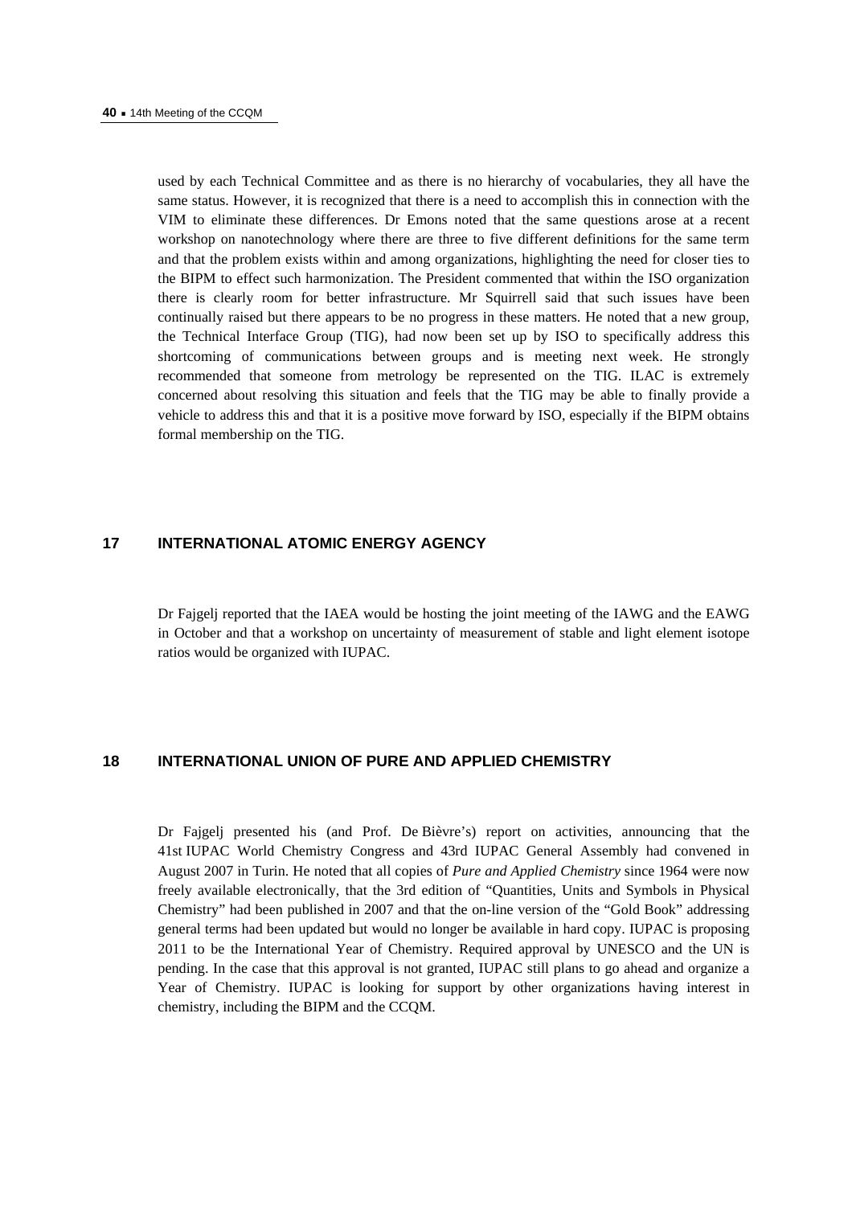used by each Technical Committee and as there is no hierarchy of vocabularies, they all have the same status. However, it is recognized that there is a need to accomplish this in connection with the VIM to eliminate these differences. Dr Emons noted that the same questions arose at a recent workshop on nanotechnology where there are three to five different definitions for the same term and that the problem exists within and among organizations, highlighting the need for closer ties to the BIPM to effect such harmonization. The President commented that within the ISO organization there is clearly room for better infrastructure. Mr Squirrell said that such issues have been continually raised but there appears to be no progress in these matters. He noted that a new group, the Technical Interface Group (TIG), had now been set up by ISO to specifically address this shortcoming of communications between groups and is meeting next week. He strongly recommended that someone from metrology be represented on the TIG. ILAC is extremely concerned about resolving this situation and feels that the TIG may be able to finally provide a vehicle to address this and that it is a positive move forward by ISO, especially if the BIPM obtains formal membership on the TIG.

## 17 INTERNATIONAL ATOMIC ENERGY AGENCY

Dr Fajgelj reported that the IAEA would be hosting the joint meeting of the IAWG and the EAWG in October and that a workshop on uncertainty of measurement of stable and light element isotope ratios would be organized with IUPAC.

## 18 INTERNATIONAL UNION OF PURE AND APPLIED CHEMISTRY

Dr Fajgelj presented his (and Prof. De Bièvre's) report on activities, announcing that the 41st IUPAC World Chemistry Congress and 43rd IUPAC General Assembly had convened in August 2007 in Turin. He noted that all copies of *Pure and Applied Chemistry* since 1964 were now freely available electronically, that the 3rd edition of "Quantities, Units and Symbols in Physical Chemistry" had been published in 2007 and that the on-line version of the "Gold Book" addressing general terms had been updated but would no longer be available in hard copy. IUPAC is proposing 2011 to be the International Year of Chemistry. Required approval by UNESCO and the UN is pending. In the case that this approval is not granted, IUPAC still plans to go ahead and organize a Year of Chemistry. IUPAC is looking for support by other organizations having interest in chemistry, including the BIPM and the CCQM.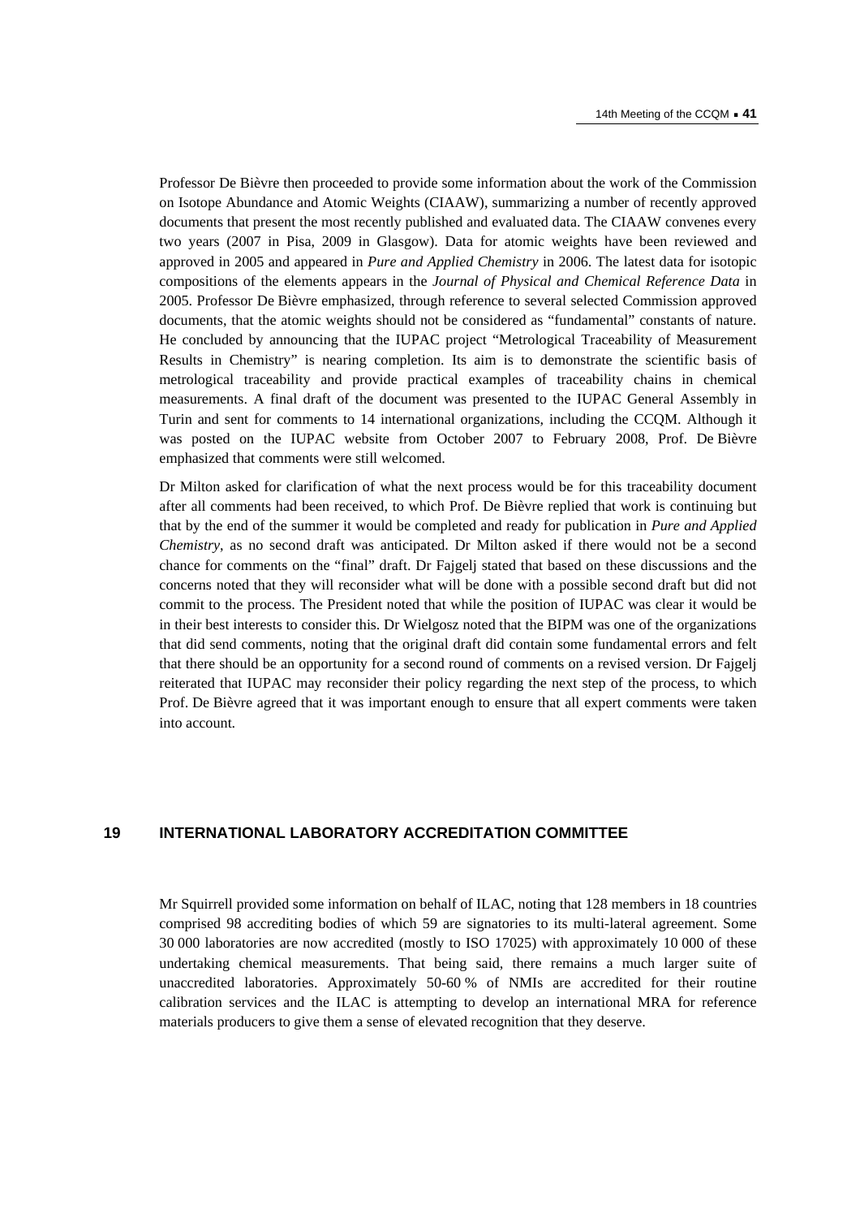Professor De Bièvre then proceeded to provide some information about the work of the Commission on Isotope Abundance and Atomic Weights (CIAAW), summarizing a number of recently approved documents that present the most recently published and evaluated data. The CIAAW convenes every two years (2007 in Pisa, 2009 in Glasgow). Data for atomic weights have been reviewed and approved in 2005 and appeared in *Pure and Applied Chemistry* in 2006. The latest data for isotopic compositions of the elements appears in the *Journal of Physical and Chemical Reference Data* in 2005. Professor De Bièvre emphasized, through reference to several selected Commission approved documents, that the atomic weights should not be considered as "fundamental" constants of nature. He concluded by announcing that the IUPAC project "Metrological Traceability of Measurement Results in Chemistry" is nearing completion. Its aim is to demonstrate the scientific basis of metrological traceability and provide practical examples of traceability chains in chemical measurements. A final draft of the document was presented to the IUPAC General Assembly in Turin and sent for comments to 14 international organizations, including the CCQM. Although it was posted on the IUPAC website from October 2007 to February 2008, Prof. De Bièvre emphasized that comments were still welcomed.

Dr Milton asked for clarification of what the next process would be for this traceability document after all comments had been received, to which Prof. De Bièvre replied that work is continuing but that by the end of the summer it would be completed and ready for publication in *Pure and Applied Chemistry*, as no second draft was anticipated. Dr Milton asked if there would not be a second chance for comments on the "final" draft. Dr Fajgelj stated that based on these discussions and the concerns noted that they will reconsider what will be done with a possible second draft but did not commit to the process. The President noted that while the position of IUPAC was clear it would be in their best interests to consider this. Dr Wielgosz noted that the BIPM was one of the organizations that did send comments, noting that the original draft did contain some fundamental errors and felt that there should be an opportunity for a second round of comments on a revised version. Dr Fajgelj reiterated that IUPAC may reconsider their policy regarding the next step of the process, to which Prof. De Bièvre agreed that it was important enough to ensure that all expert comments were taken into account.

## 19 INTERNATIONAL LABORATORY ACCREDITATION COMMITTEE

Mr Squirrell provided some information on behalf of ILAC, noting that 128 members in 18 countries comprised 98 accrediting bodies of which 59 are signatories to its multi-lateral agreement. Some 30 000 laboratories are now accredited (mostly to ISO 17025) with approximately 10 000 of these undertaking chemical measurements. That being said, there remains a much larger suite of unaccredited laboratories. Approximately 50-60 % of NMIs are accredited for their routine calibration services and the ILAC is attempting to develop an international MRA for reference materials producers to give them a sense of elevated recognition that they deserve.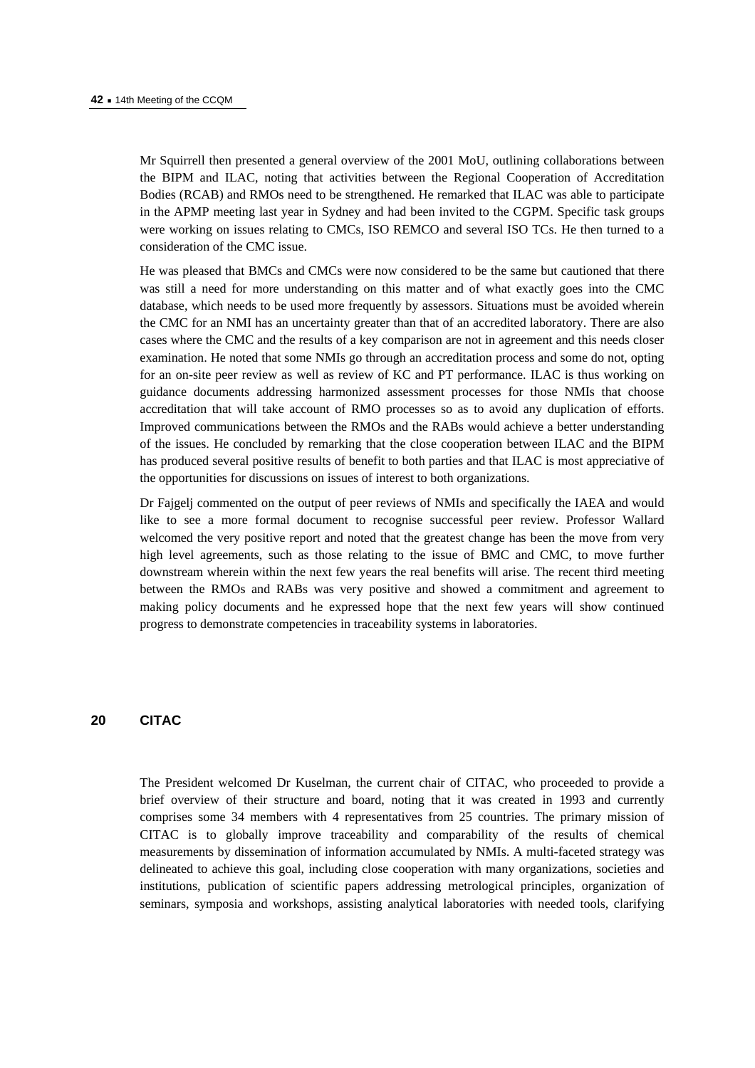Mr Squirrell then presented a general overview of the 2001 MoU, outlining collaborations between the BIPM and ILAC, noting that activities between the Regional Cooperation of Accreditation Bodies (RCAB) and RMOs need to be strengthened. He remarked that ILAC was able to participate in the APMP meeting last year in Sydney and had been invited to the CGPM. Specific task groups were working on issues relating to CMCs, ISO REMCO and several ISO TCs. He then turned to a consideration of the CMC issue.

He was pleased that BMCs and CMCs were now considered to be the same but cautioned that there was still a need for more understanding on this matter and of what exactly goes into the CMC database, which needs to be used more frequently by assessors. Situations must be avoided wherein the CMC for an NMI has an uncertainty greater than that of an accredited laboratory. There are also cases where the CMC and the results of a key comparison are not in agreement and this needs closer examination. He noted that some NMIs go through an accreditation process and some do not, opting for an on-site peer review as well as review of KC and PT performance. ILAC is thus working on guidance documents addressing harmonized assessment processes for those NMIs that choose accreditation that will take account of RMO processes so as to avoid any duplication of efforts. Improved communications between the RMOs and the RABs would achieve a better understanding of the issues. He concluded by remarking that the close cooperation between ILAC and the BIPM has produced several positive results of benefit to both parties and that ILAC is most appreciative of the opportunities for discussions on issues of interest to both organizations.

Dr Fajgelj commented on the output of peer reviews of NMIs and specifically the IAEA and would like to see a more formal document to recognise successful peer review. Professor Wallard welcomed the very positive report and noted that the greatest change has been the move from very high level agreements, such as those relating to the issue of BMC and CMC, to move further downstream wherein within the next few years the real benefits will arise. The recent third meeting between the RMOs and RABs was very positive and showed a commitment and agreement to making policy documents and he expressed hope that the next few years will show continued progress to demonstrate competencies in traceability systems in laboratories.

## 20 CITAC

The President welcomed Dr Kuselman, the current chair of CITAC, who proceeded to provide a brief overview of their structure and board, noting that it was created in 1993 and currently comprises some 34 members with 4 representatives from 25 countries. The primary mission of CITAC is to globally improve traceability and comparability of the results of chemical measurements by dissemination of information accumulated by NMIs. A multi-faceted strategy was delineated to achieve this goal, including close cooperation with many organizations, societies and institutions, publication of scientific papers addressing metrological principles, organization of seminars, symposia and workshops, assisting analytical laboratories with needed tools, clarifying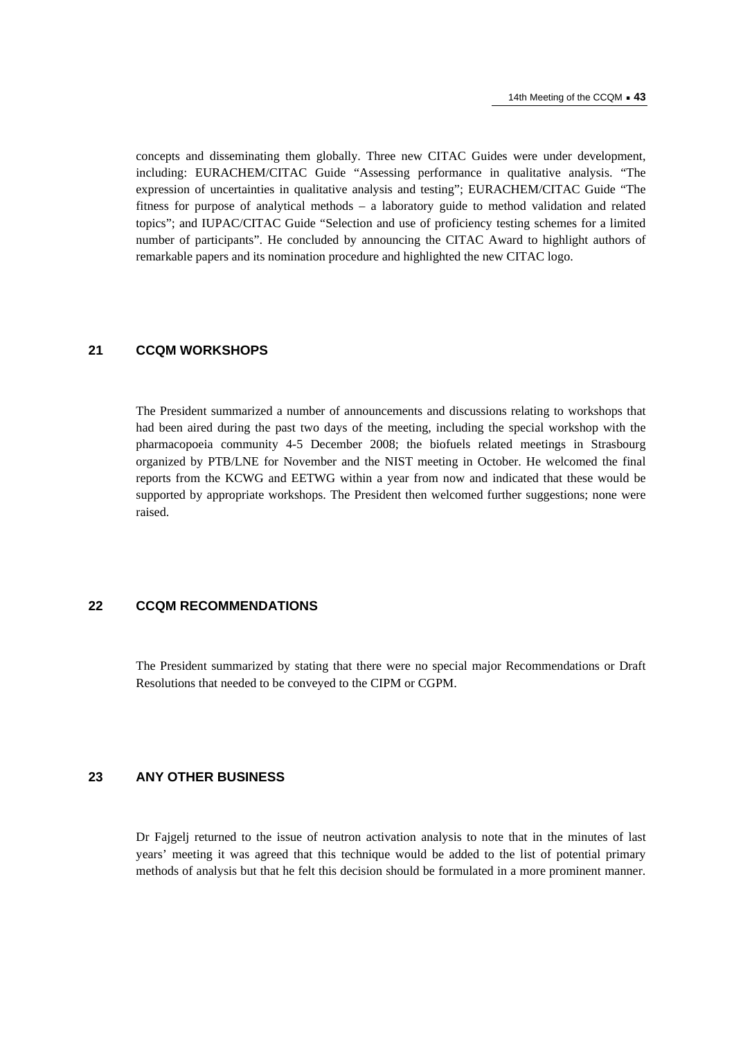concepts and disseminating them globally. Three new CITAC Guides were under development, including: EURACHEM/CITAC Guide "Assessing performance in qualitative analysis. "The expression of uncertainties in qualitative analysis and testing"; EURACHEM/CITAC Guide "The fitness for purpose of analytical methods – a laboratory guide to method validation and related topics"; and IUPAC/CITAC Guide "Selection and use of proficiency testing schemes for a limited number of participants". He concluded by announcing the CITAC Award to highlight authors of remarkable papers and its nomination procedure and highlighted the new CITAC logo.

## 21 CCQM WORKSHOPS

The President summarized a number of announcements and discussions relating to workshops that had been aired during the past two days of the meeting, including the special workshop with the pharmacopoeia community 4-5 December 2008; the biofuels related meetings in Strasbourg organized by PTB/LNE for November and the NIST meeting in October. He welcomed the final reports from the KCWG and EETWG within a year from now and indicated that these would be supported by appropriate workshops. The President then welcomed further suggestions; none were raised.

## 22 CCQM RECOMMENDATIONS

The President summarized by stating that there were no special major Recommendations or Draft Resolutions that needed to be conveyed to the CIPM or CGPM.

## 23 ANY OTHER BUSINESS

Dr Fajgelj returned to the issue of neutron activation analysis to note that in the minutes of last years' meeting it was agreed that this technique would be added to the list of potential primary methods of analysis but that he felt this decision should be formulated in a more prominent manner.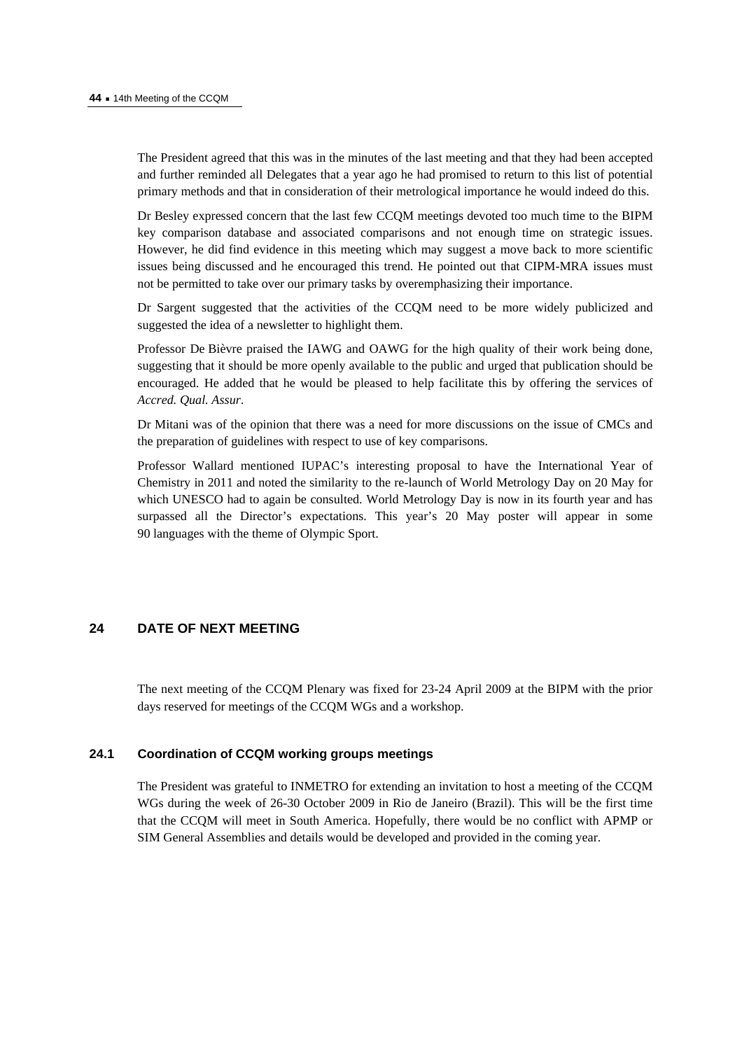The President agreed that this was in the minutes of the last meeting and that they had been accepted and further reminded all Delegates that a year ago he had promised to return to this list of potential primary methods and that in consideration of their metrological importance he would indeed do this.

Dr Besley expressed concern that the last few CCQM meetings devoted too much time to the BIPM key comparison database and associated comparisons and not enough time on strategic issues. However, he did find evidence in this meeting which may suggest a move back to more scientific issues being discussed and he encouraged this trend. He pointed out that CIPM-MRA issues must not be permitted to take over our primary tasks by overemphasizing their importance.

Dr Sargent suggested that the activities of the CCQM need to be more widely publicized and suggested the idea of a newsletter to highlight them.

Professor De Bièvre praised the IAWG and OAWG for the high quality of their work being done, suggesting that it should be more openly available to the public and urged that publication should be encouraged. He added that he would be pleased to help facilitate this by offering the services of *Accred. Qual. Assur.*

Dr Mitani was of the opinion that there was a need for more discussions on the issue of CMCs and the preparation of guidelines with respect to use of key comparisons.

Professor Wallard mentioned IUPAC's interesting proposal to have the International Year of Chemistry in 2011 and noted the similarity to the re-launch of World Metrology Day on 20 May for which UNESCO had to again be consulted. World Metrology Day is now in its fourth year and has surpassed all the Director's expectations. This year's 20 May poster will appear in some 90 languages with the theme of Olympic Sport.

## 24 DATE OF NEXT MEETING

The next meeting of the CCQM Plenary was fixed for 23-24 April 2009 at the BIPM with the prior days reserved for meetings of the CCQM WGs and a workshop.

### 24.1 Coordination of CCQM working groups meetings

The President was grateful to INMETRO for extending an invitation to host a meeting of the CCQM WGs during the week of 26-30 October 2009 in Rio de Janeiro (Brazil). This will be the first time that the CCQM will meet in South America. Hopefully, there would be no conflict with APMP or SIM General Assemblies and details would be developed and provided in the coming year.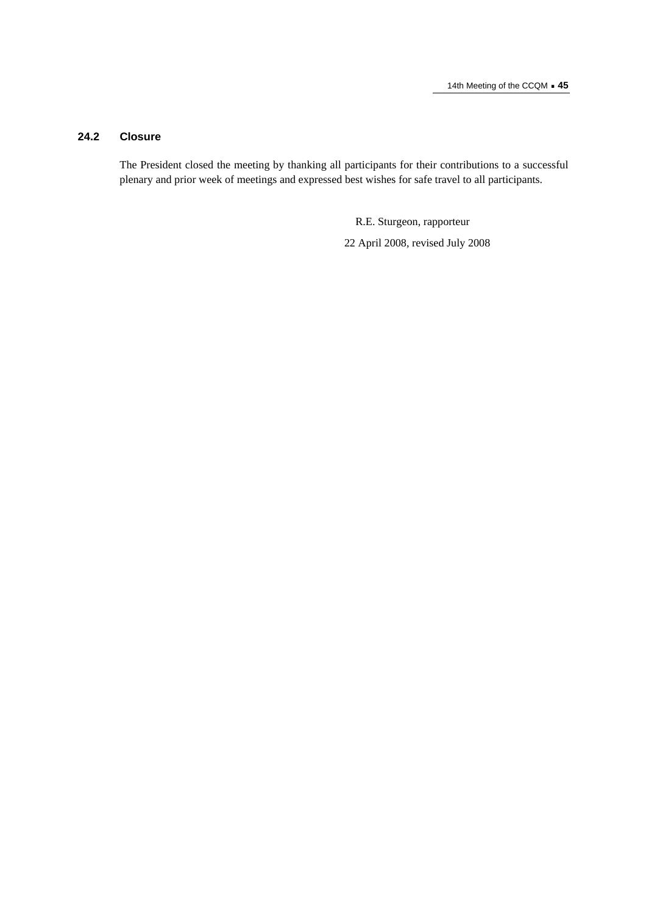### 24.2 Closure

The President closed the meeting by thanking all participants for their contributions to a successful plenary and prior week of meetings and expressed best wishes for safe travel to all participants.

R.E. Sturgeon, rapporteur

22 April 2008, revised July 2008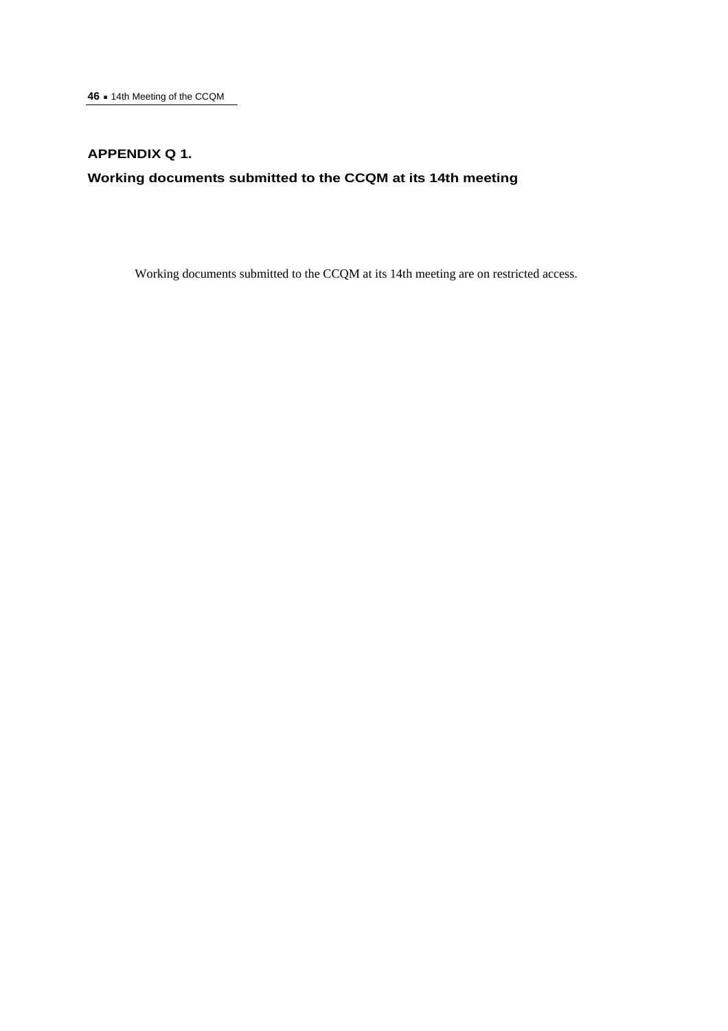## APPENDIX Q 1.

## Working documents submitted to the CCQM at its 14th meeting

Working documents submitted to the CCQM at its 14th meeting are on restricted access.